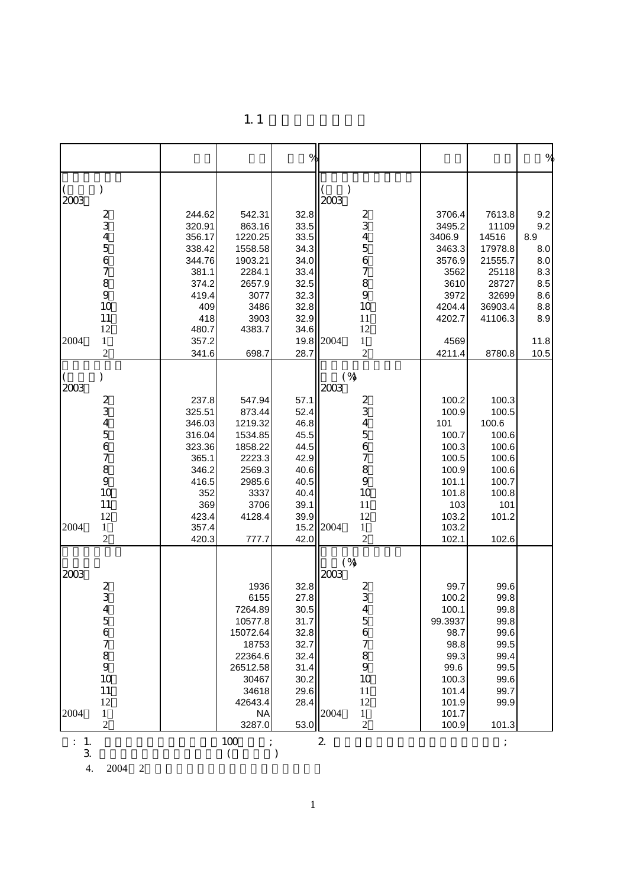# 1.1

| | | | % | | | | % |
|---|---|---|---|---|---|---|---|
| ( ) | | | | ( ) | | | |
| 2003 | | | | 2003 | | | |
| 2 | 244.62 | 542.31 | 32.8 | 2 | 3706.4 | 7613.8 | 9.2 |
| 3 | 320.91 | 863.16 | 33.5 | 3 | 3495.2 | 11109 | 9.2 |
| 4 | 356.17 | 1220.25 | 33.5 | 4 | 3406.9 | 14516 | 8.9 |
| 5 | 338.42 | 1558.58 | 34.3 | 5 | 3463.3 | 17978.8 | 8.0 |
| 6 | 344.76 | 1903.21 | 34.0 | 6 | 3576.9 | 21555.7 | 8.0 |
| 7 | 381.1 | 2284.1 | 33.4 | 7 | 3562 | 25118 | 8.3 |
| 8 | 374.2 | 2657.9 | 32.5 | 8 | 3610 | 28727 | 8.5 |
| 9 | 419.4 | 3077 | 32.3 | 9 | 3972 | 32699 | 8.6 |
| 10 | 409 | 3486 | 32.8 | 10 | 4204.4 | 36903.4 | 8.8 |
| 11 | 418 | 3903 | 32.9 | 11 | 4202.7 | 41106.3 | 8.9 |
| 12 | 480.7 | 4383.7 | 34.6 | 12 | | | |
| 2004 1 | 357.2 | | 19.8 | 2004 1 | 4569 | | 11.8 |
| 2 | 341.6 | 698.7 | 28.7 | 2 | 4211.4 | 8780.8 | 10.5 |
| ( ) | | | | (%) | | | |
| 2003 | | | | 2003 | | | |
| 2 | 237.8 | 547.94 | 57.1 | 2 | 100.2 | 100.3 | |
| 3 | 325.51 | 873.44 | 52.4 | 3 | 100.9 | 100.5 | |
| 4 | 346.03 | 1219.32 | 46.8 | 4 | 101 | 100.6 | |
| 5 | 316.04 | 1534.85 | 45.5 | 5 | 100.7 | 100.6 | |
| 6 | 323.36 | 1858.22 | 44.5 | 6 | 100.3 | 100.6 | |
| 7 | 365.1 | 2223.3 | 42.9 | 7 | 100.5 | 100.6 | |
| 8 | 346.2 | 2569.3 | 40.6 | 8 | 100.9 | 100.6 | |
| 9 | 416.5 | 2985.6 | 40.5 | 9 | 101.1 | 100.7 | |
| 10 | 352 | 3337 | 40.4 | 10 | 101.8 | 100.8 | |
| 11 | 369 | 3706 | 39.1 | 11 | 103 | 101 | |
| 12 | 423.4 | 4128.4 | 39.9 | 12 | 103.2 | 101.2 | |
| 2004 1 | 357.4 | | 15.2 | 2004 1 | 103.2 | | |
| 2 | 420.3 | 777.7 | 42.0 | 2 | 102.1 | 102.6 | |
| | | | | (%) | | | |
| 2003 | | | | 2003 | | | |
| 2 | | 1936 | 32.8 | 2 | 99.7 | 99.6 | |
| 3 | | 6155 | 27.8 | 3 | 100.2 | 99.8 | |
| 4 | | 7264.89 | 30.5 | 4 | 100.1 | 99.8 | |
| 5 | | 10577.8 | 31.7 | 5 | 99.3937 | 99.8 | |
| 6 | | 15072.64 | 32.8 | 6 | 98.7 | 99.6 | |
| 7 | | 18753 | 32.7 | 7 | 98.8 | 99.5 | |
| 8 | | 22364.6 | 32.4 | 8 | 99.3 | 99.4 | |
| 9 | | 26512.58 | 31.4 | 9 | 99.6 | 99.5 | |
| 10 | | 30467 | 30.2 | 10 | 100.3 | 99.6 | |
| 11 | | 34618 | 29.6 | 11 | 101.4 | 99.7 | |
| 12 | | 42643.4 | 28.4 | 12 | 101.9 | 99.9 | |
| 2004 1 | | NA | | 2004 1 | 101.7 | | |
| 2 | | 3287.0 | 53.0 | 2 | 100.9 | 101.3 | |

: 1. 100 ; 2. ;
3. ( )
4. 2004 2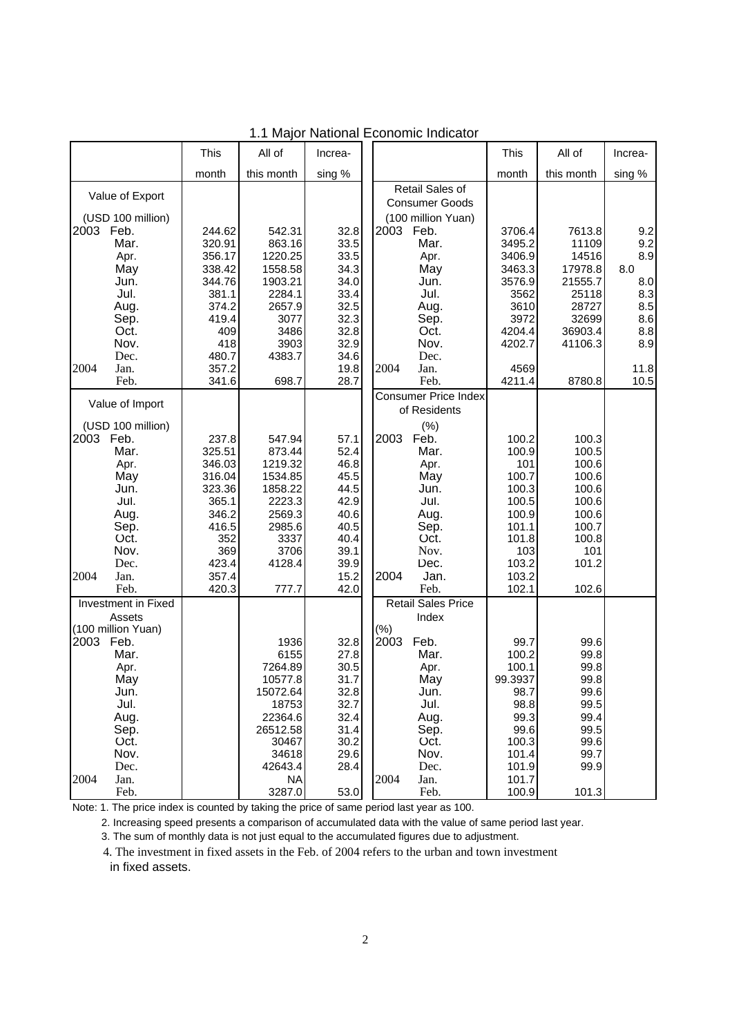# 1.1 Major National Economic Indicator

| | This month | All of this month | Increasing % |
|---|---|---|---|
| **Value of Export (USD 100 million)** | | | |
| 2003 Feb. | 244.62 | 542.31 | 32.8 |
| Mar. | 320.91 | 863.16 | 33.5 |
| Apr. | 356.17 | 1220.25 | 33.5 |
| May | 338.42 | 1558.58 | 34.3 |
| Jun. | 344.76 | 1903.21 | 34.0 |
| Jul. | 381.1 | 2284.1 | 33.4 |
| Aug. | 374.2 | 2657.9 | 32.5 |
| Sep. | 419.4 | 3077 | 32.3 |
| Oct. | 409 | 3486 | 32.8 |
| Nov. | 418 | 3903 | 32.9 |
| Dec. | 480.7 | 4383.7 | 34.6 |
| 2004 Jan. | 357.2 | | 19.8 |
| Feb. | 341.6 | 698.7 | 28.7 |
| **Value of Import (USD 100 million)** | | | |
| 2003 Feb. | 237.8 | 547.94 | 57.1 |
| Mar. | 325.51 | 873.44 | 52.4 |
| Apr. | 346.03 | 1219.32 | 46.8 |
| May | 316.04 | 1534.85 | 45.5 |
| Jun. | 323.36 | 1858.22 | 44.5 |
| Jul. | 365.1 | 2223.3 | 42.9 |
| Aug. | 346.2 | 2569.3 | 40.6 |
| Sep. | 416.5 | 2985.6 | 40.5 |
| Oct. | 352 | 3337 | 40.4 |
| Nov. | 369 | 3706 | 39.1 |
| Dec. | 423.4 | 4128.4 | 39.9 |
| 2004 Jan. | 357.4 | | 15.2 |
| Feb. | 420.3 | 777.7 | 42.0 |
| **Investment in Fixed Assets (100 million Yuan)** | | | |
| 2003 Feb. | | 1936 | 32.8 |
| Mar. | | 6155 | 27.8 |
| Apr. | | 7264.89 | 30.5 |
| May | | 10577.8 | 31.7 |
| Jun. | | 15072.64 | 32.8 |
| Jul. | | 18753 | 32.7 |
| Aug. | | 22364.6 | 32.4 |
| Sep. | | 26512.58 | 31.4 |
| Oct. | | 30467 | 30.2 |
| Nov. | | 34618 | 29.6 |
| Dec. | | 42643.4 | 28.4 |
| 2004 Jan. | | NA | |
| Feb. | | 3287.0 | 53.0 |

| | This month | All of this month | Increasing % |
|---|---|---|---|
| **Retail Sales of Consumer Goods (100 million Yuan)** | | | |
| 2003 Feb. | 3706.4 | 7613.8 | 9.2 |
| Mar. | 3495.2 | 11109 | 9.2 |
| Apr. | 3406.9 | 14516 | 8.9 |
| May | 3463.3 | 17978.8 | 8.0 |
| Jun. | 3576.9 | 21555.7 | 8.0 |
| Jul. | 3562 | 25118 | 8.3 |
| Aug. | 3610 | 28727 | 8.5 |
| Sep. | 3972 | 32699 | 8.6 |
| Oct. | 4204.4 | 36903.4 | 8.8 |
| Nov. | 4202.7 | 41106.3 | 8.9 |
| Dec. | | | |
| 2004 Jan. | 4569 | | 11.8 |
| Feb. | 4211.4 | 8780.8 | 10.5 |
| **Consumer Price Index of Residents (%)** | | | |
| 2003 Feb. | 100.2 | 100.3 | |
| Mar. | 100.9 | 100.5 | |
| Apr. | 101 | 100.6 | |
| May | 100.7 | 100.6 | |
| Jun. | 100.3 | 100.6 | |
| Jul. | 100.5 | 100.6 | |
| Aug. | 100.9 | 100.6 | |
| Sep. | 101.1 | 100.7 | |
| Oct. | 101.8 | 100.8 | |
| Nov. | 103 | 101 | |
| Dec. | 103.2 | 101.2 | |
| 2004 Jan. | 103.2 | | |
| Feb. | 102.1 | 102.6 | |
| **Retail Sales Price Index (%)** | | | |
| 2003 Feb. | 99.7 | 99.6 | |
| Mar. | 100.2 | 99.8 | |
| Apr. | 100.1 | 99.8 | |
| May | 99.3937 | 99.8 | |
| Jun. | 98.7 | 99.6 | |
| Jul. | 98.8 | 99.5 | |
| Aug. | 99.3 | 99.4 | |
| Sep. | 99.6 | 99.5 | |
| Oct. | 100.3 | 99.6 | |
| Nov. | 101.4 | 99.7 | |
| Dec. | 101.9 | 99.9 | |
| 2004 Jan. | 101.7 | | |
| Feb. | 100.9 | 101.3 | |

Note: 1. The price index is counted by taking the price of same period last year as 100.

2. Increasing speed presents a comparison of accumulated data with the value of same period last year.

3. The sum of monthly data is not just equal to the accumulated figures due to adjustment.

4. The investment in fixed assets in the Feb. of 2004 refers to the urban and town investment in fixed assets.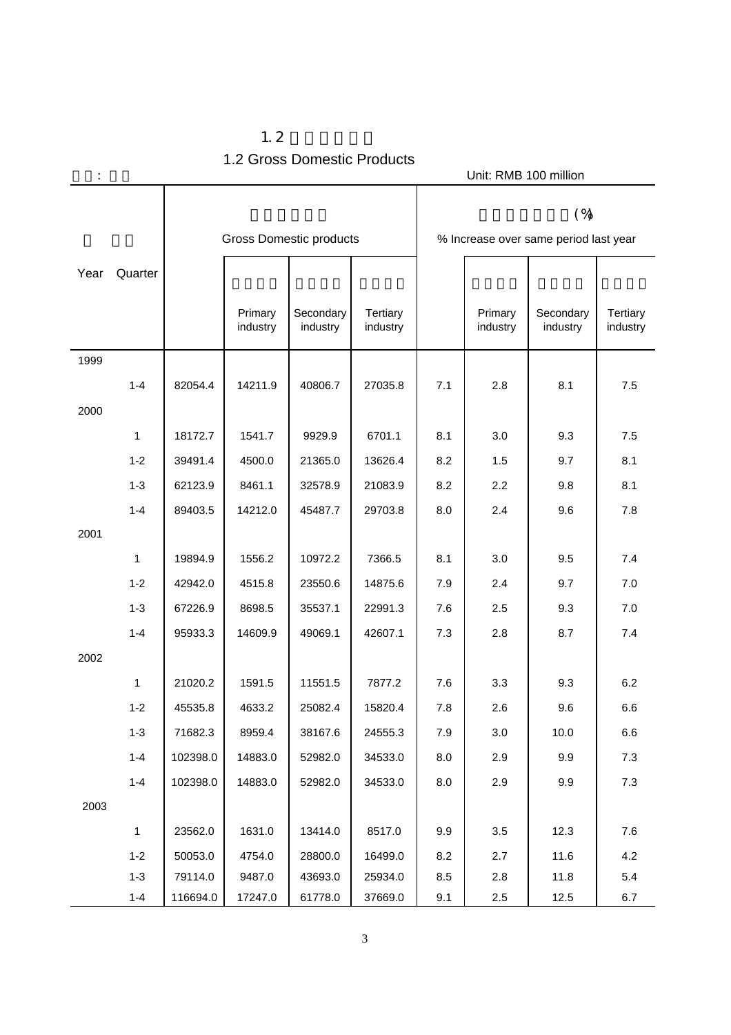## 1.2 Gross Domestic Products

Unit: RMB 100 million

| Year | Quarter | Gross Domestic products | | | | % Increase over same period last year | | | |
|---|---|---|---|---|---|---|---|---|---|
| | | | Primary industry | Secondary industry | Tertiary industry | | Primary industry | Secondary industry | Tertiary industry |
| 1999 | | | | | | | | | |
| | 1-4 | 82054.4 | 14211.9 | 40806.7 | 27035.8 | 7.1 | 2.8 | 8.1 | 7.5 |
| 2000 | | | | | | | | | |
| | 1 | 18172.7 | 1541.7 | 9929.9 | 6701.1 | 8.1 | 3.0 | 9.3 | 7.5 |
| | 1-2 | 39491.4 | 4500.0 | 21365.0 | 13626.4 | 8.2 | 1.5 | 9.7 | 8.1 |
| | 1-3 | 62123.9 | 8461.1 | 32578.9 | 21083.9 | 8.2 | 2.2 | 9.8 | 8.1 |
| | 1-4 | 89403.5 | 14212.0 | 45487.7 | 29703.8 | 8.0 | 2.4 | 9.6 | 7.8 |
| 2001 | | | | | | | | | |
| | 1 | 19894.9 | 1556.2 | 10972.2 | 7366.5 | 8.1 | 3.0 | 9.5 | 7.4 |
| | 1-2 | 42942.0 | 4515.8 | 23550.6 | 14875.6 | 7.9 | 2.4 | 9.7 | 7.0 |
| | 1-3 | 67226.9 | 8698.5 | 35537.1 | 22991.3 | 7.6 | 2.5 | 9.3 | 7.0 |
| | 1-4 | 95933.3 | 14609.9 | 49069.1 | 42607.1 | 7.3 | 2.8 | 8.7 | 7.4 |
| 2002 | | | | | | | | | |
| | 1 | 21020.2 | 1591.5 | 11551.5 | 7877.2 | 7.6 | 3.3 | 9.3 | 6.2 |
| | 1-2 | 45535.8 | 4633.2 | 25082.4 | 15820.4 | 7.8 | 2.6 | 9.6 | 6.6 |
| | 1-3 | 71682.3 | 8959.4 | 38167.6 | 24555.3 | 7.9 | 3.0 | 10.0 | 6.6 |
| | 1-4 | 102398.0 | 14883.0 | 52982.0 | 34533.0 | 8.0 | 2.9 | 9.9 | 7.3 |
| | 1-4 | 102398.0 | 14883.0 | 52982.0 | 34533.0 | 8.0 | 2.9 | 9.9 | 7.3 |
| 2003 | | | | | | | | | |
| | 1 | 23562.0 | 1631.0 | 13414.0 | 8517.0 | 9.9 | 3.5 | 12.3 | 7.6 |
| | 1-2 | 50053.0 | 4754.0 | 28800.0 | 16499.0 | 8.2 | 2.7 | 11.6 | 4.2 |
| | 1-3 | 79114.0 | 9487.0 | 43693.0 | 25934.0 | 8.5 | 2.8 | 11.8 | 5.4 |
| | 1-4 | 116694.0 | 17247.0 | 61778.0 | 37669.0 | 9.1 | 2.5 | 12.5 | 6.7 |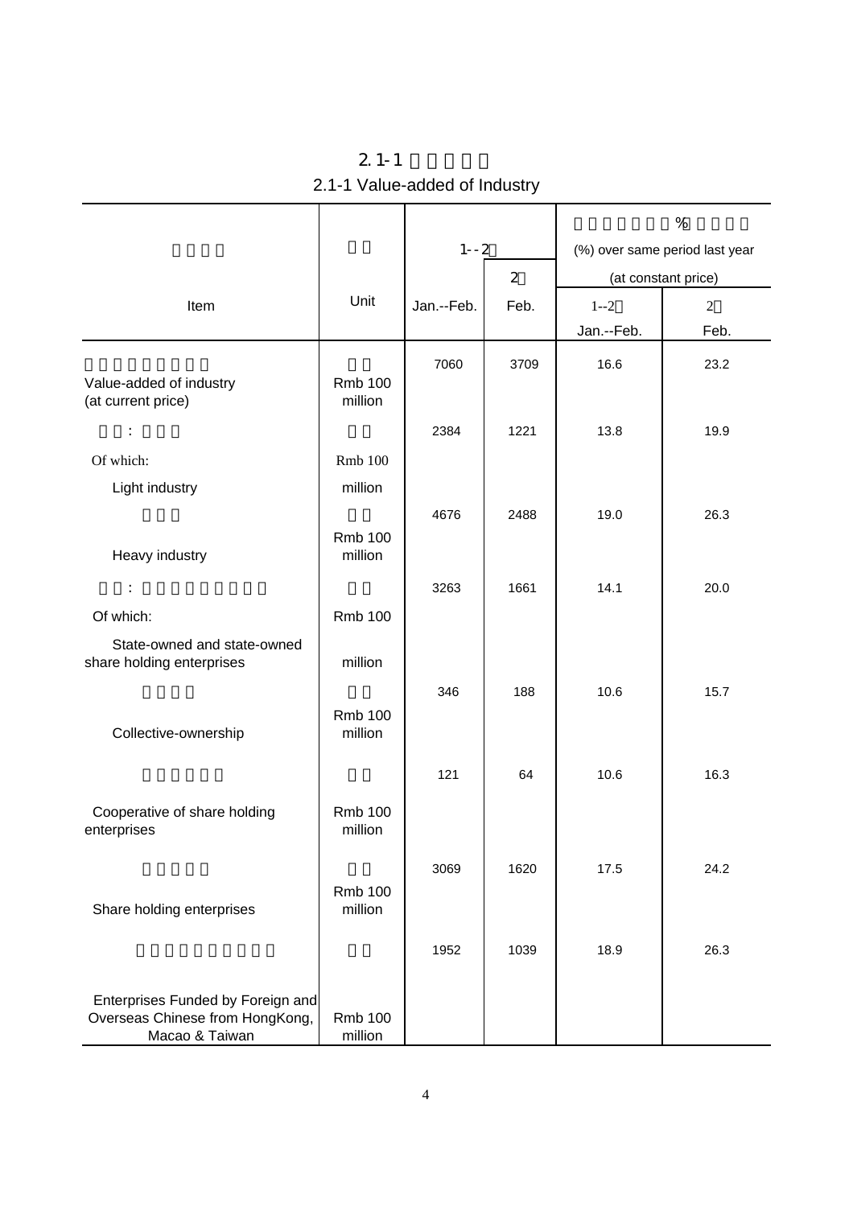# 2.1-1

## 2.1-1 Value-added of Industry

| Item | Unit | 1--2 Jan.--Feb. | 2 Feb. | % (%) over same period last year (at constant price) 1--2 Jan.--Feb. | 2 Feb. |
|---|---|---|---|---|---|
| Value-added of industry (at current price) | Rmb 100 million | 7060 | 3709 | 16.6 | 23.2 |
| Of which: Light industry | Rmb 100 million | 2384 | 1221 | 13.8 | 19.9 |
| Heavy industry | Rmb 100 million | 4676 | 2488 | 19.0 | 26.3 |
| Of which: State-owned and state-owned share holding enterprises | Rmb 100 million | 3263 | 1661 | 14.1 | 20.0 |
| Collective-ownership | Rmb 100 million | 346 | 188 | 10.6 | 15.7 |
| Cooperative of share holding enterprises | Rmb 100 million | 121 | 64 | 10.6 | 16.3 |
| Share holding enterprises | Rmb 100 million | 3069 | 1620 | 17.5 | 24.2 |
| Enterprises Funded by Foreign and Overseas Chinese from HongKong, Macao & Taiwan | Rmb 100 million | 1952 | 1039 | 18.9 | 26.3 |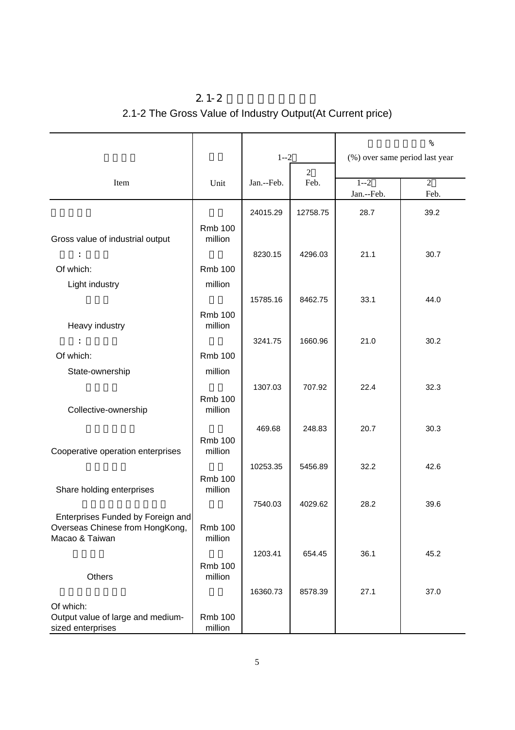## 2.1-2

## 2.1-2 The Gross Value of Industry Output(At Current price)

| Item | Unit | 1--2 Jan.--Feb. | 2 Feb. | (%) over same period last year 1--2 Jan.--Feb. | % 2 Feb. |
|---|---|---|---|---|---|
| Gross value of industrial output | Rmb 100 million | 24015.29 | 12758.75 | 28.7 | 39.2 |
| : Of which: Light industry | Rmb 100 million | 8230.15 | 4296.03 | 21.1 | 30.7 |
| Heavy industry | Rmb 100 million | 15785.16 | 8462.75 | 33.1 | 44.0 |
| : Of which: State-ownership | Rmb 100 million | 3241.75 | 1660.96 | 21.0 | 30.2 |
| Collective-ownership | Rmb 100 million | 1307.03 | 707.92 | 22.4 | 32.3 |
| Cooperative operation enterprises | Rmb 100 million | 469.68 | 248.83 | 20.7 | 30.3 |
| Share holding enterprises | Rmb 100 million | 10253.35 | 5456.89 | 32.2 | 42.6 |
| Enterprises Funded by Foreign and Overseas Chinese from HongKong, Macao & Taiwan | Rmb 100 million | 7540.03 | 4029.62 | 28.2 | 39.6 |
| Others | Rmb 100 million | 1203.41 | 654.45 | 36.1 | 45.2 |
| Of which: Output value of large and medium-sized enterprises | Rmb 100 million | 16360.73 | 8578.39 | 27.1 | 37.0 |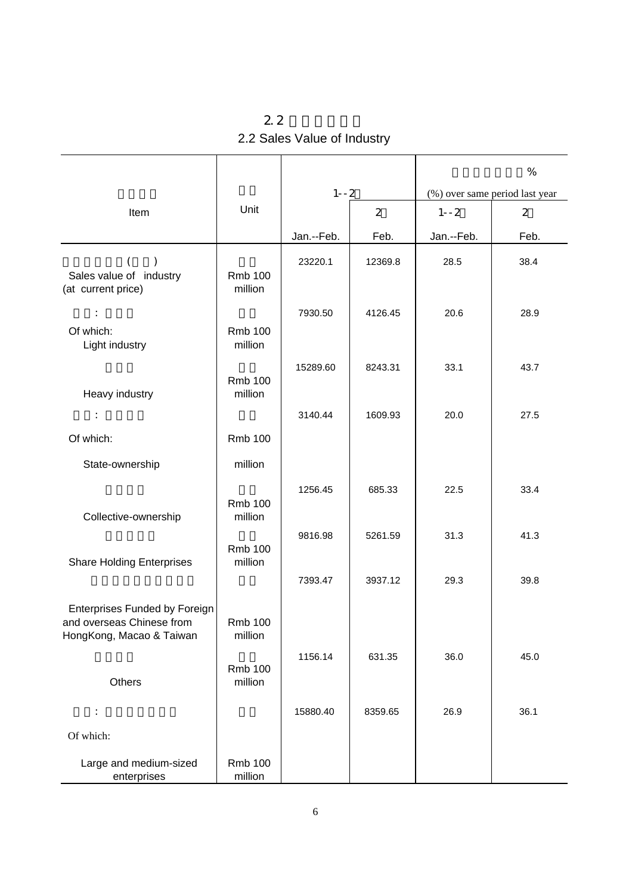## 2.2 Sales Value of Industry

| Item | Unit | 1--2 Jan.--Feb. | 2 Feb. | % (%) over same period last year 1--2 Jan.--Feb. | 2 Feb. |
|---|---|---|---|---|---|
| ( ) Sales value of industry (at current price) | Rmb 100 million | 23220.1 | 12369.8 | 28.5 | 38.4 |
| : Of which: Light industry | Rmb 100 million | 7930.50 | 4126.45 | 20.6 | 28.9 |
| Heavy industry | Rmb 100 million | 15289.60 | 8243.31 | 33.1 | 43.7 |
| : Of which: State-ownership | Rmb 100 million | 3140.44 | 1609.93 | 20.0 | 27.5 |
| Collective-ownership | Rmb 100 million | 1256.45 | 685.33 | 22.5 | 33.4 |
| Share Holding Enterprises | Rmb 100 million | 9816.98 | 5261.59 | 31.3 | 41.3 |
| Enterprises Funded by Foreign and overseas Chinese from HongKong, Macao & Taiwan | Rmb 100 million | 7393.47 | 3937.12 | 29.3 | 39.8 |
| Others | Rmb 100 million | 1156.14 | 631.35 | 36.0 | 45.0 |
| : Of which: Large and medium-sized enterprises | Rmb 100 million | 15880.40 | 8359.65 | 26.9 | 36.1 |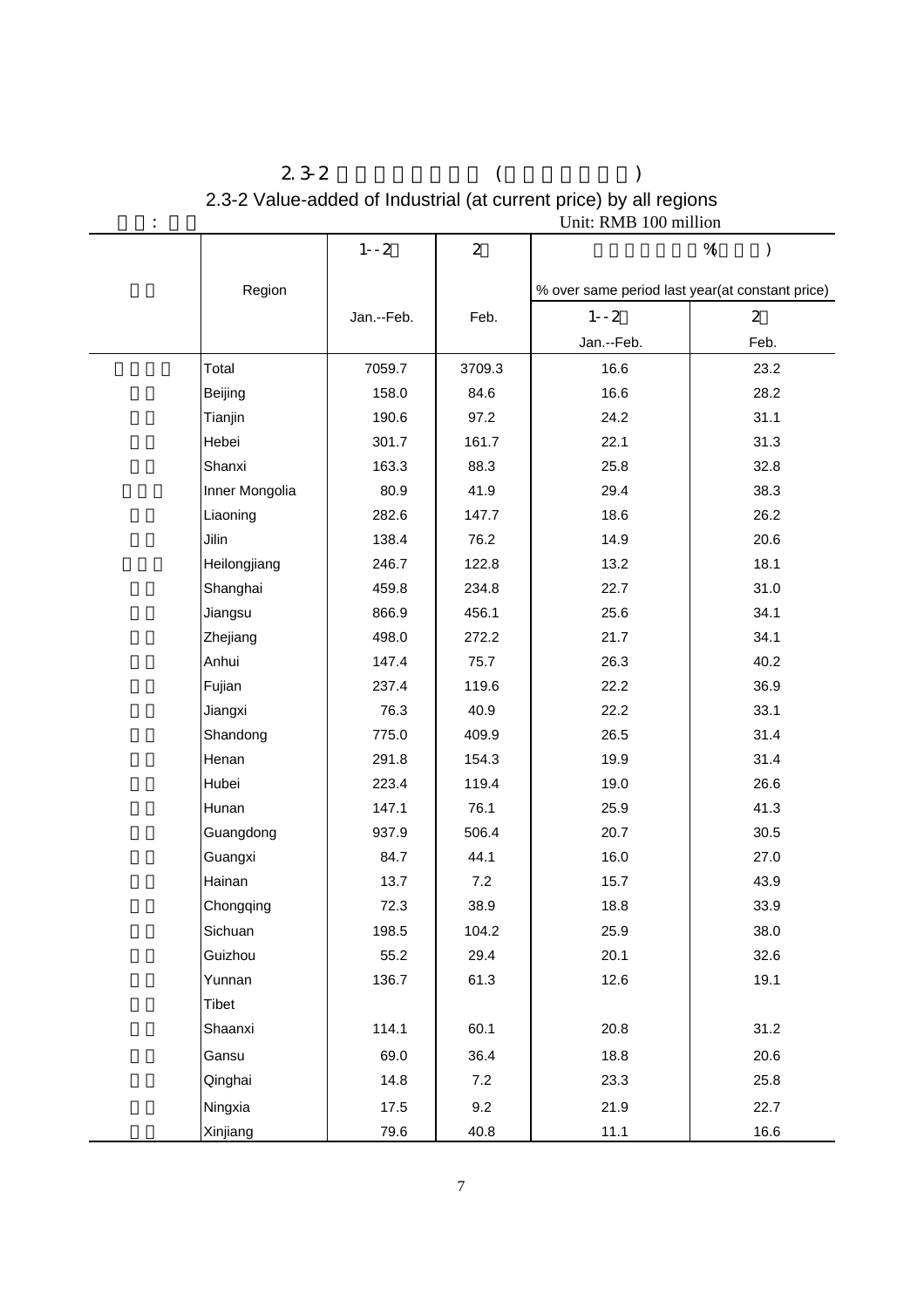# 2.3-2 (　　)

## 2.3-2 Value-added of Industrial (at current price) by all regions

Unit: RMB 100 million

| Region | 1--2 Jan.--Feb. | 2 Feb. | % over same period last year(at constant price) 1--2 Jan.--Feb. | 2 Feb. |
|---|---|---|---|---|
| Total | 7059.7 | 3709.3 | 16.6 | 23.2 |
| Beijing | 158.0 | 84.6 | 16.6 | 28.2 |
| Tianjin | 190.6 | 97.2 | 24.2 | 31.1 |
| Hebei | 301.7 | 161.7 | 22.1 | 31.3 |
| Shanxi | 163.3 | 88.3 | 25.8 | 32.8 |
| Inner Mongolia | 80.9 | 41.9 | 29.4 | 38.3 |
| Liaoning | 282.6 | 147.7 | 18.6 | 26.2 |
| Jilin | 138.4 | 76.2 | 14.9 | 20.6 |
| Heilongjiang | 246.7 | 122.8 | 13.2 | 18.1 |
| Shanghai | 459.8 | 234.8 | 22.7 | 31.0 |
| Jiangsu | 866.9 | 456.1 | 25.6 | 34.1 |
| Zhejiang | 498.0 | 272.2 | 21.7 | 34.1 |
| Anhui | 147.4 | 75.7 | 26.3 | 40.2 |
| Fujian | 237.4 | 119.6 | 22.2 | 36.9 |
| Jiangxi | 76.3 | 40.9 | 22.2 | 33.1 |
| Shandong | 775.0 | 409.9 | 26.5 | 31.4 |
| Henan | 291.8 | 154.3 | 19.9 | 31.4 |
| Hubei | 223.4 | 119.4 | 19.0 | 26.6 |
| Hunan | 147.1 | 76.1 | 25.9 | 41.3 |
| Guangdong | 937.9 | 506.4 | 20.7 | 30.5 |
| Guangxi | 84.7 | 44.1 | 16.0 | 27.0 |
| Hainan | 13.7 | 7.2 | 15.7 | 43.9 |
| Chongqing | 72.3 | 38.9 | 18.8 | 33.9 |
| Sichuan | 198.5 | 104.2 | 25.9 | 38.0 |
| Guizhou | 55.2 | 29.4 | 20.1 | 32.6 |
| Yunnan | 136.7 | 61.3 | 12.6 | 19.1 |
| Tibet | | | | |
| Shaanxi | 114.1 | 60.1 | 20.8 | 31.2 |
| Gansu | 69.0 | 36.4 | 18.8 | 20.6 |
| Qinghai | 14.8 | 7.2 | 23.3 | 25.8 |
| Ningxia | 17.5 | 9.2 | 21.9 | 22.7 |
| Xinjiang | 79.6 | 40.8 | 11.1 | 16.6 |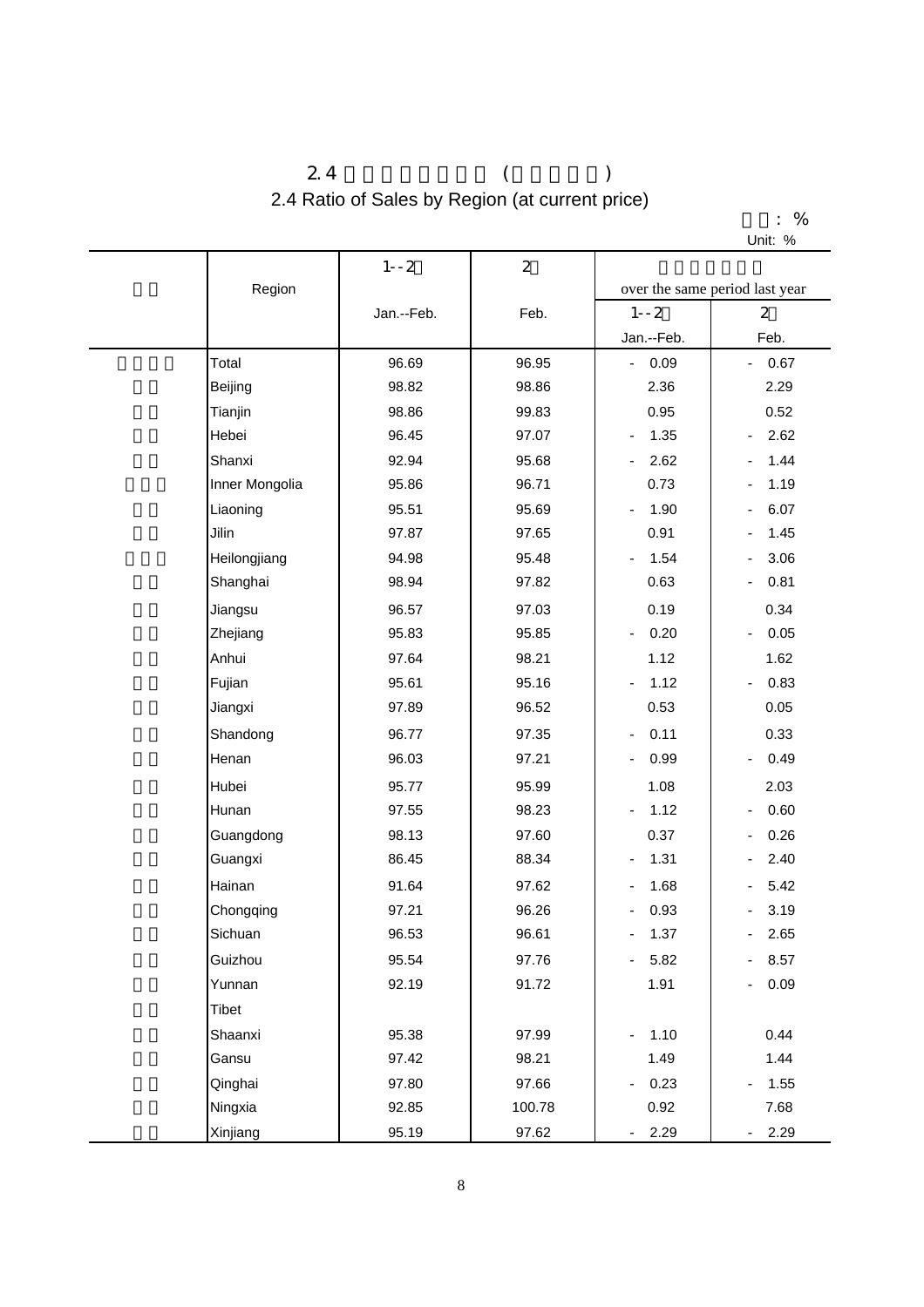## 2.4 Ratio of Sales by Region (at current price)

Unit: %

| Region | 1--2 Jan.--Feb. | 2 Feb. | over the same period last year | |
|---|---|---|---|---|
| | | | 1--2 Jan.--Feb. | 2 Feb. |
| Total | 96.69 | 96.95 | -0.09 | -0.67 |
| Beijing | 98.82 | 98.86 | 2.36 | 2.29 |
| Tianjin | 98.86 | 99.83 | 0.95 | 0.52 |
| Hebei | 96.45 | 97.07 | -1.35 | -2.62 |
| Shanxi | 92.94 | 95.68 | -2.62 | -1.44 |
| Inner Mongolia | 95.86 | 96.71 | 0.73 | -1.19 |
| Liaoning | 95.51 | 95.69 | -1.90 | -6.07 |
| Jilin | 97.87 | 97.65 | 0.91 | -1.45 |
| Heilongjiang | 94.98 | 95.48 | -1.54 | -3.06 |
| Shanghai | 98.94 | 97.82 | 0.63 | -0.81 |
| Jiangsu | 96.57 | 97.03 | 0.19 | 0.34 |
| Zhejiang | 95.83 | 95.85 | -0.20 | -0.05 |
| Anhui | 97.64 | 98.21 | 1.12 | 1.62 |
| Fujian | 95.61 | 95.16 | -1.12 | -0.83 |
| Jiangxi | 97.89 | 96.52 | 0.53 | 0.05 |
| Shandong | 96.77 | 97.35 | -0.11 | 0.33 |
| Henan | 96.03 | 97.21 | -0.99 | -0.49 |
| Hubei | 95.77 | 95.99 | 1.08 | 2.03 |
| Hunan | 97.55 | 98.23 | -1.12 | -0.60 |
| Guangdong | 98.13 | 97.60 | 0.37 | -0.26 |
| Guangxi | 86.45 | 88.34 | -1.31 | -2.40 |
| Hainan | 91.64 | 97.62 | -1.68 | -5.42 |
| Chongqing | 97.21 | 96.26 | -0.93 | -3.19 |
| Sichuan | 96.53 | 96.61 | -1.37 | -2.65 |
| Guizhou | 95.54 | 97.76 | -5.82 | -8.57 |
| Yunnan | 92.19 | 91.72 | 1.91 | -0.09 |
| Tibet | | | | |
| Shaanxi | 95.38 | 97.99 | -1.10 | 0.44 |
| Gansu | 97.42 | 98.21 | 1.49 | 1.44 |
| Qinghai | 97.80 | 97.66 | -0.23 | -1.55 |
| Ningxia | 92.85 | 100.78 | 0.92 | 7.68 |
| Xinjiang | 95.19 | 97.62 | -2.29 | -2.29 |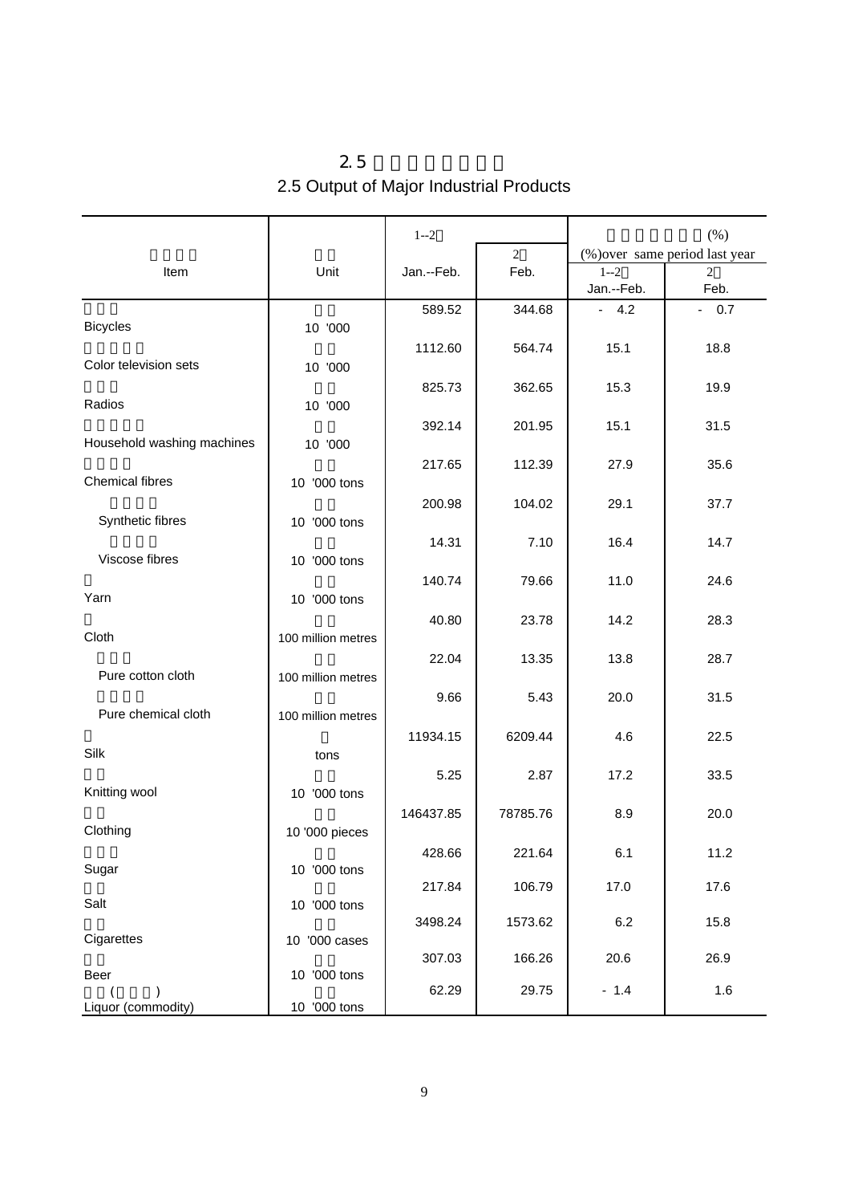# 2.5

## 2.5 Output of Major Industrial Products

| Item | Unit | 1--2 Jan.--Feb. | 2 Feb. | (%) over same period last year 1--2 Jan.--Feb. | 2 Feb. |
|---|---|---|---|---|---|
| Bicycles | 10 '000 | 589.52 | 344.68 | - 4.2 | - 0.7 |
| Color television sets | 10 '000 | 1112.60 | 564.74 | 15.1 | 18.8 |
| Radios | 10 '000 | 825.73 | 362.65 | 15.3 | 19.9 |
| Household washing machines | 10 '000 | 392.14 | 201.95 | 15.1 | 31.5 |
| Chemical fibres | 10 '000 tons | 217.65 | 112.39 | 27.9 | 35.6 |
| Synthetic fibres | 10 '000 tons | 200.98 | 104.02 | 29.1 | 37.7 |
| Viscose fibres | 10 '000 tons | 14.31 | 7.10 | 16.4 | 14.7 |
| Yarn | 10 '000 tons | 140.74 | 79.66 | 11.0 | 24.6 |
| Cloth | 100 million metres | 40.80 | 23.78 | 14.2 | 28.3 |
| Pure cotton cloth | 100 million metres | 22.04 | 13.35 | 13.8 | 28.7 |
| Pure chemical cloth | 100 million metres | 9.66 | 5.43 | 20.0 | 31.5 |
| Silk | tons | 11934.15 | 6209.44 | 4.6 | 22.5 |
| Knitting wool | 10 '000 tons | 5.25 | 2.87 | 17.2 | 33.5 |
| Clothing | 10 '000 pieces | 146437.85 | 78785.76 | 8.9 | 20.0 |
| Sugar | 10 '000 tons | 428.66 | 221.64 | 6.1 | 11.2 |
| Salt | 10 '000 tons | 217.84 | 106.79 | 17.0 | 17.6 |
| Cigarettes | 10 '000 cases | 3498.24 | 1573.62 | 6.2 | 15.8 |
| Beer | 10 '000 tons | 307.03 | 166.26 | 20.6 | 26.9 |
| Liquor (commodity) | 10 '000 tons | 62.29 | 29.75 | - 1.4 | 1.6 |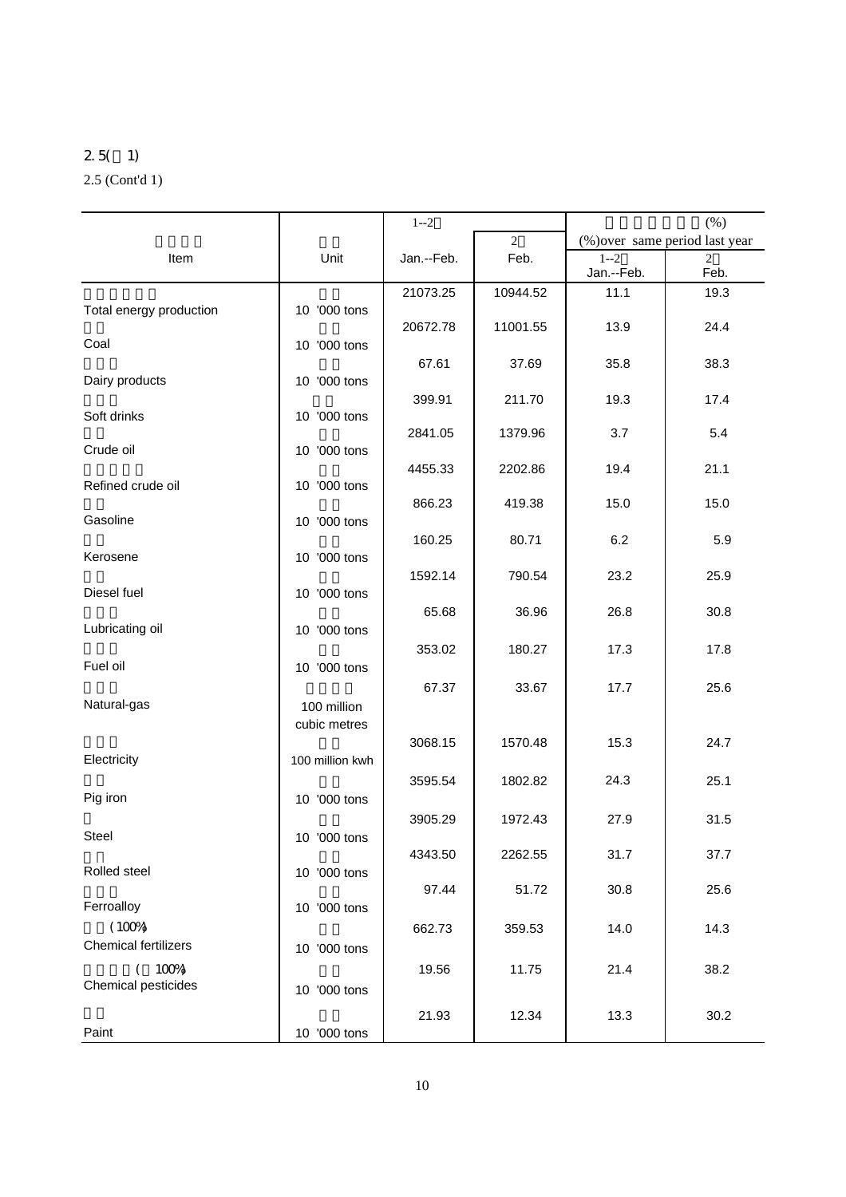2.5(  1)

2.5 (Cont'd 1)

| Item | Unit | 1--2 Jan.--Feb. | 2 Feb. | (%)over same period last year 1--2 Jan.--Feb. | (%) 2 Feb. |
|---|---|---|---|---|---|
| Total energy production | 10 '000 tons | 21073.25 | 10944.52 | 11.1 | 19.3 |
| Coal | 10 '000 tons | 20672.78 | 11001.55 | 13.9 | 24.4 |
| Dairy products | 10 '000 tons | 67.61 | 37.69 | 35.8 | 38.3 |
| Soft drinks | 10 '000 tons | 399.91 | 211.70 | 19.3 | 17.4 |
| Crude oil | 10 '000 tons | 2841.05 | 1379.96 | 3.7 | 5.4 |
| Refined crude oil | 10 '000 tons | 4455.33 | 2202.86 | 19.4 | 21.1 |
| Gasoline | 10 '000 tons | 866.23 | 419.38 | 15.0 | 15.0 |
| Kerosene | 10 '000 tons | 160.25 | 80.71 | 6.2 | 5.9 |
| Diesel fuel | 10 '000 tons | 1592.14 | 790.54 | 23.2 | 25.9 |
| Lubricating oil | 10 '000 tons | 65.68 | 36.96 | 26.8 | 30.8 |
| Fuel oil | 10 '000 tons | 353.02 | 180.27 | 17.3 | 17.8 |
| Natural-gas | 100 million cubic metres | 67.37 | 33.67 | 17.7 | 25.6 |
| Electricity | 100 million kwh | 3068.15 | 1570.48 | 15.3 | 24.7 |
| Pig iron | 10 '000 tons | 3595.54 | 1802.82 | 24.3 | 25.1 |
| Steel | 10 '000 tons | 3905.29 | 1972.43 | 27.9 | 31.5 |
| Rolled steel | 10 '000 tons | 4343.50 | 2262.55 | 31.7 | 37.7 |
| Ferroalloy | 10 '000 tons | 97.44 | 51.72 | 30.8 | 25.6 |
| (100%) Chemical fertilizers | 10 '000 tons | 662.73 | 359.53 | 14.0 | 14.3 |
| (100%) Chemical pesticides | 10 '000 tons | 19.56 | 11.75 | 21.4 | 38.2 |
| Paint | 10 '000 tons | 21.93 | 12.34 | 13.3 | 30.2 |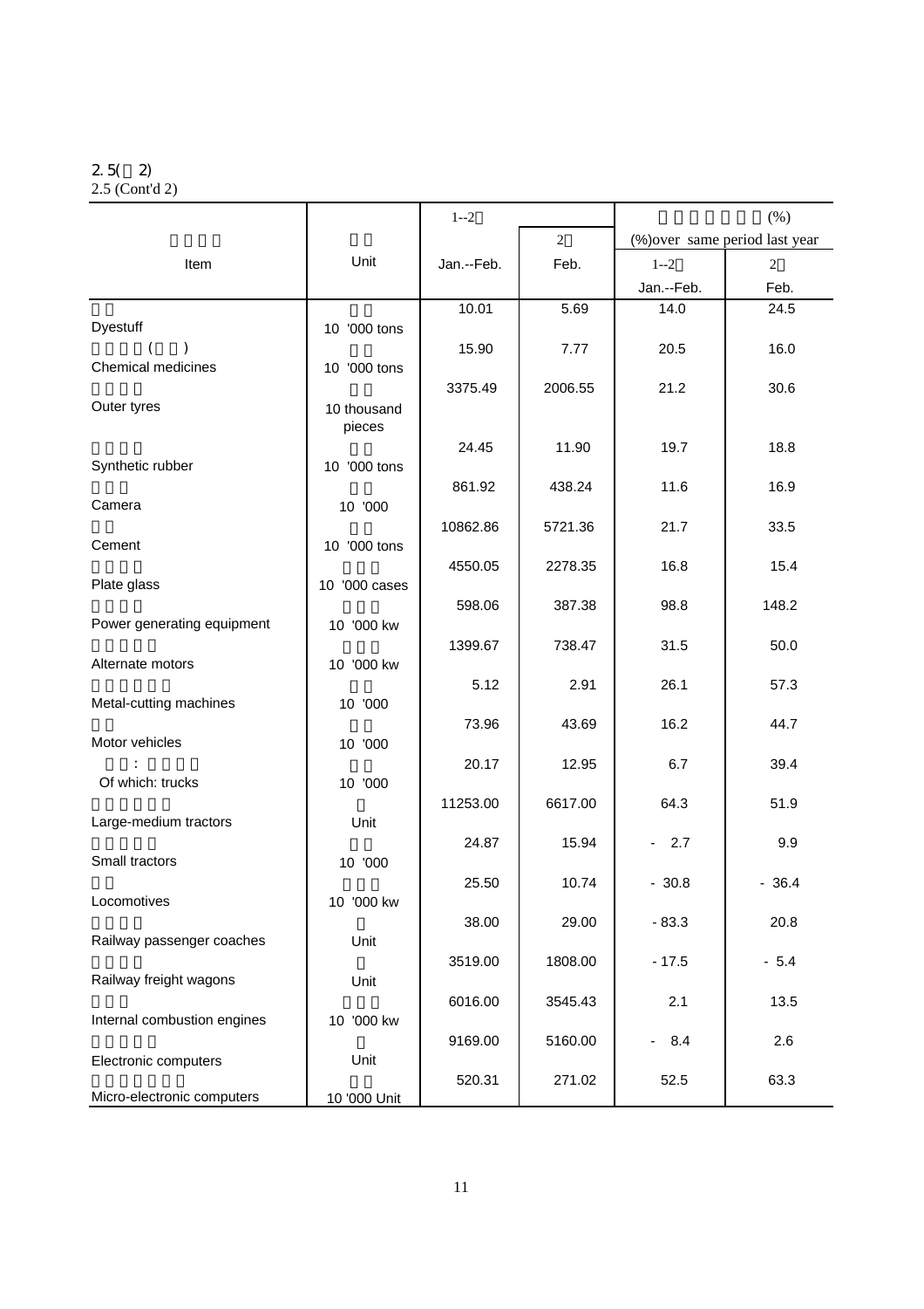2. 5( 2)
2.5 (Cont'd 2)

| Item | Unit | 1--2 Jan.--Feb. | 2 Feb. | (%) over same period last year 1--2 Jan.--Feb. | 2 Feb. |
|---|---|---|---|---|---|
| Dyestuff | 10 '000 tons | 10.01 | 5.69 | 14.0 | 24.5 |
| ( ) Chemical medicines | 10 '000 tons | 15.90 | 7.77 | 20.5 | 16.0 |
| Outer tyres | 10 thousand pieces | 3375.49 | 2006.55 | 21.2 | 30.6 |
| Synthetic rubber | 10 '000 tons | 24.45 | 11.90 | 19.7 | 18.8 |
| Camera | 10 '000 | 861.92 | 438.24 | 11.6 | 16.9 |
| Cement | 10 '000 tons | 10862.86 | 5721.36 | 21.7 | 33.5 |
| Plate glass | 10 '000 cases | 4550.05 | 2278.35 | 16.8 | 15.4 |
| Power generating equipment | 10 '000 kw | 598.06 | 387.38 | 98.8 | 148.2 |
| Alternate motors | 10 '000 kw | 1399.67 | 738.47 | 31.5 | 50.0 |
| Metal-cutting machines | 10 '000 | 5.12 | 2.91 | 26.1 | 57.3 |
| Motor vehicles | 10 '000 | 73.96 | 43.69 | 16.2 | 44.7 |
| : Of which: trucks | 10 '000 | 20.17 | 12.95 | 6.7 | 39.4 |
| Large-medium tractors | Unit | 11253.00 | 6617.00 | 64.3 | 51.9 |
| Small tractors | 10 '000 | 24.87 | 15.94 | - 2.7 | 9.9 |
| Locomotives | 10 '000 kw | 25.50 | 10.74 | - 30.8 | - 36.4 |
| Railway passenger coaches | Unit | 38.00 | 29.00 | - 83.3 | 20.8 |
| Railway freight wagons | Unit | 3519.00 | 1808.00 | - 17.5 | - 5.4 |
| Internal combustion engines | 10 '000 kw | 6016.00 | 3545.43 | 2.1 | 13.5 |
| Electronic computers | Unit | 9169.00 | 5160.00 | - 8.4 | 2.6 |
| Micro-electronic computers | 10 '000 Unit | 520.31 | 271.02 | 52.5 | 63.3 |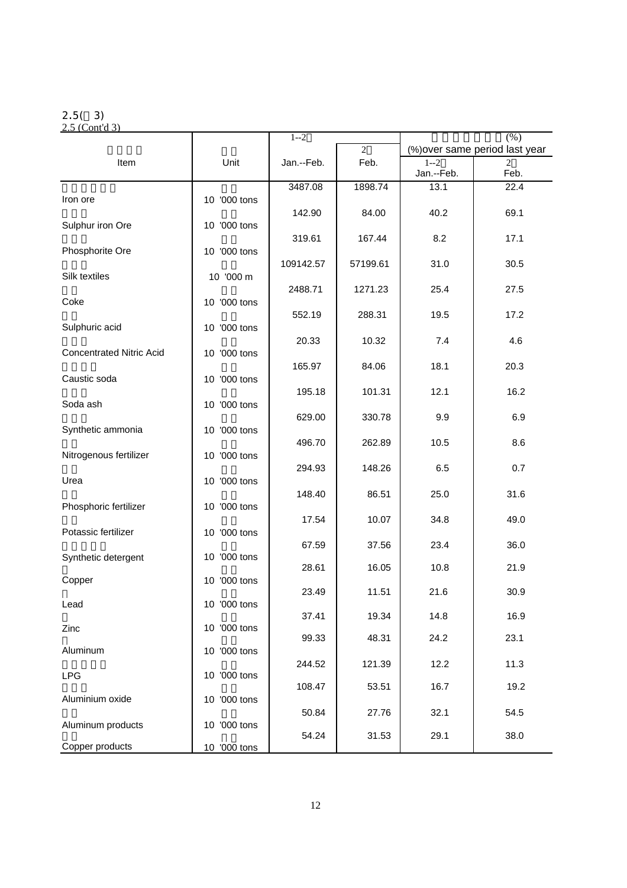2.5( 3)
2.5 (Cont'd 3)

| Item | Unit | 1--2 Jan.--Feb. | 2 Feb. | (%) over same period last year 1--2 Jan.--Feb. | 2 Feb. |
|---|---|---|---|---|---|
| Iron ore | 10 '000 tons | 3487.08 | 1898.74 | 13.1 | 22.4 |
| Sulphur iron Ore | 10 '000 tons | 142.90 | 84.00 | 40.2 | 69.1 |
| Phosphorite Ore | 10 '000 tons | 319.61 | 167.44 | 8.2 | 17.1 |
| Silk textiles | 10 '000 m | 109142.57 | 57199.61 | 31.0 | 30.5 |
| Coke | 10 '000 tons | 2488.71 | 1271.23 | 25.4 | 27.5 |
| Sulphuric acid | 10 '000 tons | 552.19 | 288.31 | 19.5 | 17.2 |
| Concentrated Nitric Acid | 10 '000 tons | 20.33 | 10.32 | 7.4 | 4.6 |
| Caustic soda | 10 '000 tons | 165.97 | 84.06 | 18.1 | 20.3 |
| Soda ash | 10 '000 tons | 195.18 | 101.31 | 12.1 | 16.2 |
| Synthetic ammonia | 10 '000 tons | 629.00 | 330.78 | 9.9 | 6.9 |
| Nitrogenous fertilizer | 10 '000 tons | 496.70 | 262.89 | 10.5 | 8.6 |
| Urea | 10 '000 tons | 294.93 | 148.26 | 6.5 | 0.7 |
| Phosphoric fertilizer | 10 '000 tons | 148.40 | 86.51 | 25.0 | 31.6 |
| Potassic fertilizer | 10 '000 tons | 17.54 | 10.07 | 34.8 | 49.0 |
| Synthetic detergent | 10 '000 tons | 67.59 | 37.56 | 23.4 | 36.0 |
| Copper | 10 '000 tons | 28.61 | 16.05 | 10.8 | 21.9 |
| Lead | 10 '000 tons | 23.49 | 11.51 | 21.6 | 30.9 |
| Zinc | 10 '000 tons | 37.41 | 19.34 | 14.8 | 16.9 |
| Aluminum | 10 '000 tons | 99.33 | 48.31 | 24.2 | 23.1 |
| LPG | 10 '000 tons | 244.52 | 121.39 | 12.2 | 11.3 |
| Aluminium oxide | 10 '000 tons | 108.47 | 53.51 | 16.7 | 19.2 |
| Aluminum products | 10 '000 tons | 50.84 | 27.76 | 32.1 | 54.5 |
| Copper products | 10 '000 tons | 54.24 | 31.53 | 29.1 | 38.0 |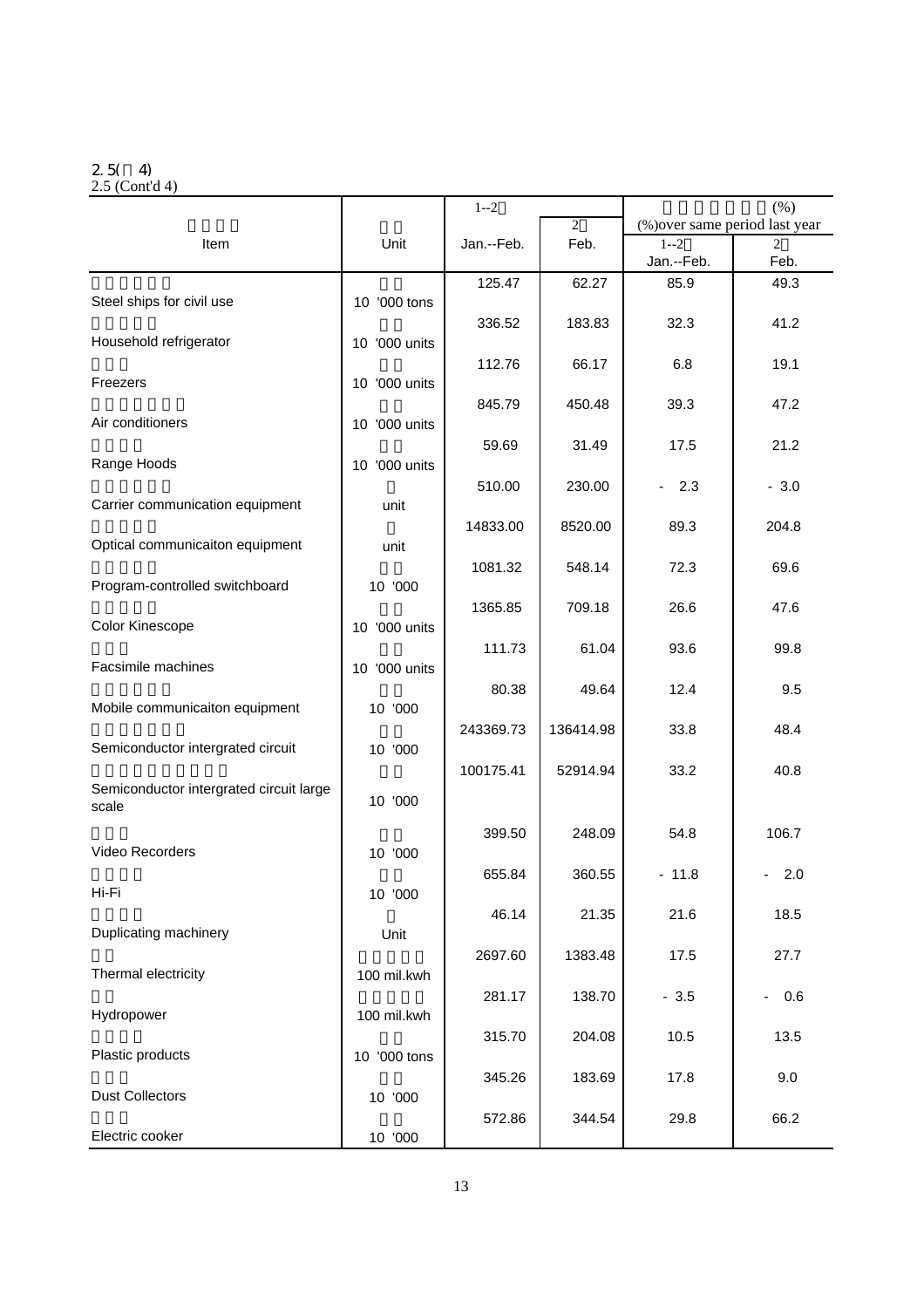2.5( 4)
2.5 (Cont'd 4)

| Item | Unit | 1--2 Jan.--Feb. | 2 Feb. | (%) over same period last year 1--2 Jan.--Feb. | 2 Feb. |
|---|---|---|---|---|---|
| Steel ships for civil use | 10 '000 tons | 125.47 | 62.27 | 85.9 | 49.3 |
| Household refrigerator | 10 '000 units | 336.52 | 183.83 | 32.3 | 41.2 |
| Freezers | 10 '000 units | 112.76 | 66.17 | 6.8 | 19.1 |
| Air conditioners | 10 '000 units | 845.79 | 450.48 | 39.3 | 47.2 |
| Range Hoods | 10 '000 units | 59.69 | 31.49 | 17.5 | 21.2 |
| Carrier communication equipment | unit | 510.00 | 230.00 | - 2.3 | - 3.0 |
| Optical communicaiton equipment | unit | 14833.00 | 8520.00 | 89.3 | 204.8 |
| Program-controlled switchboard | 10 '000 | 1081.32 | 548.14 | 72.3 | 69.6 |
| Color Kinescope | 10 '000 units | 1365.85 | 709.18 | 26.6 | 47.6 |
| Facsimile machines | 10 '000 units | 111.73 | 61.04 | 93.6 | 99.8 |
| Mobile communicaiton equipment | 10 '000 | 80.38 | 49.64 | 12.4 | 9.5 |
| Semiconductor intergrated circuit | 10 '000 | 243369.73 | 136414.98 | 33.8 | 48.4 |
| Semiconductor intergrated circuit large scale | 10 '000 | 100175.41 | 52914.94 | 33.2 | 40.8 |
| Video Recorders | 10 '000 | 399.50 | 248.09 | 54.8 | 106.7 |
| Hi-Fi | 10 '000 | 655.84 | 360.55 | - 11.8 | - 2.0 |
| Duplicating machinery | Unit | 46.14 | 21.35 | 21.6 | 18.5 |
| Thermal electricity | 100 mil.kwh | 2697.60 | 1383.48 | 17.5 | 27.7 |
| Hydropower | 100 mil.kwh | 281.17 | 138.70 | - 3.5 | - 0.6 |
| Plastic products | 10 '000 tons | 315.70 | 204.08 | 10.5 | 13.5 |
| Dust Collectors | 10 '000 | 345.26 | 183.69 | 17.8 | 9.0 |
| Electric cooker | 10 '000 | 572.86 | 344.54 | 29.8 | 66.2 |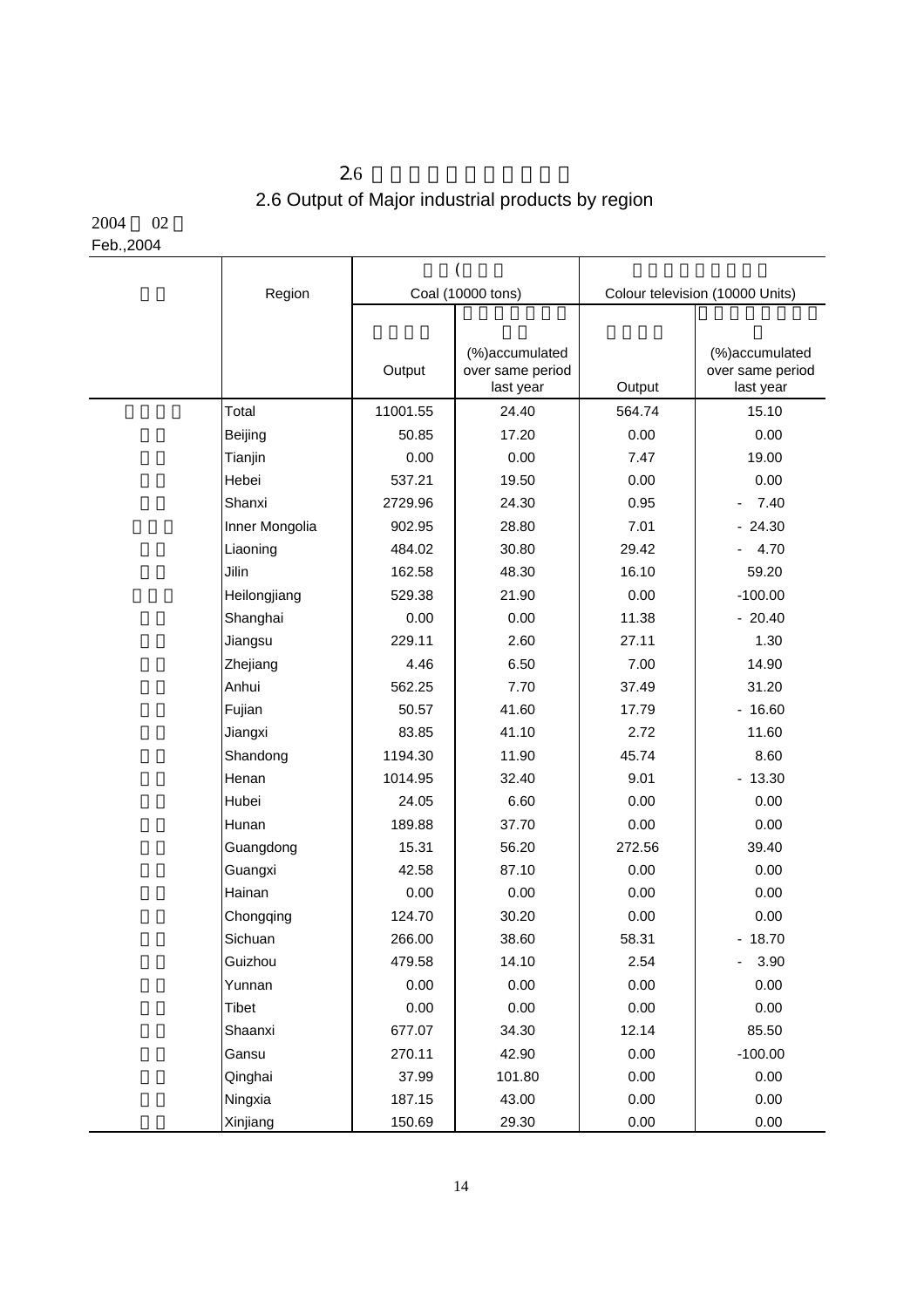# 2.6 Output of Major industrial products by region

2004 02

Feb.,2004

| Region | Coal (10000 tons) | | Colour television (10000 Units) | |
|---|---|---|---|---|
| | Output | (%)accumulated over same period last year | Output | (%)accumulated over same period last year |
| Total | 11001.55 | 24.40 | 564.74 | 15.10 |
| Beijing | 50.85 | 17.20 | 0.00 | 0.00 |
| Tianjin | 0.00 | 0.00 | 7.47 | 19.00 |
| Hebei | 537.21 | 19.50 | 0.00 | 0.00 |
| Shanxi | 2729.96 | 24.30 | 0.95 | -7.40 |
| Inner Mongolia | 902.95 | 28.80 | 7.01 | -24.30 |
| Liaoning | 484.02 | 30.80 | 29.42 | -4.70 |
| Jilin | 162.58 | 48.30 | 16.10 | 59.20 |
| Heilongjiang | 529.38 | 21.90 | 0.00 | -100.00 |
| Shanghai | 0.00 | 0.00 | 11.38 | -20.40 |
| Jiangsu | 229.11 | 2.60 | 27.11 | 1.30 |
| Zhejiang | 4.46 | 6.50 | 7.00 | 14.90 |
| Anhui | 562.25 | 7.70 | 37.49 | 31.20 |
| Fujian | 50.57 | 41.60 | 17.79 | -16.60 |
| Jiangxi | 83.85 | 41.10 | 2.72 | 11.60 |
| Shandong | 1194.30 | 11.90 | 45.74 | 8.60 |
| Henan | 1014.95 | 32.40 | 9.01 | -13.30 |
| Hubei | 24.05 | 6.60 | 0.00 | 0.00 |
| Hunan | 189.88 | 37.70 | 0.00 | 0.00 |
| Guangdong | 15.31 | 56.20 | 272.56 | 39.40 |
| Guangxi | 42.58 | 87.10 | 0.00 | 0.00 |
| Hainan | 0.00 | 0.00 | 0.00 | 0.00 |
| Chongqing | 124.70 | 30.20 | 0.00 | 0.00 |
| Sichuan | 266.00 | 38.60 | 58.31 | -18.70 |
| Guizhou | 479.58 | 14.10 | 2.54 | -3.90 |
| Yunnan | 0.00 | 0.00 | 0.00 | 0.00 |
| Tibet | 0.00 | 0.00 | 0.00 | 0.00 |
| Shaanxi | 677.07 | 34.30 | 12.14 | 85.50 |
| Gansu | 270.11 | 42.90 | 0.00 | -100.00 |
| Qinghai | 37.99 | 101.80 | 0.00 | 0.00 |
| Ningxia | 187.15 | 43.00 | 0.00 | 0.00 |
| Xinjiang | 150.69 | 29.30 | 0.00 | 0.00 |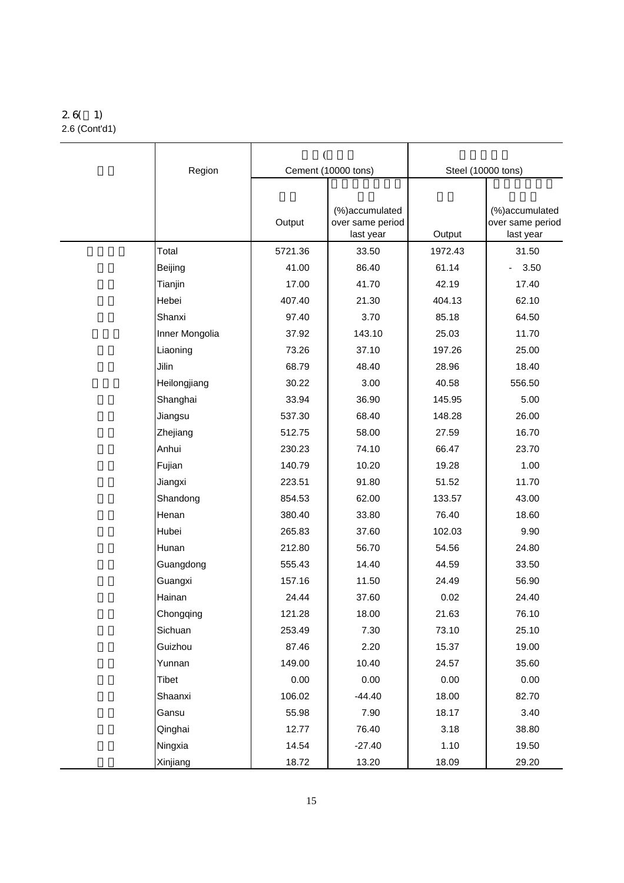2.6(　1)
2.6 (Cont'd1)

| | Region | Cement (10000 tons) | | Steel (10000 tons) | |
|---|---|---|---|---|---|
| | | Output | (%)accumulated over same period last year | Output | (%)accumulated over same period last year |
| | Total | 5721.36 | 33.50 | 1972.43 | 31.50 |
| | Beijing | 41.00 | 86.40 | 61.14 | - 3.50 |
| | Tianjin | 17.00 | 41.70 | 42.19 | 17.40 |
| | Hebei | 407.40 | 21.30 | 404.13 | 62.10 |
| | Shanxi | 97.40 | 3.70 | 85.18 | 64.50 |
| | Inner Mongolia | 37.92 | 143.10 | 25.03 | 11.70 |
| | Liaoning | 73.26 | 37.10 | 197.26 | 25.00 |
| | Jilin | 68.79 | 48.40 | 28.96 | 18.40 |
| | Heilongjiang | 30.22 | 3.00 | 40.58 | 556.50 |
| | Shanghai | 33.94 | 36.90 | 145.95 | 5.00 |
| | Jiangsu | 537.30 | 68.40 | 148.28 | 26.00 |
| | Zhejiang | 512.75 | 58.00 | 27.59 | 16.70 |
| | Anhui | 230.23 | 74.10 | 66.47 | 23.70 |
| | Fujian | 140.79 | 10.20 | 19.28 | 1.00 |
| | Jiangxi | 223.51 | 91.80 | 51.52 | 11.70 |
| | Shandong | 854.53 | 62.00 | 133.57 | 43.00 |
| | Henan | 380.40 | 33.80 | 76.40 | 18.60 |
| | Hubei | 265.83 | 37.60 | 102.03 | 9.90 |
| | Hunan | 212.80 | 56.70 | 54.56 | 24.80 |
| | Guangdong | 555.43 | 14.40 | 44.59 | 33.50 |
| | Guangxi | 157.16 | 11.50 | 24.49 | 56.90 |
| | Hainan | 24.44 | 37.60 | 0.02 | 24.40 |
| | Chongqing | 121.28 | 18.00 | 21.63 | 76.10 |
| | Sichuan | 253.49 | 7.30 | 73.10 | 25.10 |
| | Guizhou | 87.46 | 2.20 | 15.37 | 19.00 |
| | Yunnan | 149.00 | 10.40 | 24.57 | 35.60 |
| | Tibet | 0.00 | 0.00 | 0.00 | 0.00 |
| | Shaanxi | 106.02 | -44.40 | 18.00 | 82.70 |
| | Gansu | 55.98 | 7.90 | 18.17 | 3.40 |
| | Qinghai | 12.77 | 76.40 | 3.18 | 38.80 |
| | Ningxia | 14.54 | -27.40 | 1.10 | 19.50 |
| | Xinjiang | 18.72 | 13.20 | 18.09 | 29.20 |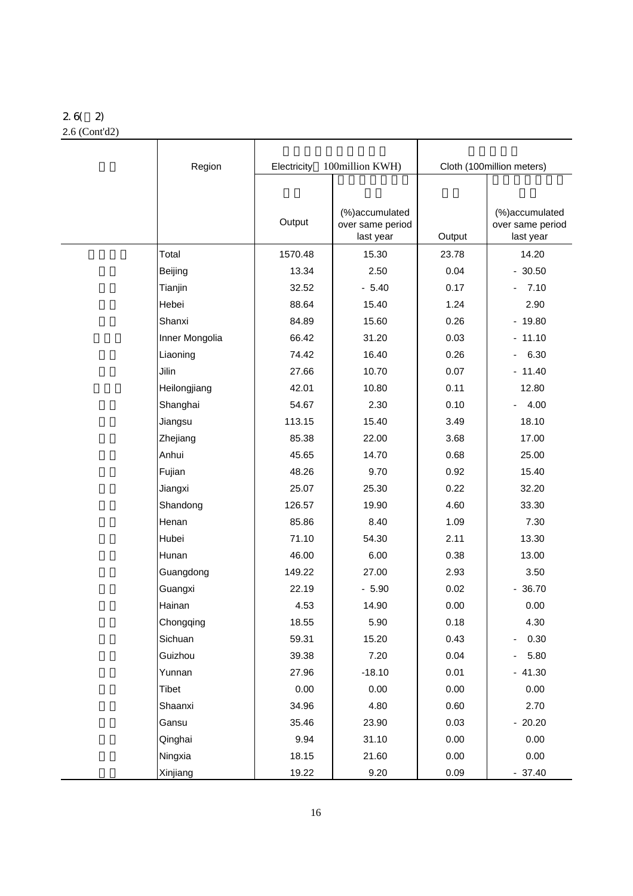2.6(续2)
2.6 (Cont'd2)

| | Region | Electricity（100million KWH) | | Cloth (100million meters) | |
|---|---|---|---|---|---|
| | | Output | (%)accumulated over same period last year | Output | (%)accumulated over same period last year |
| | Total | 1570.48 | 15.30 | 23.78 | 14.20 |
| | Beijing | 13.34 | 2.50 | 0.04 | - 30.50 |
| | Tianjin | 32.52 | - 5.40 | 0.17 | - 7.10 |
| | Hebei | 88.64 | 15.40 | 1.24 | 2.90 |
| | Shanxi | 84.89 | 15.60 | 0.26 | - 19.80 |
| | Inner Mongolia | 66.42 | 31.20 | 0.03 | - 11.10 |
| | Liaoning | 74.42 | 16.40 | 0.26 | - 6.30 |
| | Jilin | 27.66 | 10.70 | 0.07 | - 11.40 |
| | Heilongjiang | 42.01 | 10.80 | 0.11 | 12.80 |
| | Shanghai | 54.67 | 2.30 | 0.10 | - 4.00 |
| | Jiangsu | 113.15 | 15.40 | 3.49 | 18.10 |
| | Zhejiang | 85.38 | 22.00 | 3.68 | 17.00 |
| | Anhui | 45.65 | 14.70 | 0.68 | 25.00 |
| | Fujian | 48.26 | 9.70 | 0.92 | 15.40 |
| | Jiangxi | 25.07 | 25.30 | 0.22 | 32.20 |
| | Shandong | 126.57 | 19.90 | 4.60 | 33.30 |
| | Henan | 85.86 | 8.40 | 1.09 | 7.30 |
| | Hubei | 71.10 | 54.30 | 2.11 | 13.30 |
| | Hunan | 46.00 | 6.00 | 0.38 | 13.00 |
| | Guangdong | 149.22 | 27.00 | 2.93 | 3.50 |
| | Guangxi | 22.19 | - 5.90 | 0.02 | - 36.70 |
| | Hainan | 4.53 | 14.90 | 0.00 | 0.00 |
| | Chongqing | 18.55 | 5.90 | 0.18 | 4.30 |
| | Sichuan | 59.31 | 15.20 | 0.43 | - 0.30 |
| | Guizhou | 39.38 | 7.20 | 0.04 | - 5.80 |
| | Yunnan | 27.96 | -18.10 | 0.01 | - 41.30 |
| | Tibet | 0.00 | 0.00 | 0.00 | 0.00 |
| | Shaanxi | 34.96 | 4.80 | 0.60 | 2.70 |
| | Gansu | 35.46 | 23.90 | 0.03 | - 20.20 |
| | Qinghai | 9.94 | 31.10 | 0.00 | 0.00 |
| | Ningxia | 18.15 | 21.60 | 0.00 | 0.00 |
| | Xinjiang | 19.22 | 9.20 | 0.09 | - 37.40 |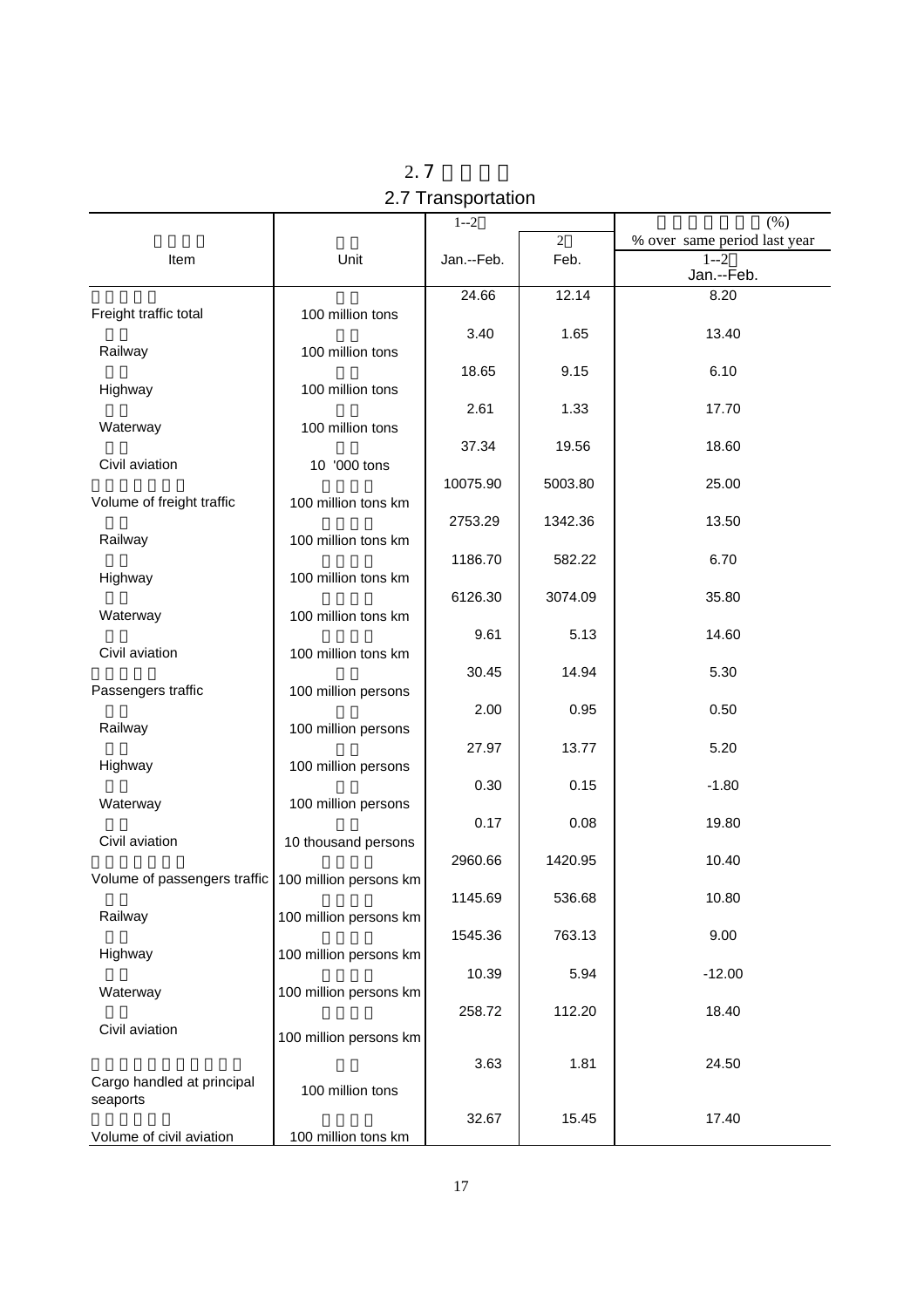# 2.7 Transportation

| Item | Unit | Jan.--Feb. | Feb. | % over same period last year Jan.--Feb. |
|---|---|---|---|---|
| Freight traffic total | 100 million tons | 24.66 | 12.14 | 8.20 |
| Railway | 100 million tons | 3.40 | 1.65 | 13.40 |
| Highway | 100 million tons | 18.65 | 9.15 | 6.10 |
| Waterway | 100 million tons | 2.61 | 1.33 | 17.70 |
| Civil aviation | 10 '000 tons | 37.34 | 19.56 | 18.60 |
| Volume of freight traffic | 100 million tons km | 10075.90 | 5003.80 | 25.00 |
| Railway | 100 million tons km | 2753.29 | 1342.36 | 13.50 |
| Highway | 100 million tons km | 1186.70 | 582.22 | 6.70 |
| Waterway | 100 million tons km | 6126.30 | 3074.09 | 35.80 |
| Civil aviation | 100 million tons km | 9.61 | 5.13 | 14.60 |
| Passengers traffic | 100 million persons | 30.45 | 14.94 | 5.30 |
| Railway | 100 million persons | 2.00 | 0.95 | 0.50 |
| Highway | 100 million persons | 27.97 | 13.77 | 5.20 |
| Waterway | 100 million persons | 0.30 | 0.15 | -1.80 |
| Civil aviation | 10 thousand persons | 0.17 | 0.08 | 19.80 |
| Volume of passengers traffic | 100 million persons km | 2960.66 | 1420.95 | 10.40 |
| Railway | 100 million persons km | 1145.69 | 536.68 | 10.80 |
| Highway | 100 million persons km | 1545.36 | 763.13 | 9.00 |
| Waterway | 100 million persons km | 10.39 | 5.94 | -12.00 |
| Civil aviation | 100 million persons km | 258.72 | 112.20 | 18.40 |
| Cargo handled at principal seaports | 100 million tons | 3.63 | 1.81 | 24.50 |
| Volume of civil aviation | 100 million tons km | 32.67 | 15.45 | 17.40 |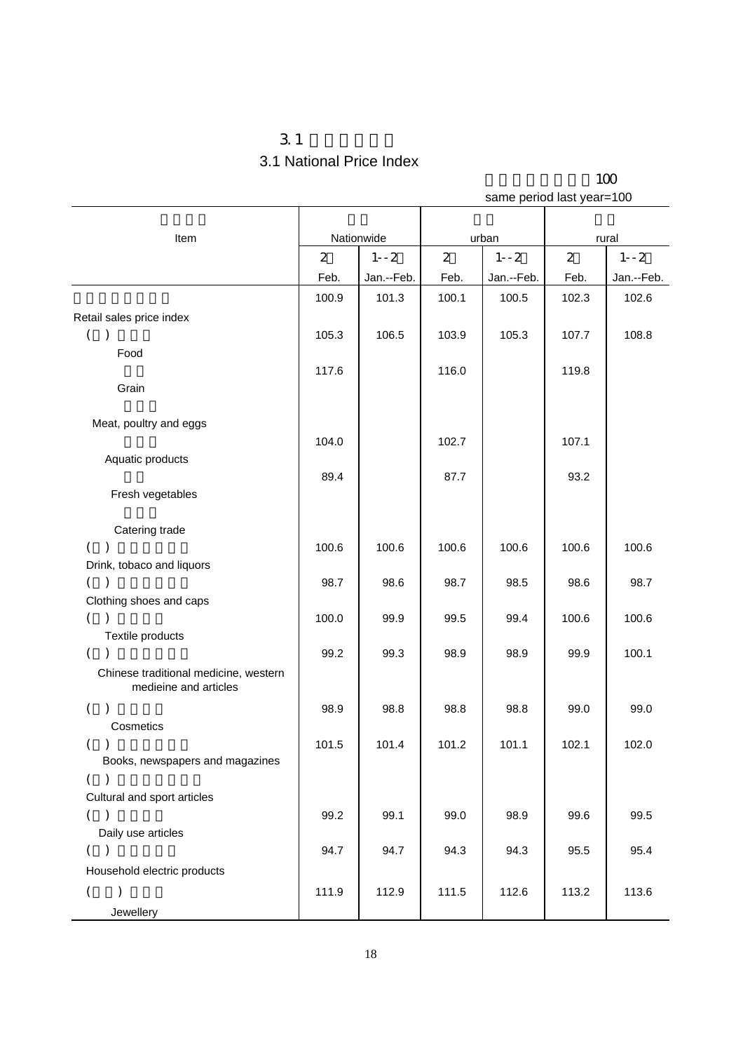# 3.1 National Price Index

same period last year=100

| Item | Nationwide | | urban | | rural | |
|---|---|---|---|---|---|---|
| | Feb. | Jan.--Feb. | Feb. | Jan.--Feb. | Feb. | Jan.--Feb. |
| Retail sales price index | 100.9 | 101.3 | 100.1 | 100.5 | 102.3 | 102.6 |
| ( ) Food | 105.3 | 106.5 | 103.9 | 105.3 | 107.7 | 108.8 |
| Grain | 117.6 | | 116.0 | | 119.8 | |
| Meat, poultry and eggs | | | | | | |
| Aquatic products | 104.0 | | 102.7 | | 107.1 | |
| Fresh vegetables | 89.4 | | 87.7 | | 93.2 | |
| Catering trade | | | | | | |
| ( ) Drink, tobaco and liquors | 100.6 | 100.6 | 100.6 | 100.6 | 100.6 | 100.6 |
| ( ) Clothing shoes and caps | 98.7 | 98.6 | 98.7 | 98.5 | 98.6 | 98.7 |
| ( ) Textile products | 100.0 | 99.9 | 99.5 | 99.4 | 100.6 | 100.6 |
| ( ) Chinese traditional medicine, western medieine and articles | 99.2 | 99.3 | 98.9 | 98.9 | 99.9 | 100.1 |
| ( ) Cosmetics | 98.9 | 98.8 | 98.8 | 98.8 | 99.0 | 99.0 |
| ( ) Books, newspapers and magazines | 101.5 | 101.4 | 101.2 | 101.1 | 102.1 | 102.0 |
| ( ) Cultural and sport articles | | | | | | |
| ( ) Daily use articles | 99.2 | 99.1 | 99.0 | 98.9 | 99.6 | 99.5 |
| ( ) Household electric products | 94.7 | 94.7 | 94.3 | 94.3 | 95.5 | 95.4 |
| ( ) Jewellery | 111.9 | 112.9 | 111.5 | 112.6 | 113.2 | 113.6 |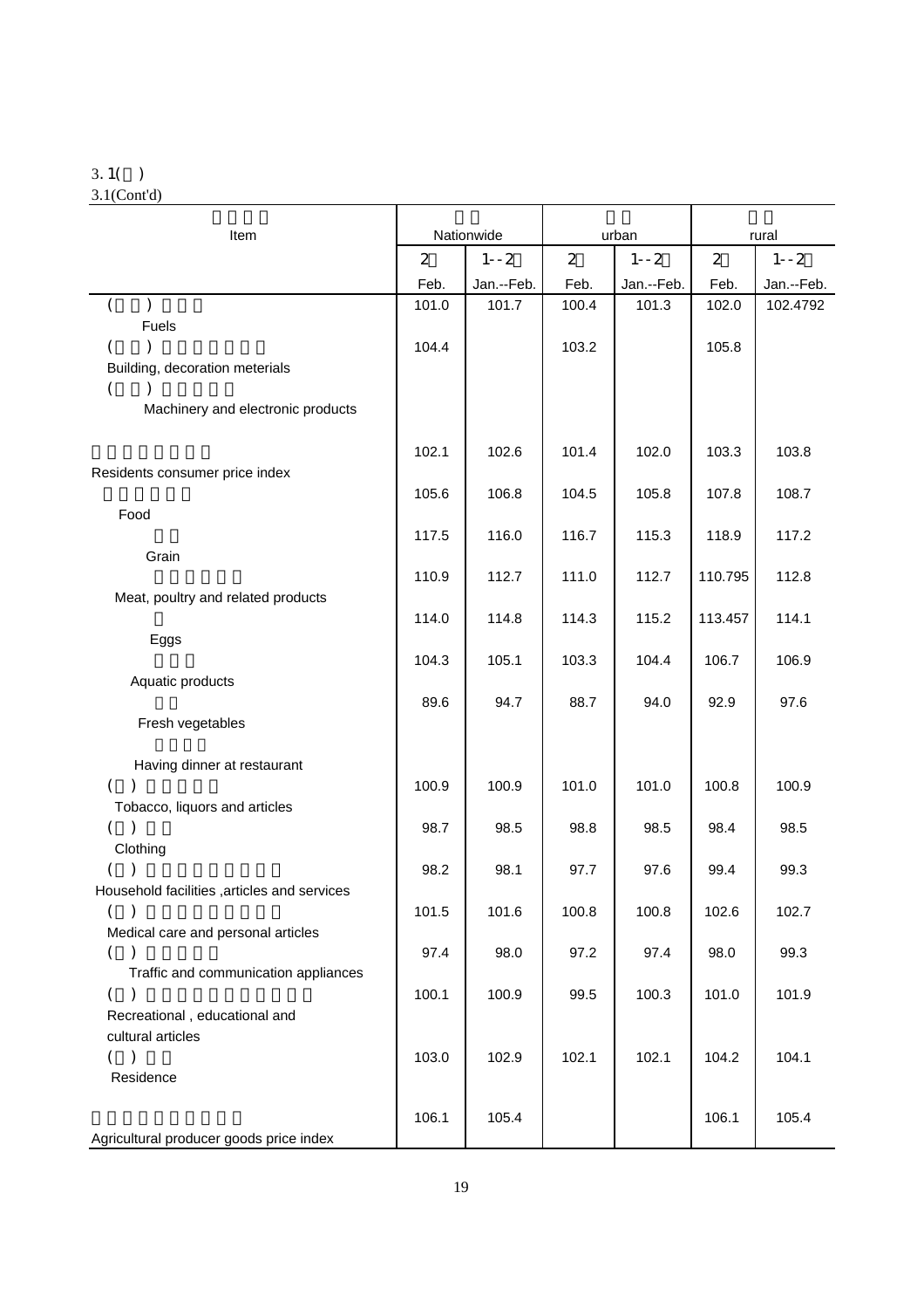3. 1( )
3.1(Cont'd)

| Item | Nationwide | | urban | | rural | |
|---|---|---|---|---|---|---|
| | 2 | 1--2 | 2 | 1--2 | 2 | 1--2 |
| | Feb. | Jan.--Feb. | Feb. | Jan.--Feb. | Feb. | Jan.--Feb. |
| ( ) Fuels | 101.0 | 101.7 | 100.4 | 101.3 | 102.0 | 102.4792 |
| ( ) Building, decoration meterials | 104.4 | | 103.2 | | 105.8 | |
| ( ) Machinery and electronic products | | | | | | |
| Residents consumer price index | 102.1 | 102.6 | 101.4 | 102.0 | 103.3 | 103.8 |
| Food | 105.6 | 106.8 | 104.5 | 105.8 | 107.8 | 108.7 |
| Grain | 117.5 | 116.0 | 116.7 | 115.3 | 118.9 | 117.2 |
| Meat, poultry and related products | 110.9 | 112.7 | 111.0 | 112.7 | 110.795 | 112.8 |
| Eggs | 114.0 | 114.8 | 114.3 | 115.2 | 113.457 | 114.1 |
| Aquatic products | 104.3 | 105.1 | 103.3 | 104.4 | 106.7 | 106.9 |
| Fresh vegetables | 89.6 | 94.7 | 88.7 | 94.0 | 92.9 | 97.6 |
| Having dinner at restaurant | | | | | | |
| ( ) Tobacco, liquors and articles | 100.9 | 100.9 | 101.0 | 101.0 | 100.8 | 100.9 |
| ( ) Clothing | 98.7 | 98.5 | 98.8 | 98.5 | 98.4 | 98.5 |
| ( ) Household facilities ,articles and services | 98.2 | 98.1 | 97.7 | 97.6 | 99.4 | 99.3 |
| ( ) Medical care and personal articles | 101.5 | 101.6 | 100.8 | 100.8 | 102.6 | 102.7 |
| ( ) Traffic and communication appliances | 97.4 | 98.0 | 97.2 | 97.4 | 98.0 | 99.3 |
| ( ) Recreational , educational and cultural articles | 100.1 | 100.9 | 99.5 | 100.3 | 101.0 | 101.9 |
| ( ) Residence | 103.0 | 102.9 | 102.1 | 102.1 | 104.2 | 104.1 |
| Agricultural producer goods price index | 106.1 | 105.4 | | | 106.1 | 105.4 |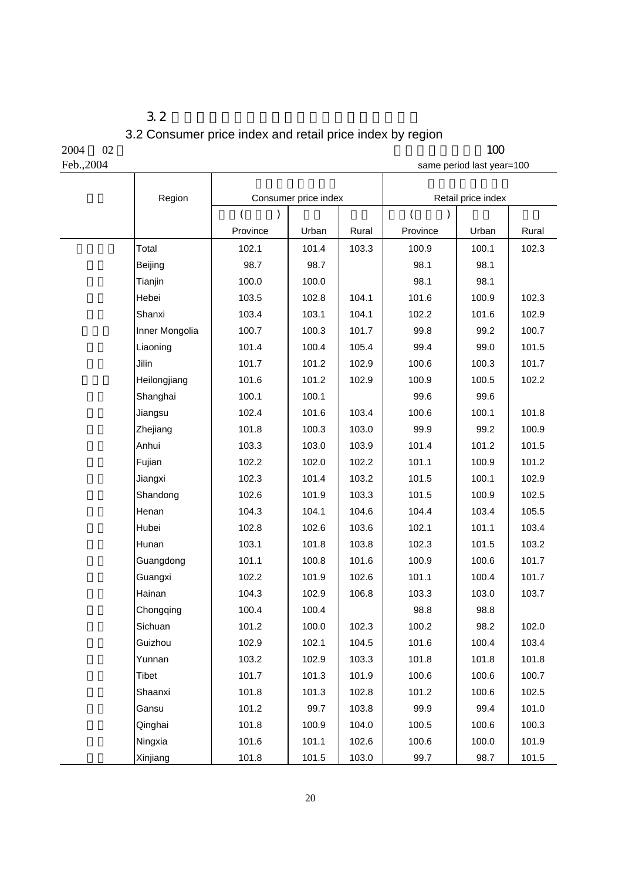# 3.2 Consumer price index and retail price index by region

2004 02

Feb.,2004

100

same period last year=100

| Region | Consumer price index | | | Retail price index | | |
|---|---|---|---|---|---|---|
| | ( ) | | | ( ) | | |
| | Province | Urban | Rural | Province | Urban | Rural |
| Total | 102.1 | 101.4 | 103.3 | 100.9 | 100.1 | 102.3 |
| Beijing | 98.7 | 98.7 | | 98.1 | 98.1 | |
| Tianjin | 100.0 | 100.0 | | 98.1 | 98.1 | |
| Hebei | 103.5 | 102.8 | 104.1 | 101.6 | 100.9 | 102.3 |
| Shanxi | 103.4 | 103.1 | 104.1 | 102.2 | 101.6 | 102.9 |
| Inner Mongolia | 100.7 | 100.3 | 101.7 | 99.8 | 99.2 | 100.7 |
| Liaoning | 101.4 | 100.4 | 105.4 | 99.4 | 99.0 | 101.5 |
| Jilin | 101.7 | 101.2 | 102.9 | 100.6 | 100.3 | 101.7 |
| Heilongjiang | 101.6 | 101.2 | 102.9 | 100.9 | 100.5 | 102.2 |
| Shanghai | 100.1 | 100.1 | | 99.6 | 99.6 | |
| Jiangsu | 102.4 | 101.6 | 103.4 | 100.6 | 100.1 | 101.8 |
| Zhejiang | 101.8 | 100.3 | 103.0 | 99.9 | 99.2 | 100.9 |
| Anhui | 103.3 | 103.0 | 103.9 | 101.4 | 101.2 | 101.5 |
| Fujian | 102.2 | 102.0 | 102.2 | 101.1 | 100.9 | 101.2 |
| Jiangxi | 102.3 | 101.4 | 103.2 | 101.5 | 100.1 | 102.9 |
| Shandong | 102.6 | 101.9 | 103.3 | 101.5 | 100.9 | 102.5 |
| Henan | 104.3 | 104.1 | 104.6 | 104.4 | 103.4 | 105.5 |
| Hubei | 102.8 | 102.6 | 103.6 | 102.1 | 101.1 | 103.4 |
| Hunan | 103.1 | 101.8 | 103.8 | 102.3 | 101.5 | 103.2 |
| Guangdong | 101.1 | 100.8 | 101.6 | 100.9 | 100.6 | 101.7 |
| Guangxi | 102.2 | 101.9 | 102.6 | 101.1 | 100.4 | 101.7 |
| Hainan | 104.3 | 102.9 | 106.8 | 103.3 | 103.0 | 103.7 |
| Chongqing | 100.4 | 100.4 | | 98.8 | 98.8 | |
| Sichuan | 101.2 | 100.0 | 102.3 | 100.2 | 98.2 | 102.0 |
| Guizhou | 102.9 | 102.1 | 104.5 | 101.6 | 100.4 | 103.4 |
| Yunnan | 103.2 | 102.9 | 103.3 | 101.8 | 101.8 | 101.8 |
| Tibet | 101.7 | 101.3 | 101.9 | 100.6 | 100.6 | 100.7 |
| Shaanxi | 101.8 | 101.3 | 102.8 | 101.2 | 100.6 | 102.5 |
| Gansu | 101.2 | 99.7 | 103.8 | 99.9 | 99.4 | 101.0 |
| Qinghai | 101.8 | 100.9 | 104.0 | 100.5 | 100.6 | 100.3 |
| Ningxia | 101.6 | 101.1 | 102.6 | 100.6 | 100.0 | 101.9 |
| Xinjiang | 101.8 | 101.5 | 103.0 | 99.7 | 98.7 | 101.5 |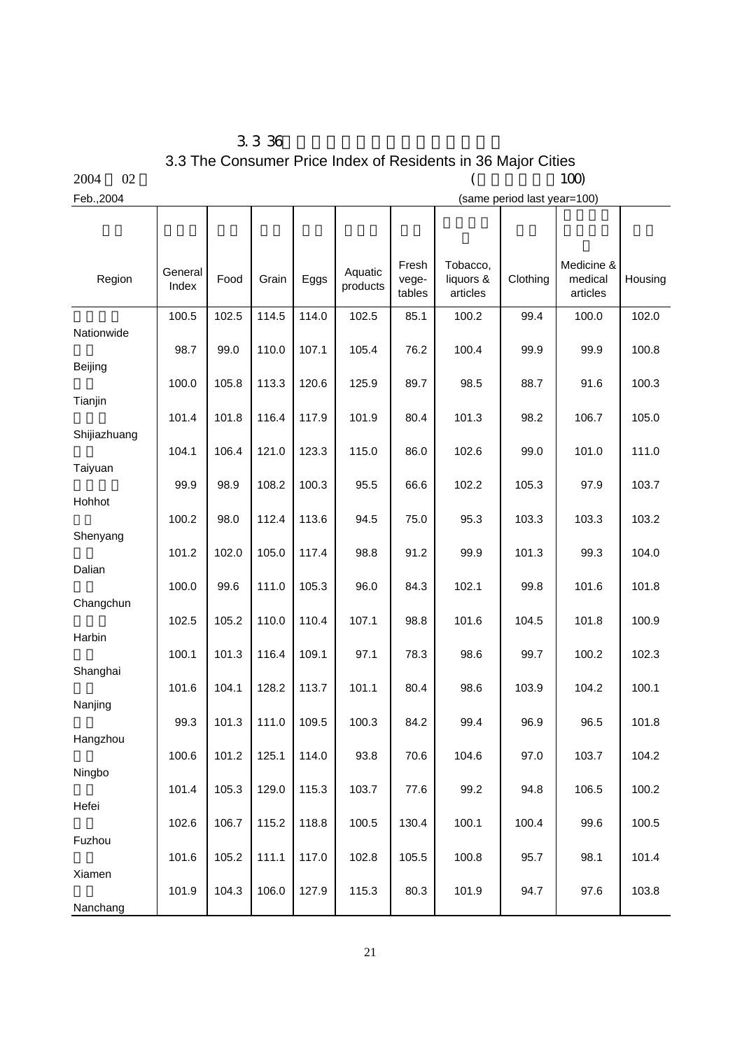# 3.3 36

## 3.3 The Consumer Price Index of Residents in 36 Major Cities

2004 02 ( 100)

Feb.,2004 (same period last year=100)

| Region | General Index | Food | Grain | Eggs | Aquatic products | Fresh vege-tables | Tobacco, liquors & articles | Clothing | Medicine & medical articles | Housing |
|---|---|---|---|---|---|---|---|---|---|---|
| Nationwide | 100.5 | 102.5 | 114.5 | 114.0 | 102.5 | 85.1 | 100.2 | 99.4 | 100.0 | 102.0 |
| Beijing | 98.7 | 99.0 | 110.0 | 107.1 | 105.4 | 76.2 | 100.4 | 99.9 | 99.9 | 100.8 |
| Tianjin | 100.0 | 105.8 | 113.3 | 120.6 | 125.9 | 89.7 | 98.5 | 88.7 | 91.6 | 100.3 |
| Shijiazhuang | 101.4 | 101.8 | 116.4 | 117.9 | 101.9 | 80.4 | 101.3 | 98.2 | 106.7 | 105.0 |
| Taiyuan | 104.1 | 106.4 | 121.0 | 123.3 | 115.0 | 86.0 | 102.6 | 99.0 | 101.0 | 111.0 |
| Hohhot | 99.9 | 98.9 | 108.2 | 100.3 | 95.5 | 66.6 | 102.2 | 105.3 | 97.9 | 103.7 |
| Shenyang | 100.2 | 98.0 | 112.4 | 113.6 | 94.5 | 75.0 | 95.3 | 103.3 | 103.3 | 103.2 |
| Dalian | 101.2 | 102.0 | 105.0 | 117.4 | 98.8 | 91.2 | 99.9 | 101.3 | 99.3 | 104.0 |
| Changchun | 100.0 | 99.6 | 111.0 | 105.3 | 96.0 | 84.3 | 102.1 | 99.8 | 101.6 | 101.8 |
| Harbin | 102.5 | 105.2 | 110.0 | 110.4 | 107.1 | 98.8 | 101.6 | 104.5 | 101.8 | 100.9 |
| Shanghai | 100.1 | 101.3 | 116.4 | 109.1 | 97.1 | 78.3 | 98.6 | 99.7 | 100.2 | 102.3 |
| Nanjing | 101.6 | 104.1 | 128.2 | 113.7 | 101.1 | 80.4 | 98.6 | 103.9 | 104.2 | 100.1 |
| Hangzhou | 99.3 | 101.3 | 111.0 | 109.5 | 100.3 | 84.2 | 99.4 | 96.9 | 96.5 | 101.8 |
| Ningbo | 100.6 | 101.2 | 125.1 | 114.0 | 93.8 | 70.6 | 104.6 | 97.0 | 103.7 | 104.2 |
| Hefei | 101.4 | 105.3 | 129.0 | 115.3 | 103.7 | 77.6 | 99.2 | 94.8 | 106.5 | 100.2 |
| Fuzhou | 102.6 | 106.7 | 115.2 | 118.8 | 100.5 | 130.4 | 100.1 | 100.4 | 99.6 | 100.5 |
| Xiamen | 101.6 | 105.2 | 111.1 | 117.0 | 102.8 | 105.5 | 100.8 | 95.7 | 98.1 | 101.4 |
| Nanchang | 101.9 | 104.3 | 106.0 | 127.9 | 115.3 | 80.3 | 101.9 | 94.7 | 97.6 | 103.8 |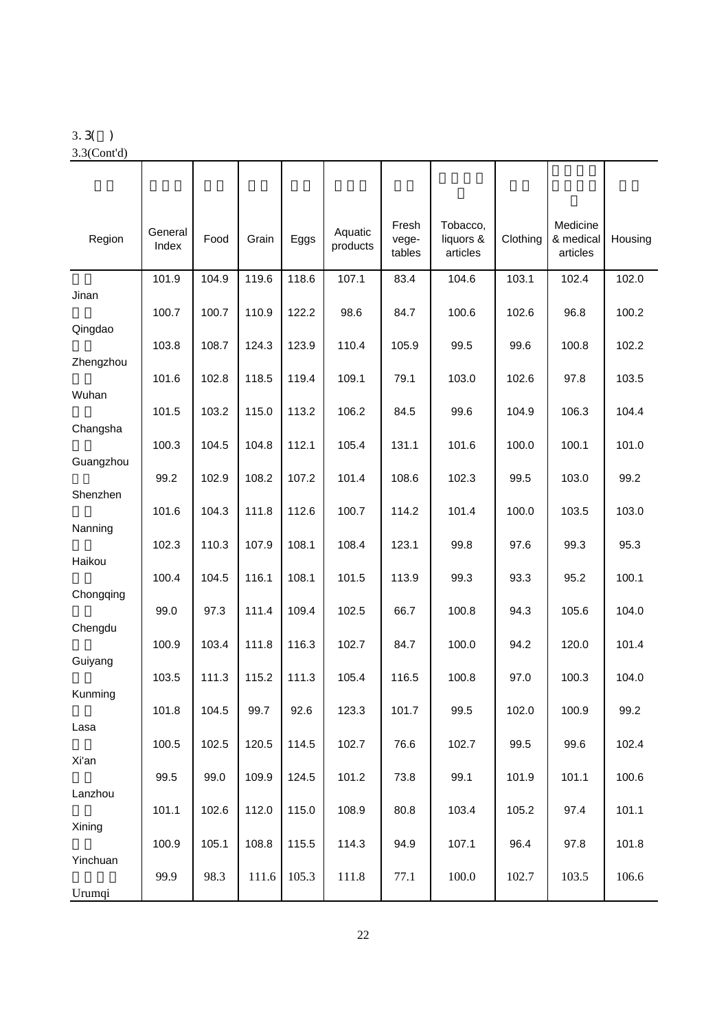3.3(续)

3.3(Cont'd)

| Region | General Index | Food | Grain | Eggs | Aquatic products | Fresh vege-tables | Tobacco, liquors & articles | Clothing | Medicine & medical articles | Housing |
|---|---|---|---|---|---|---|---|---|---|---|
| Jinan | 101.9 | 104.9 | 119.6 | 118.6 | 107.1 | 83.4 | 104.6 | 103.1 | 102.4 | 102.0 |
| Qingdao | 100.7 | 100.7 | 110.9 | 122.2 | 98.6 | 84.7 | 100.6 | 102.6 | 96.8 | 100.2 |
| Zhengzhou | 103.8 | 108.7 | 124.3 | 123.9 | 110.4 | 105.9 | 99.5 | 99.6 | 100.8 | 102.2 |
| Wuhan | 101.6 | 102.8 | 118.5 | 119.4 | 109.1 | 79.1 | 103.0 | 102.6 | 97.8 | 103.5 |
| Changsha | 101.5 | 103.2 | 115.0 | 113.2 | 106.2 | 84.5 | 99.6 | 104.9 | 106.3 | 104.4 |
| Guangzhou | 100.3 | 104.5 | 104.8 | 112.1 | 105.4 | 131.1 | 101.6 | 100.0 | 100.1 | 101.0 |
| Shenzhen | 99.2 | 102.9 | 108.2 | 107.2 | 101.4 | 108.6 | 102.3 | 99.5 | 103.0 | 99.2 |
| Nanning | 101.6 | 104.3 | 111.8 | 112.6 | 100.7 | 114.2 | 101.4 | 100.0 | 103.5 | 103.0 |
| Haikou | 102.3 | 110.3 | 107.9 | 108.1 | 108.4 | 123.1 | 99.8 | 97.6 | 99.3 | 95.3 |
| Chongqing | 100.4 | 104.5 | 116.1 | 108.1 | 101.5 | 113.9 | 99.3 | 93.3 | 95.2 | 100.1 |
| Chengdu | 99.0 | 97.3 | 111.4 | 109.4 | 102.5 | 66.7 | 100.8 | 94.3 | 105.6 | 104.0 |
| Guiyang | 100.9 | 103.4 | 111.8 | 116.3 | 102.7 | 84.7 | 100.0 | 94.2 | 120.0 | 101.4 |
| Kunming | 103.5 | 111.3 | 115.2 | 111.3 | 105.4 | 116.5 | 100.8 | 97.0 | 100.3 | 104.0 |
| Lasa | 101.8 | 104.5 | 99.7 | 92.6 | 123.3 | 101.7 | 99.5 | 102.0 | 100.9 | 99.2 |
| Xi'an | 100.5 | 102.5 | 120.5 | 114.5 | 102.7 | 76.6 | 102.7 | 99.5 | 99.6 | 102.4 |
| Lanzhou | 99.5 | 99.0 | 109.9 | 124.5 | 101.2 | 73.8 | 99.1 | 101.9 | 101.1 | 100.6 |
| Xining | 101.1 | 102.6 | 112.0 | 115.0 | 108.9 | 80.8 | 103.4 | 105.2 | 97.4 | 101.1 |
| Yinchuan | 100.9 | 105.1 | 108.8 | 115.5 | 114.3 | 94.9 | 107.1 | 96.4 | 97.8 | 101.8 |
| Urumqi | 99.9 | 98.3 | 111.6 | 105.3 | 111.8 | 77.1 | 100.0 | 102.7 | 103.5 | 106.6 |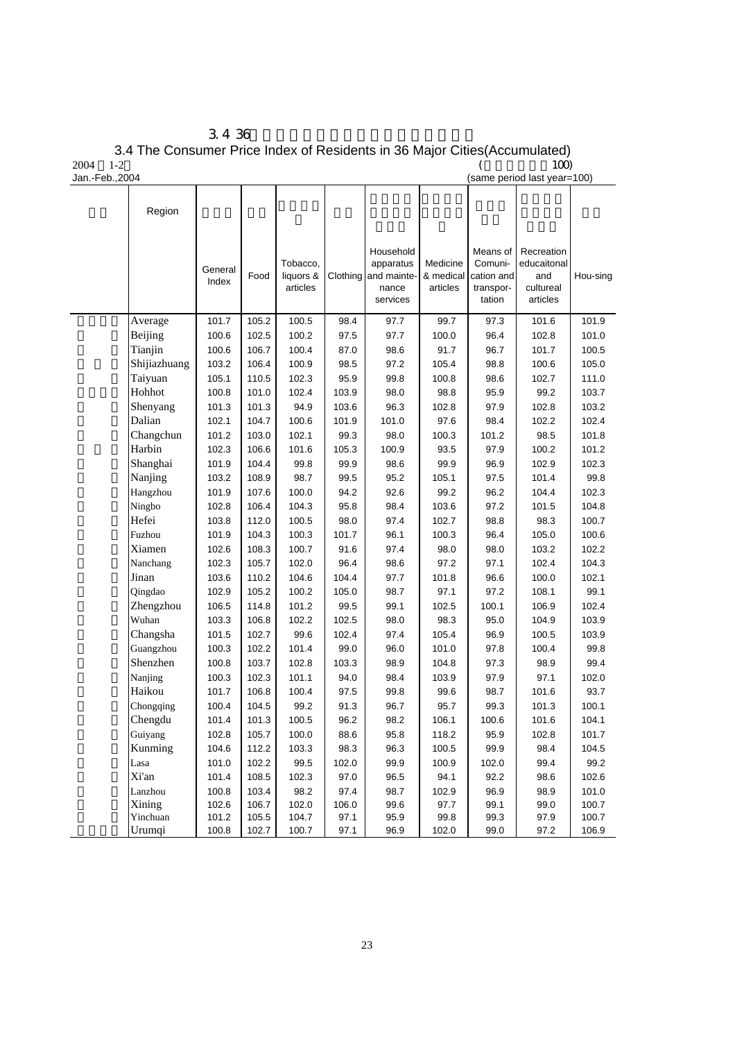# 3.4 36

## 3.4 The Consumer Price Index of Residents in 36 Major Cities(Accumulated)

2004 1-2 ( 100)

Jan.-Feb.,2004 (same period last year=100)

| Region | General Index | Food | Tobacco, liquors & articles | Clothing | Household apparatus and mainte-nance services | Medicine & medical articles | Means of Comuni-cation and transpor-tation | Recreation educaitonal and cultureal articles | Hou-sing |
|---|---|---|---|---|---|---|---|---|---|
| Average | 101.7 | 105.2 | 100.5 | 98.4 | 97.7 | 99.7 | 97.3 | 101.6 | 101.9 |
| Beijing | 100.6 | 102.5 | 100.2 | 97.5 | 97.7 | 100.0 | 96.4 | 102.8 | 101.0 |
| Tianjin | 100.6 | 106.7 | 100.4 | 87.0 | 98.6 | 91.7 | 96.7 | 101.7 | 100.5 |
| Shijiazhuang | 103.2 | 106.4 | 100.9 | 98.5 | 97.2 | 105.4 | 98.8 | 100.6 | 105.0 |
| Taiyuan | 105.1 | 110.5 | 102.3 | 95.9 | 99.8 | 100.8 | 98.6 | 102.7 | 111.0 |
| Hohhot | 100.8 | 101.0 | 102.4 | 103.9 | 98.0 | 98.8 | 95.9 | 99.2 | 103.7 |
| Shenyang | 101.3 | 101.3 | 94.9 | 103.6 | 96.3 | 102.8 | 97.9 | 102.8 | 103.2 |
| Dalian | 102.1 | 104.7 | 100.6 | 101.9 | 101.0 | 97.6 | 98.4 | 102.2 | 102.4 |
| Changchun | 101.2 | 103.0 | 102.1 | 99.3 | 98.0 | 100.3 | 101.2 | 98.5 | 101.8 |
| Harbin | 102.3 | 106.6 | 101.6 | 105.3 | 100.9 | 93.5 | 97.9 | 100.2 | 101.2 |
| Shanghai | 101.9 | 104.4 | 99.8 | 99.9 | 98.6 | 99.9 | 96.9 | 102.9 | 102.3 |
| Nanjing | 103.2 | 108.9 | 98.7 | 99.5 | 95.2 | 105.1 | 97.5 | 101.4 | 99.8 |
| Hangzhou | 101.9 | 107.6 | 100.0 | 94.2 | 92.6 | 99.2 | 96.2 | 104.4 | 102.3 |
| Ningbo | 102.8 | 106.4 | 104.3 | 95.8 | 98.4 | 103.6 | 97.2 | 101.5 | 104.8 |
| Hefei | 103.8 | 112.0 | 100.5 | 98.0 | 97.4 | 102.7 | 98.8 | 98.3 | 100.7 |
| Fuzhou | 101.9 | 104.3 | 100.3 | 101.7 | 96.1 | 100.3 | 96.4 | 105.0 | 100.6 |
| Xiamen | 102.6 | 108.3 | 100.7 | 91.6 | 97.4 | 98.0 | 98.0 | 103.2 | 102.2 |
| Nanchang | 102.3 | 105.7 | 102.0 | 96.4 | 98.6 | 97.2 | 97.1 | 102.4 | 104.3 |
| Jinan | 103.6 | 110.2 | 104.6 | 104.4 | 97.7 | 101.8 | 96.6 | 100.0 | 102.1 |
| Qingdao | 102.9 | 105.2 | 100.2 | 105.0 | 98.7 | 97.1 | 97.2 | 108.1 | 99.1 |
| Zhengzhou | 106.5 | 114.8 | 101.2 | 99.5 | 99.1 | 102.5 | 100.1 | 106.9 | 102.4 |
| Wuhan | 103.3 | 106.8 | 102.2 | 102.5 | 98.0 | 98.3 | 95.0 | 104.9 | 103.9 |
| Changsha | 101.5 | 102.7 | 99.6 | 102.4 | 97.4 | 105.4 | 96.9 | 100.5 | 103.9 |
| Guangzhou | 100.3 | 102.2 | 101.4 | 99.0 | 96.0 | 101.0 | 97.8 | 100.4 | 99.8 |
| Shenzhen | 100.8 | 103.7 | 102.8 | 103.3 | 98.9 | 104.8 | 97.3 | 98.9 | 99.4 |
| Nanjing | 100.3 | 102.3 | 101.1 | 94.0 | 98.4 | 103.9 | 97.9 | 97.1 | 102.0 |
| Haikou | 101.7 | 106.8 | 100.4 | 97.5 | 99.8 | 99.6 | 98.7 | 101.6 | 93.7 |
| Chongqing | 100.4 | 104.5 | 99.2 | 91.3 | 96.7 | 95.7 | 99.3 | 101.3 | 100.1 |
| Chengdu | 101.4 | 101.3 | 100.5 | 96.2 | 98.2 | 106.1 | 100.6 | 101.6 | 104.1 |
| Guiyang | 102.8 | 105.7 | 100.0 | 88.6 | 95.8 | 118.2 | 95.9 | 102.8 | 101.7 |
| Kunming | 104.6 | 112.2 | 103.3 | 98.3 | 96.3 | 100.5 | 99.9 | 98.4 | 104.5 |
| Lasa | 101.0 | 102.2 | 99.5 | 102.0 | 99.9 | 100.9 | 102.0 | 99.4 | 99.2 |
| Xi'an | 101.4 | 108.5 | 102.3 | 97.0 | 96.5 | 94.1 | 92.2 | 98.6 | 102.6 |
| Lanzhou | 100.8 | 103.4 | 98.2 | 97.4 | 98.7 | 102.9 | 96.9 | 98.9 | 101.0 |
| Xining | 102.6 | 106.7 | 102.0 | 106.0 | 99.6 | 97.7 | 99.1 | 99.0 | 100.7 |
| Yinchuan | 101.2 | 105.5 | 104.7 | 97.1 | 95.9 | 99.8 | 99.3 | 97.9 | 100.7 |
| Urumqi | 100.8 | 102.7 | 100.7 | 97.1 | 96.9 | 102.0 | 99.0 | 97.2 | 106.9 |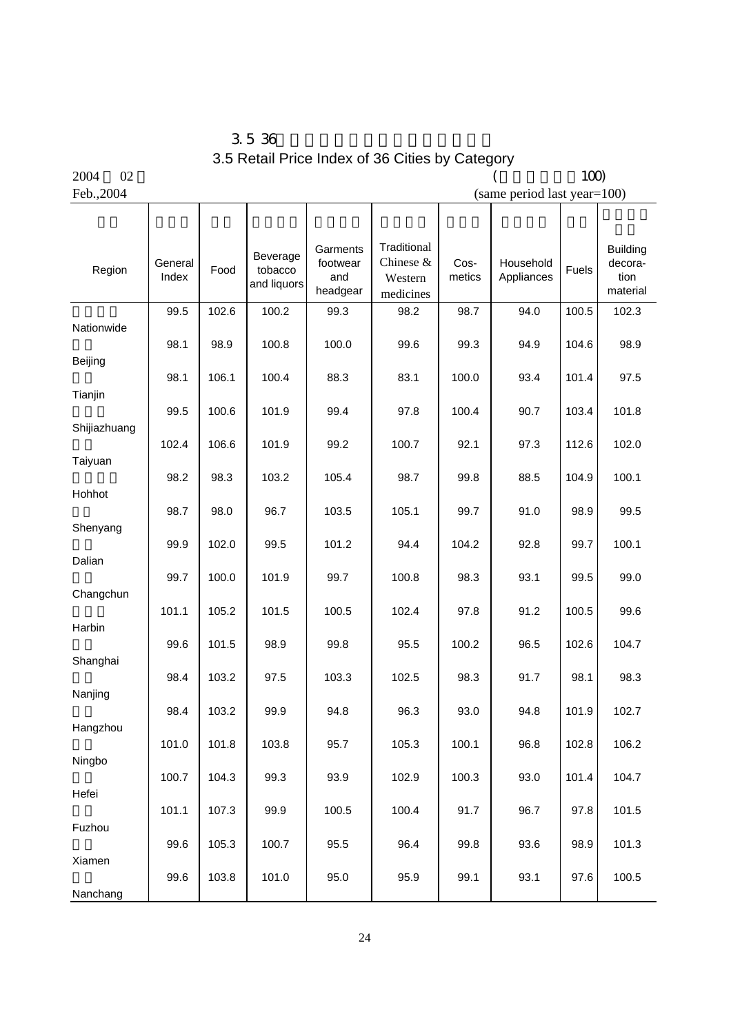# 3.5 36

## 3.5 Retail Price Index of 36 Cities by Category

2004 02
Feb.,2004

( 100)
(same period last year=100)

| Region | General Index | Food | Beverage tobacco and liquors | Garments footwear and headgear | Traditional Chinese & Western medicines | Cos-metics | Household Appliances | Fuels | Building decora-tion material |
|---|---|---|---|---|---|---|---|---|---|
| Nationwide | 99.5 | 102.6 | 100.2 | 99.3 | 98.2 | 98.7 | 94.0 | 100.5 | 102.3 |
| Beijing | 98.1 | 98.9 | 100.8 | 100.0 | 99.6 | 99.3 | 94.9 | 104.6 | 98.9 |
| Tianjin | 98.1 | 106.1 | 100.4 | 88.3 | 83.1 | 100.0 | 93.4 | 101.4 | 97.5 |
| Shijiazhuang | 99.5 | 100.6 | 101.9 | 99.4 | 97.8 | 100.4 | 90.7 | 103.4 | 101.8 |
| Taiyuan | 102.4 | 106.6 | 101.9 | 99.2 | 100.7 | 92.1 | 97.3 | 112.6 | 102.0 |
| Hohhot | 98.2 | 98.3 | 103.2 | 105.4 | 98.7 | 99.8 | 88.5 | 104.9 | 100.1 |
| Shenyang | 98.7 | 98.0 | 96.7 | 103.5 | 105.1 | 99.7 | 91.0 | 98.9 | 99.5 |
| Dalian | 99.9 | 102.0 | 99.5 | 101.2 | 94.4 | 104.2 | 92.8 | 99.7 | 100.1 |
| Changchun | 99.7 | 100.0 | 101.9 | 99.7 | 100.8 | 98.3 | 93.1 | 99.5 | 99.0 |
| Harbin | 101.1 | 105.2 | 101.5 | 100.5 | 102.4 | 97.8 | 91.2 | 100.5 | 99.6 |
| Shanghai | 99.6 | 101.5 | 98.9 | 99.8 | 95.5 | 100.2 | 96.5 | 102.6 | 104.7 |
| Nanjing | 98.4 | 103.2 | 97.5 | 103.3 | 102.5 | 98.3 | 91.7 | 98.1 | 98.3 |
| Hangzhou | 98.4 | 103.2 | 99.9 | 94.8 | 96.3 | 93.0 | 94.8 | 101.9 | 102.7 |
| Ningbo | 101.0 | 101.8 | 103.8 | 95.7 | 105.3 | 100.1 | 96.8 | 102.8 | 106.2 |
| Hefei | 100.7 | 104.3 | 99.3 | 93.9 | 102.9 | 100.3 | 93.0 | 101.4 | 104.7 |
| Fuzhou | 101.1 | 107.3 | 99.9 | 100.5 | 100.4 | 91.7 | 96.7 | 97.8 | 101.5 |
| Xiamen | 99.6 | 105.3 | 100.7 | 95.5 | 96.4 | 99.8 | 93.6 | 98.9 | 101.3 |
| Nanchang | 99.6 | 103.8 | 101.0 | 95.0 | 95.9 | 99.1 | 93.1 | 97.6 | 100.5 |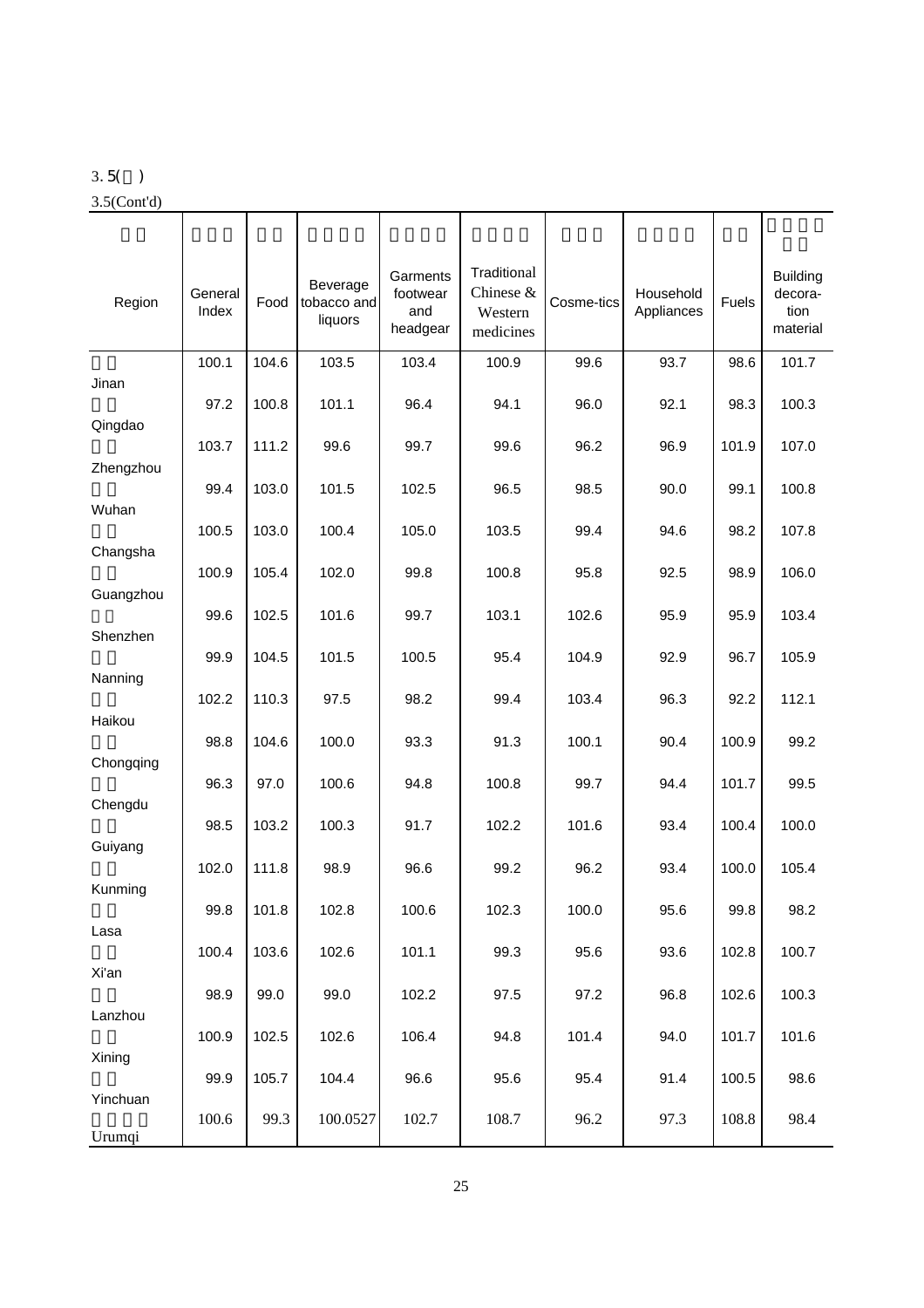3.5(续)

3.5(Cont'd)

| Region | General Index | Food | Beverage tobacco and liquors | Garments footwear and headgear | Traditional Chinese & Western medicines | Cosme-tics | Household Appliances | Fuels | Building decora-tion material |
|---|---|---|---|---|---|---|---|---|---|
| Jinan | 100.1 | 104.6 | 103.5 | 103.4 | 100.9 | 99.6 | 93.7 | 98.6 | 101.7 |
| Qingdao | 97.2 | 100.8 | 101.1 | 96.4 | 94.1 | 96.0 | 92.1 | 98.3 | 100.3 |
| Zhengzhou | 103.7 | 111.2 | 99.6 | 99.7 | 99.6 | 96.2 | 96.9 | 101.9 | 107.0 |
| Wuhan | 99.4 | 103.0 | 101.5 | 102.5 | 96.5 | 98.5 | 90.0 | 99.1 | 100.8 |
| Changsha | 100.5 | 103.0 | 100.4 | 105.0 | 103.5 | 99.4 | 94.6 | 98.2 | 107.8 |
| Guangzhou | 100.9 | 105.4 | 102.0 | 99.8 | 100.8 | 95.8 | 92.5 | 98.9 | 106.0 |
| Shenzhen | 99.6 | 102.5 | 101.6 | 99.7 | 103.1 | 102.6 | 95.9 | 95.9 | 103.4 |
| Nanning | 99.9 | 104.5 | 101.5 | 100.5 | 95.4 | 104.9 | 92.9 | 96.7 | 105.9 |
| Haikou | 102.2 | 110.3 | 97.5 | 98.2 | 99.4 | 103.4 | 96.3 | 92.2 | 112.1 |
| Chongqing | 98.8 | 104.6 | 100.0 | 93.3 | 91.3 | 100.1 | 90.4 | 100.9 | 99.2 |
| Chengdu | 96.3 | 97.0 | 100.6 | 94.8 | 100.8 | 99.7 | 94.4 | 101.7 | 99.5 |
| Guiyang | 98.5 | 103.2 | 100.3 | 91.7 | 102.2 | 101.6 | 93.4 | 100.4 | 100.0 |
| Kunming | 102.0 | 111.8 | 98.9 | 96.6 | 99.2 | 96.2 | 93.4 | 100.0 | 105.4 |
| Lasa | 99.8 | 101.8 | 102.8 | 100.6 | 102.3 | 100.0 | 95.6 | 99.8 | 98.2 |
| Xi'an | 100.4 | 103.6 | 102.6 | 101.1 | 99.3 | 95.6 | 93.6 | 102.8 | 100.7 |
| Lanzhou | 98.9 | 99.0 | 99.0 | 102.2 | 97.5 | 97.2 | 96.8 | 102.6 | 100.3 |
| Xining | 100.9 | 102.5 | 102.6 | 106.4 | 94.8 | 101.4 | 94.0 | 101.7 | 101.6 |
| Yinchuan | 99.9 | 105.7 | 104.4 | 96.6 | 95.6 | 95.4 | 91.4 | 100.5 | 98.6 |
| Urumqi | 100.6 | 99.3 | 100.0527 | 102.7 | 108.7 | 96.2 | 97.3 | 108.8 | 98.4 |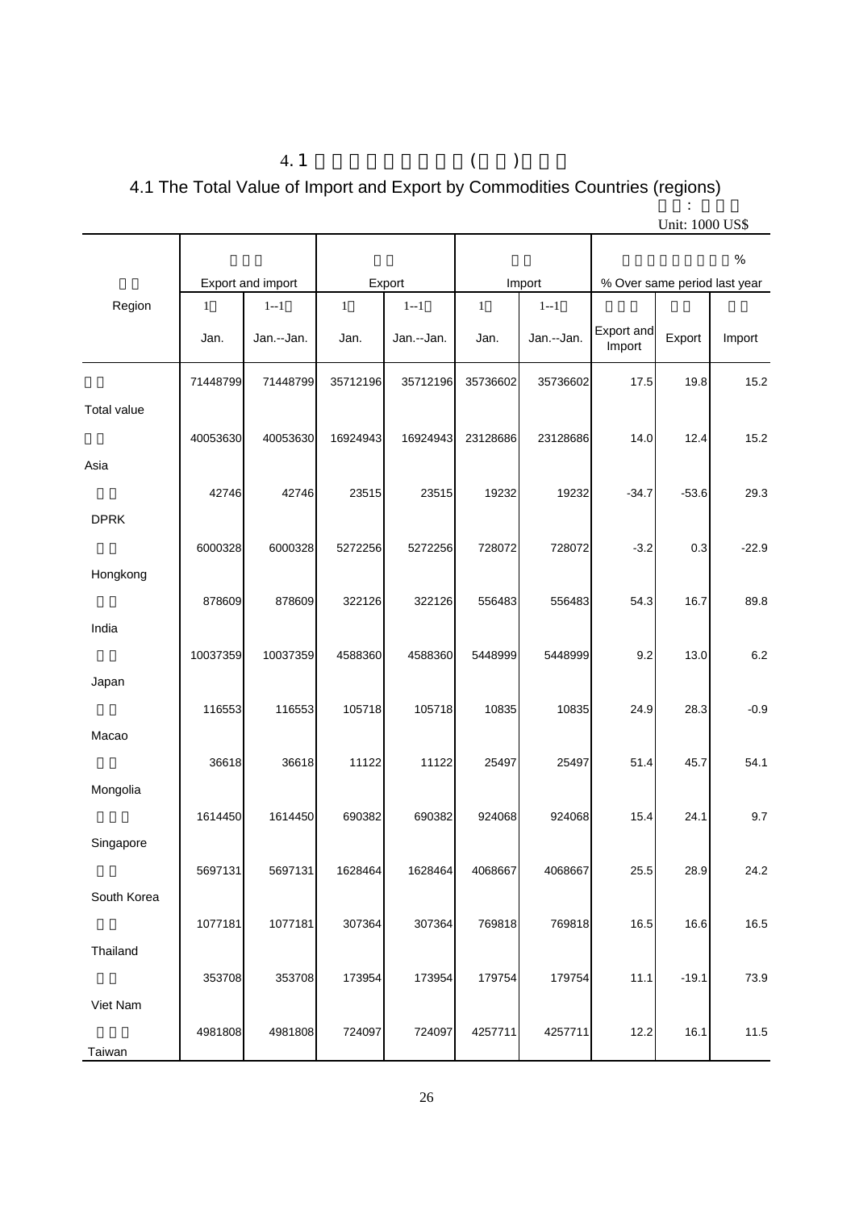# 4.1 The Total Value of Import and Export by Commodities Countries (regions)

Unit: 1000 US$

| Region | Export and import | | Export | | Import | | % Over same period last year | | |
|---|---|---|---|---|---|---|---|---|---|
| | Jan. | Jan.--Jan. | Jan. | Jan.--Jan. | Jan. | Jan.--Jan. | Export and Import | Export | Import |
| Total value | 71448799 | 71448799 | 35712196 | 35712196 | 35736602 | 35736602 | 17.5 | 19.8 | 15.2 |
| Asia | 40053630 | 40053630 | 16924943 | 16924943 | 23128686 | 23128686 | 14.0 | 12.4 | 15.2 |
| DPRK | 42746 | 42746 | 23515 | 23515 | 19232 | 19232 | -34.7 | -53.6 | 29.3 |
| Hongkong | 6000328 | 6000328 | 5272256 | 5272256 | 728072 | 728072 | -3.2 | 0.3 | -22.9 |
| India | 878609 | 878609 | 322126 | 322126 | 556483 | 556483 | 54.3 | 16.7 | 89.8 |
| Japan | 10037359 | 10037359 | 4588360 | 4588360 | 5448999 | 5448999 | 9.2 | 13.0 | 6.2 |
| Macao | 116553 | 116553 | 105718 | 105718 | 10835 | 10835 | 24.9 | 28.3 | -0.9 |
| Mongolia | 36618 | 36618 | 11122 | 11122 | 25497 | 25497 | 51.4 | 45.7 | 54.1 |
| Singapore | 1614450 | 1614450 | 690382 | 690382 | 924068 | 924068 | 15.4 | 24.1 | 9.7 |
| South Korea | 5697131 | 5697131 | 1628464 | 1628464 | 4068667 | 4068667 | 25.5 | 28.9 | 24.2 |
| Thailand | 1077181 | 1077181 | 307364 | 307364 | 769818 | 769818 | 16.5 | 16.6 | 16.5 |
| Viet Nam | 353708 | 353708 | 173954 | 173954 | 179754 | 179754 | 11.1 | -19.1 | 73.9 |
| Taiwan | 4981808 | 4981808 | 724097 | 724097 | 4257711 | 4257711 | 12.2 | 16.1 | 11.5 |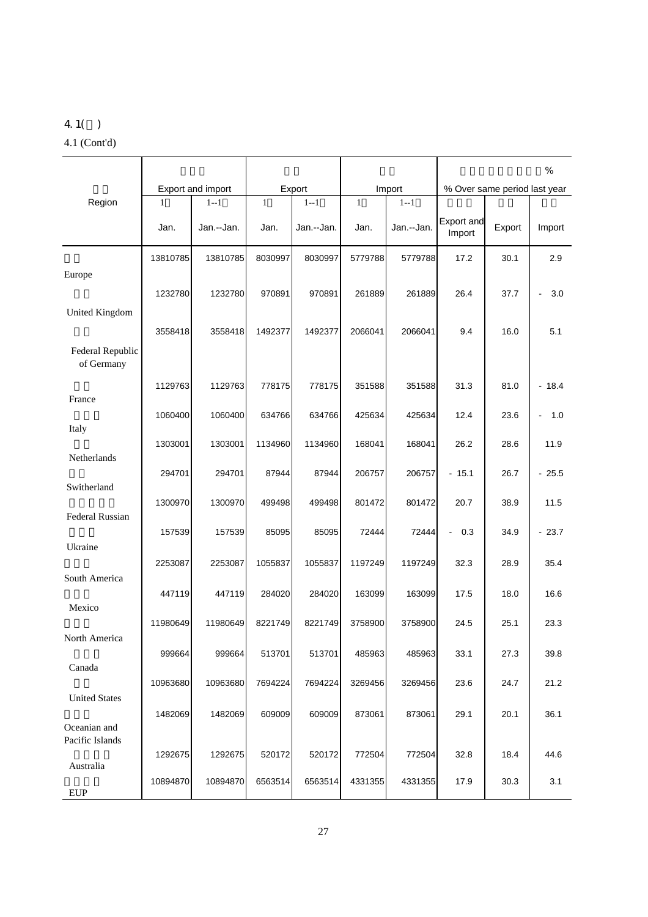4.1 (Cont'd)

%

| Region | Export and import | | Export | | Import | | % Over same period last year | | |
|---|---|---|---|---|---|---|---|---|---|
| | Jan. | Jan.--Jan. | Jan. | Jan.--Jan. | Jan. | Jan.--Jan. | Export and Import | Export | Import |
| Europe | 13810785 | 13810785 | 8030997 | 8030997 | 5779788 | 5779788 | 17.2 | 30.1 | 2.9 |
| United Kingdom | 1232780 | 1232780 | 970891 | 970891 | 261889 | 261889 | 26.4 | 37.7 | -3.0 |
| Federal Republic of Germany | 3558418 | 3558418 | 1492377 | 1492377 | 2066041 | 2066041 | 9.4 | 16.0 | 5.1 |
| France | 1129763 | 1129763 | 778175 | 778175 | 351588 | 351588 | 31.3 | 81.0 | -18.4 |
| Italy | 1060400 | 1060400 | 634766 | 634766 | 425634 | 425634 | 12.4 | 23.6 | -1.0 |
| Netherlands | 1303001 | 1303001 | 1134960 | 1134960 | 168041 | 168041 | 26.2 | 28.6 | 11.9 |
| Switherland | 294701 | 294701 | 87944 | 87944 | 206757 | 206757 | -15.1 | 26.7 | -25.5 |
| Federal Russian | 1300970 | 1300970 | 499498 | 499498 | 801472 | 801472 | 20.7 | 38.9 | 11.5 |
| Ukraine | 157539 | 157539 | 85095 | 85095 | 72444 | 72444 | -0.3 | 34.9 | -23.7 |
| South America | 2253087 | 2253087 | 1055837 | 1055837 | 1197249 | 1197249 | 32.3 | 28.9 | 35.4 |
| Mexico | 447119 | 447119 | 284020 | 284020 | 163099 | 163099 | 17.5 | 18.0 | 16.6 |
| North America | 11980649 | 11980649 | 8221749 | 8221749 | 3758900 | 3758900 | 24.5 | 25.1 | 23.3 |
| Canada | 999664 | 999664 | 513701 | 513701 | 485963 | 485963 | 33.1 | 27.3 | 39.8 |
| United States | 10963680 | 10963680 | 7694224 | 7694224 | 3269456 | 3269456 | 23.6 | 24.7 | 21.2 |
| Oceanian and Pacific Islands | 1482069 | 1482069 | 609009 | 609009 | 873061 | 873061 | 29.1 | 20.1 | 36.1 |
| Australia | 1292675 | 1292675 | 520172 | 520172 | 772504 | 772504 | 32.8 | 18.4 | 44.6 |
| EUP | 10894870 | 10894870 | 6563514 | 6563514 | 4331355 | 4331355 | 17.9 | 30.3 | 3.1 |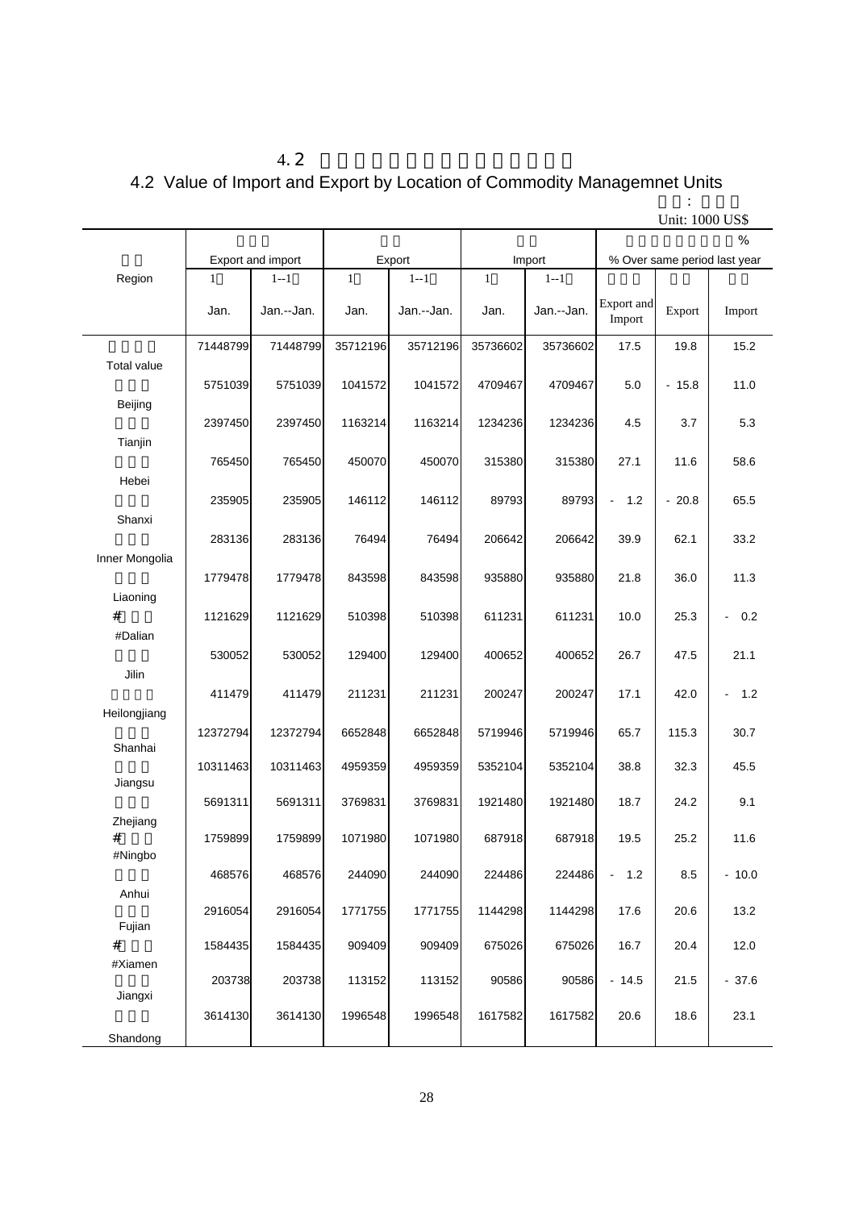## 4.2 Value of Import and Export by Location of Commodity Managemnet Units

Unit: 1000 US$

| Region | Export and import | | Export | | Import | | % Over same period last year | | |
|---|---|---|---|---|---|---|---|---|---|
| | Jan. | Jan.--Jan. | Jan. | Jan.--Jan. | Jan. | Jan.--Jan. | Export and Import | Export | Import |
| Total value | 71448799 | 71448799 | 35712196 | 35712196 | 35736602 | 35736602 | 17.5 | 19.8 | 15.2 |
| Beijing | 5751039 | 5751039 | 1041572 | 1041572 | 4709467 | 4709467 | 5.0 | - 15.8 | 11.0 |
| Tianjin | 2397450 | 2397450 | 1163214 | 1163214 | 1234236 | 1234236 | 4.5 | 3.7 | 5.3 |
| Hebei | 765450 | 765450 | 450070 | 450070 | 315380 | 315380 | 27.1 | 11.6 | 58.6 |
| Shanxi | 235905 | 235905 | 146112 | 146112 | 89793 | 89793 | - 1.2 | - 20.8 | 65.5 |
| Inner Mongolia | 283136 | 283136 | 76494 | 76494 | 206642 | 206642 | 39.9 | 62.1 | 33.2 |
| Liaoning | 1779478 | 1779478 | 843598 | 843598 | 935880 | 935880 | 21.8 | 36.0 | 11.3 |
| #Dalian | 1121629 | 1121629 | 510398 | 510398 | 611231 | 611231 | 10.0 | 25.3 | - 0.2 |
| Jilin | 530052 | 530052 | 129400 | 129400 | 400652 | 400652 | 26.7 | 47.5 | 21.1 |
| Heilongjiang | 411479 | 411479 | 211231 | 211231 | 200247 | 200247 | 17.1 | 42.0 | - 1.2 |
| Shanhai | 12372794 | 12372794 | 6652848 | 6652848 | 5719946 | 5719946 | 65.7 | 115.3 | 30.7 |
| Jiangsu | 10311463 | 10311463 | 4959359 | 4959359 | 5352104 | 5352104 | 38.8 | 32.3 | 45.5 |
| Zhejiang | 5691311 | 5691311 | 3769831 | 3769831 | 1921480 | 1921480 | 18.7 | 24.2 | 9.1 |
| #Ningbo | 1759899 | 1759899 | 1071980 | 1071980 | 687918 | 687918 | 19.5 | 25.2 | 11.6 |
| Anhui | 468576 | 468576 | 244090 | 244090 | 224486 | 224486 | - 1.2 | 8.5 | - 10.0 |
| Fujian | 2916054 | 2916054 | 1771755 | 1771755 | 1144298 | 1144298 | 17.6 | 20.6 | 13.2 |
| #Xiamen | 1584435 | 1584435 | 909409 | 909409 | 675026 | 675026 | 16.7 | 20.4 | 12.0 |
| Jiangxi | 203738 | 203738 | 113152 | 113152 | 90586 | 90586 | - 14.5 | 21.5 | - 37.6 |
| Shandong | 3614130 | 3614130 | 1996548 | 1996548 | 1617582 | 1617582 | 20.6 | 18.6 | 23.1 |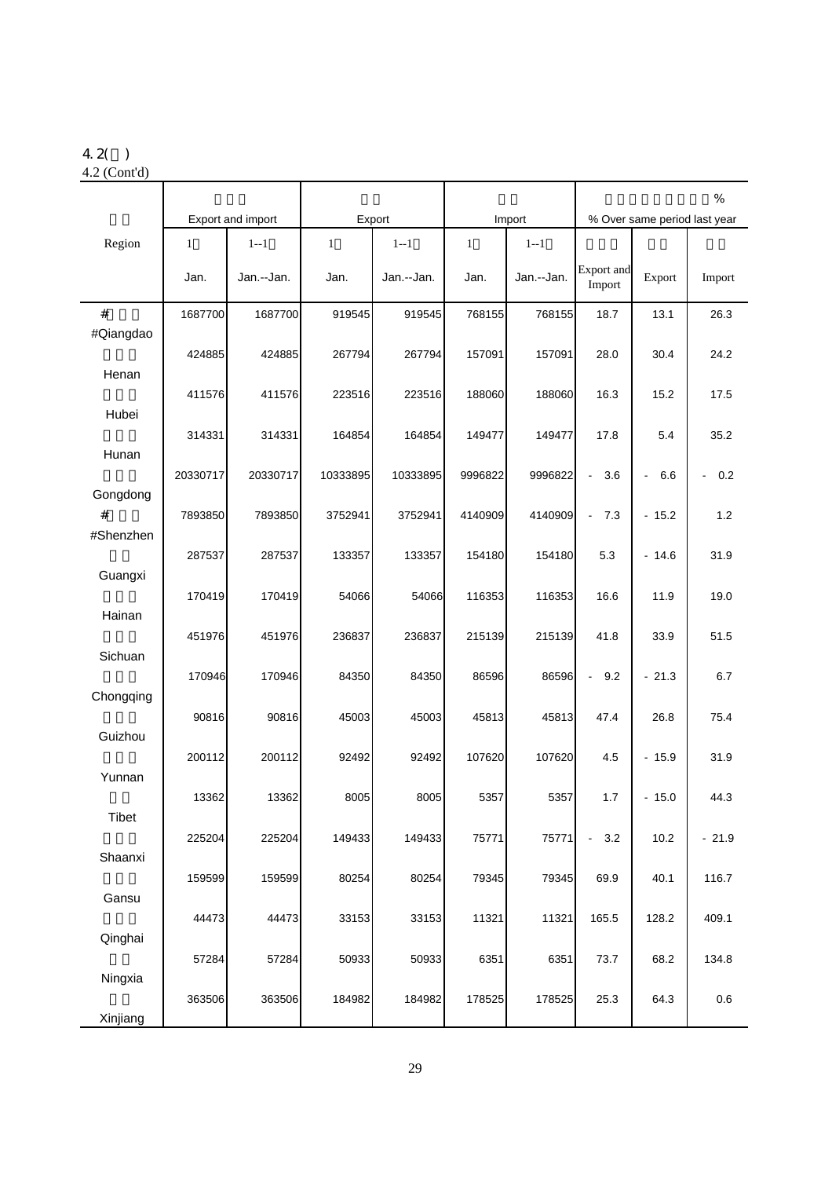4.2(续)
4.2 (Cont'd)

| Region | Export and import | | Export | | Import | | % Over same period last year | | |
|---|---|---|---|---|---|---|---|---|---|
| | 1 | 1--1 | 1 | 1--1 | 1 | 1--1 | | | |
| | Jan. | Jan.--Jan. | Jan. | Jan.--Jan. | Jan. | Jan.--Jan. | Export and Import | Export | Import |
| # #Qiangdao | 1687700 | 1687700 | 919545 | 919545 | 768155 | 768155 | 18.7 | 13.1 | 26.3 |
| Henan | 424885 | 424885 | 267794 | 267794 | 157091 | 157091 | 28.0 | 30.4 | 24.2 |
| Hubei | 411576 | 411576 | 223516 | 223516 | 188060 | 188060 | 16.3 | 15.2 | 17.5 |
| Hunan | 314331 | 314331 | 164854 | 164854 | 149477 | 149477 | 17.8 | 5.4 | 35.2 |
| Gongdong | 20330717 | 20330717 | 10333895 | 10333895 | 9996822 | 9996822 | - 3.6 | - 6.6 | - 0.2 |
| # #Shenzhen | 7893850 | 7893850 | 3752941 | 3752941 | 4140909 | 4140909 | - 7.3 | - 15.2 | 1.2 |
| Guangxi | 287537 | 287537 | 133357 | 133357 | 154180 | 154180 | 5.3 | - 14.6 | 31.9 |
| Hainan | 170419 | 170419 | 54066 | 54066 | 116353 | 116353 | 16.6 | 11.9 | 19.0 |
| Sichuan | 451976 | 451976 | 236837 | 236837 | 215139 | 215139 | 41.8 | 33.9 | 51.5 |
| Chongqing | 170946 | 170946 | 84350 | 84350 | 86596 | 86596 | - 9.2 | - 21.3 | 6.7 |
| Guizhou | 90816 | 90816 | 45003 | 45003 | 45813 | 45813 | 47.4 | 26.8 | 75.4 |
| Yunnan | 200112 | 200112 | 92492 | 92492 | 107620 | 107620 | 4.5 | - 15.9 | 31.9 |
| Tibet | 13362 | 13362 | 8005 | 8005 | 5357 | 5357 | 1.7 | - 15.0 | 44.3 |
| Shaanxi | 225204 | 225204 | 149433 | 149433 | 75771 | 75771 | - 3.2 | 10.2 | - 21.9 |
| Gansu | 159599 | 159599 | 80254 | 80254 | 79345 | 79345 | 69.9 | 40.1 | 116.7 |
| Qinghai | 44473 | 44473 | 33153 | 33153 | 11321 | 11321 | 165.5 | 128.2 | 409.1 |
| Ningxia | 57284 | 57284 | 50933 | 50933 | 6351 | 6351 | 73.7 | 68.2 | 134.8 |
| Xinjiang | 363506 | 363506 | 184982 | 184982 | 178525 | 178525 | 25.3 | 64.3 | 0.6 |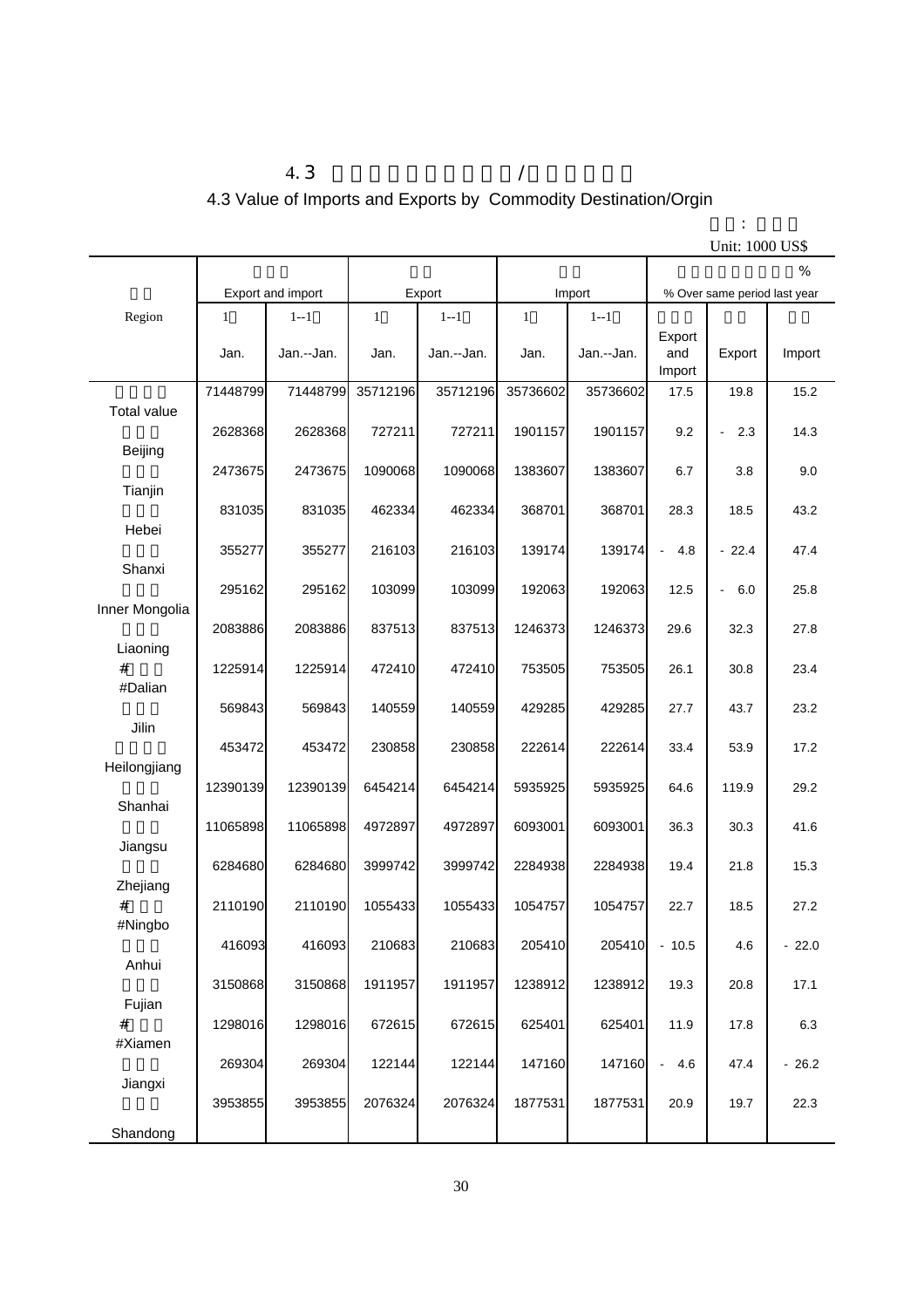# 4.3 Value of Imports and Exports by Commodity Destination/Orgin

Unit: 1000 US$

| Region | Export and import | | Export | | Import | | % Over same period last year | | |
|---|---|---|---|---|---|---|---|---|---|
| | Jan. | Jan.--Jan. | Jan. | Jan.--Jan. | Jan. | Jan.--Jan. | Export and Import | Export | Import |
| Total value | 71448799 | 71448799 | 35712196 | 35712196 | 35736602 | 35736602 | 17.5 | 19.8 | 15.2 |
| Beijing | 2628368 | 2628368 | 727211 | 727211 | 1901157 | 1901157 | 9.2 | - 2.3 | 14.3 |
| Tianjin | 2473675 | 2473675 | 1090068 | 1090068 | 1383607 | 1383607 | 6.7 | 3.8 | 9.0 |
| Hebei | 831035 | 831035 | 462334 | 462334 | 368701 | 368701 | 28.3 | 18.5 | 43.2 |
| Shanxi | 355277 | 355277 | 216103 | 216103 | 139174 | 139174 | - 4.8 | - 22.4 | 47.4 |
| Inner Mongolia | 295162 | 295162 | 103099 | 103099 | 192063 | 192063 | 12.5 | - 6.0 | 25.8 |
| Liaoning | 2083886 | 2083886 | 837513 | 837513 | 1246373 | 1246373 | 29.6 | 32.3 | 27.8 |
| #Dalian | 1225914 | 1225914 | 472410 | 472410 | 753505 | 753505 | 26.1 | 30.8 | 23.4 |
| Jilin | 569843 | 569843 | 140559 | 140559 | 429285 | 429285 | 27.7 | 43.7 | 23.2 |
| Heilongjiang | 453472 | 453472 | 230858 | 230858 | 222614 | 222614 | 33.4 | 53.9 | 17.2 |
| Shanhai | 12390139 | 12390139 | 6454214 | 6454214 | 5935925 | 5935925 | 64.6 | 119.9 | 29.2 |
| Jiangsu | 11065898 | 11065898 | 4972897 | 4972897 | 6093001 | 6093001 | 36.3 | 30.3 | 41.6 |
| Zhejiang | 6284680 | 6284680 | 3999742 | 3999742 | 2284938 | 2284938 | 19.4 | 21.8 | 15.3 |
| #Ningbo | 2110190 | 2110190 | 1055433 | 1055433 | 1054757 | 1054757 | 22.7 | 18.5 | 27.2 |
| Anhui | 416093 | 416093 | 210683 | 210683 | 205410 | 205410 | - 10.5 | 4.6 | - 22.0 |
| Fujian | 3150868 | 3150868 | 1911957 | 1911957 | 1238912 | 1238912 | 19.3 | 20.8 | 17.1 |
| #Xiamen | 1298016 | 1298016 | 672615 | 672615 | 625401 | 625401 | 11.9 | 17.8 | 6.3 |
| Jiangxi | 269304 | 269304 | 122144 | 122144 | 147160 | 147160 | - 4.6 | 47.4 | - 26.2 |
| Shandong | 3953855 | 3953855 | 2076324 | 2076324 | 1877531 | 1877531 | 20.9 | 19.7 | 22.3 |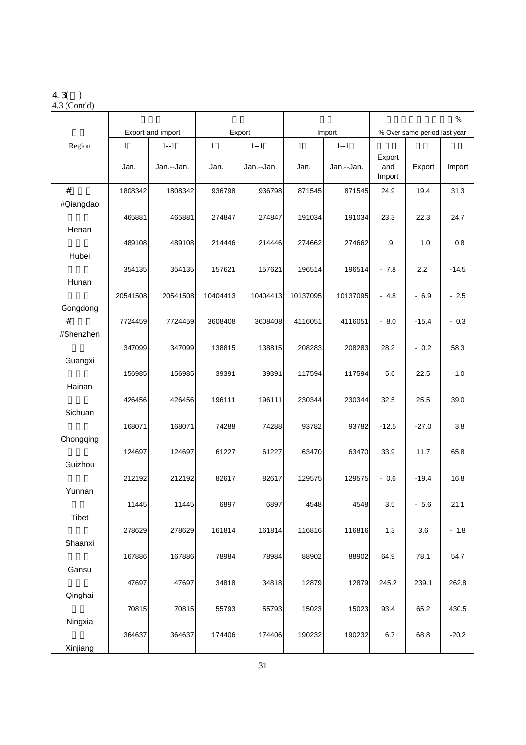4.3( )
4.3 (Cont'd)

| Region | Export and import | | Export | | Import | | % Over same period last year | | |
|---|---|---|---|---|---|---|---|---|---|
| | 1 Jan. | 1--1 Jan.--Jan. | 1 Jan. | 1--1 Jan.--Jan. | 1 Jan. | 1--1 Jan.--Jan. | Export and Import | Export | Import |
| #Qiangdao | 1808342 | 1808342 | 936798 | 936798 | 871545 | 871545 | 24.9 | 19.4 | 31.3 |
| Henan | 465881 | 465881 | 274847 | 274847 | 191034 | 191034 | 23.3 | 22.3 | 24.7 |
| Hubei | 489108 | 489108 | 214446 | 214446 | 274662 | 274662 | .9 | 1.0 | 0.8 |
| Hunan | 354135 | 354135 | 157621 | 157621 | 196514 | 196514 | - 7.8 | 2.2 | -14.5 |
| Gongdong | 20541508 | 20541508 | 10404413 | 10404413 | 10137095 | 10137095 | - 4.8 | - 6.9 | - 2.5 |
| #Shenzhen | 7724459 | 7724459 | 3608408 | 3608408 | 4116051 | 4116051 | - 8.0 | -15.4 | - 0.3 |
| Guangxi | 347099 | 347099 | 138815 | 138815 | 208283 | 208283 | 28.2 | - 0.2 | 58.3 |
| Hainan | 156985 | 156985 | 39391 | 39391 | 117594 | 117594 | 5.6 | 22.5 | 1.0 |
| Sichuan | 426456 | 426456 | 196111 | 196111 | 230344 | 230344 | 32.5 | 25.5 | 39.0 |
| Chongqing | 168071 | 168071 | 74288 | 74288 | 93782 | 93782 | -12.5 | -27.0 | 3.8 |
| Guizhou | 124697 | 124697 | 61227 | 61227 | 63470 | 63470 | 33.9 | 11.7 | 65.8 |
| Yunnan | 212192 | 212192 | 82617 | 82617 | 129575 | 129575 | - 0.6 | -19.4 | 16.8 |
| Tibet | 11445 | 11445 | 6897 | 6897 | 4548 | 4548 | 3.5 | - 5.6 | 21.1 |
| Shaanxi | 278629 | 278629 | 161814 | 161814 | 116816 | 116816 | 1.3 | 3.6 | - 1.8 |
| Gansu | 167886 | 167886 | 78984 | 78984 | 88902 | 88902 | 64.9 | 78.1 | 54.7 |
| Qinghai | 47697 | 47697 | 34818 | 34818 | 12879 | 12879 | 245.2 | 239.1 | 262.8 |
| Ningxia | 70815 | 70815 | 55793 | 55793 | 15023 | 15023 | 93.4 | 65.2 | 430.5 |
| Xinjiang | 364637 | 364637 | 174406 | 174406 | 190232 | 190232 | 6.7 | 68.8 | -20.2 |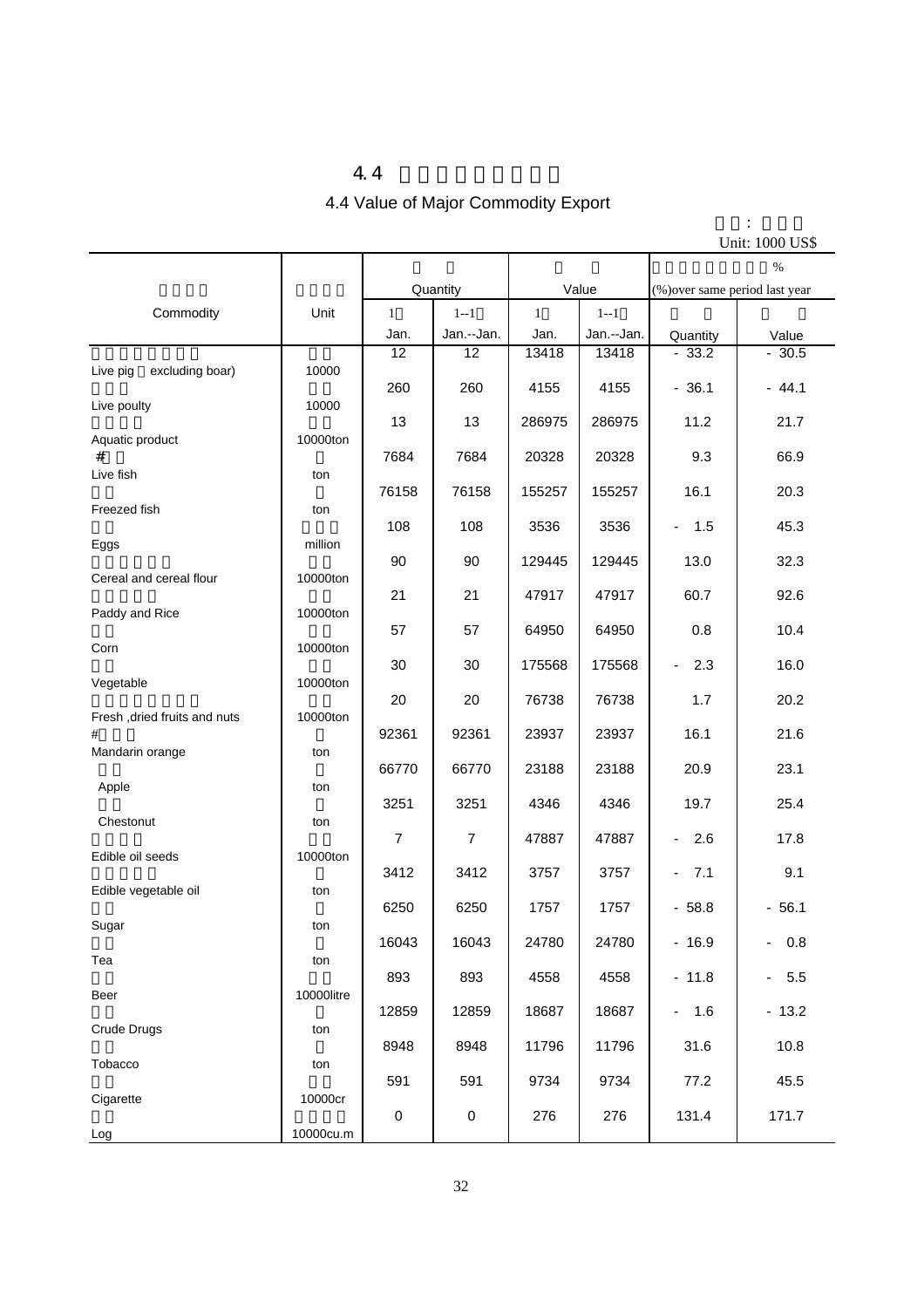# 4.4

## 4.4 Value of Major Commodity Export

Unit: 1000 US$

| Commodity | Unit | Quantity | | Value | | (%)over same period last year | |
|---|---|---|---|---|---|---|---|
| | | 1 | 1--1 | 1 | 1--1 | | |
| | | Jan. | Jan.--Jan. | Jan. | Jan.--Jan. | Quantity | Value |
| Live pig （excluding boar) | 10000 | 12 | 12 | 13418 | 13418 | - 33.2 | - 30.5 |
| Live poulty | 10000 | 260 | 260 | 4155 | 4155 | - 36.1 | - 44.1 |
| Aquatic product | 10000ton | 13 | 13 | 286975 | 286975 | 11.2 | 21.7 |
| # Live fish | ton | 7684 | 7684 | 20328 | 20328 | 9.3 | 66.9 |
| Freezed fish | ton | 76158 | 76158 | 155257 | 155257 | 16.1 | 20.3 |
| Eggs | million | 108 | 108 | 3536 | 3536 | - 1.5 | 45.3 |
| Cereal and cereal flour | 10000ton | 90 | 90 | 129445 | 129445 | 13.0 | 32.3 |
| Paddy and Rice | 10000ton | 21 | 21 | 47917 | 47917 | 60.7 | 92.6 |
| Corn | 10000ton | 57 | 57 | 64950 | 64950 | 0.8 | 10.4 |
| Vegetable | 10000ton | 30 | 30 | 175568 | 175568 | - 2.3 | 16.0 |
| Fresh ,dried fruits and nuts | 10000ton | 20 | 20 | 76738 | 76738 | 1.7 | 20.2 |
| # Mandarin orange | ton | 92361 | 92361 | 23937 | 23937 | 16.1 | 21.6 |
| Apple | ton | 66770 | 66770 | 23188 | 23188 | 20.9 | 23.1 |
| Chestonut | ton | 3251 | 3251 | 4346 | 4346 | 19.7 | 25.4 |
| Edible oil seeds | 10000ton | 7 | 7 | 47887 | 47887 | - 2.6 | 17.8 |
| Edible vegetable oil | ton | 3412 | 3412 | 3757 | 3757 | - 7.1 | 9.1 |
| Sugar | ton | 6250 | 6250 | 1757 | 1757 | - 58.8 | - 56.1 |
| Tea | ton | 16043 | 16043 | 24780 | 24780 | - 16.9 | - 0.8 |
| Beer | 10000litre | 893 | 893 | 4558 | 4558 | - 11.8 | - 5.5 |
| Crude Drugs | ton | 12859 | 12859 | 18687 | 18687 | - 1.6 | - 13.2 |
| Tobacco | ton | 8948 | 8948 | 11796 | 11796 | 31.6 | 10.8 |
| Cigarette | 10000cr | 591 | 591 | 9734 | 9734 | 77.2 | 45.5 |
| Log | 10000cu.m | 0 | 0 | 276 | 276 | 131.4 | 171.7 |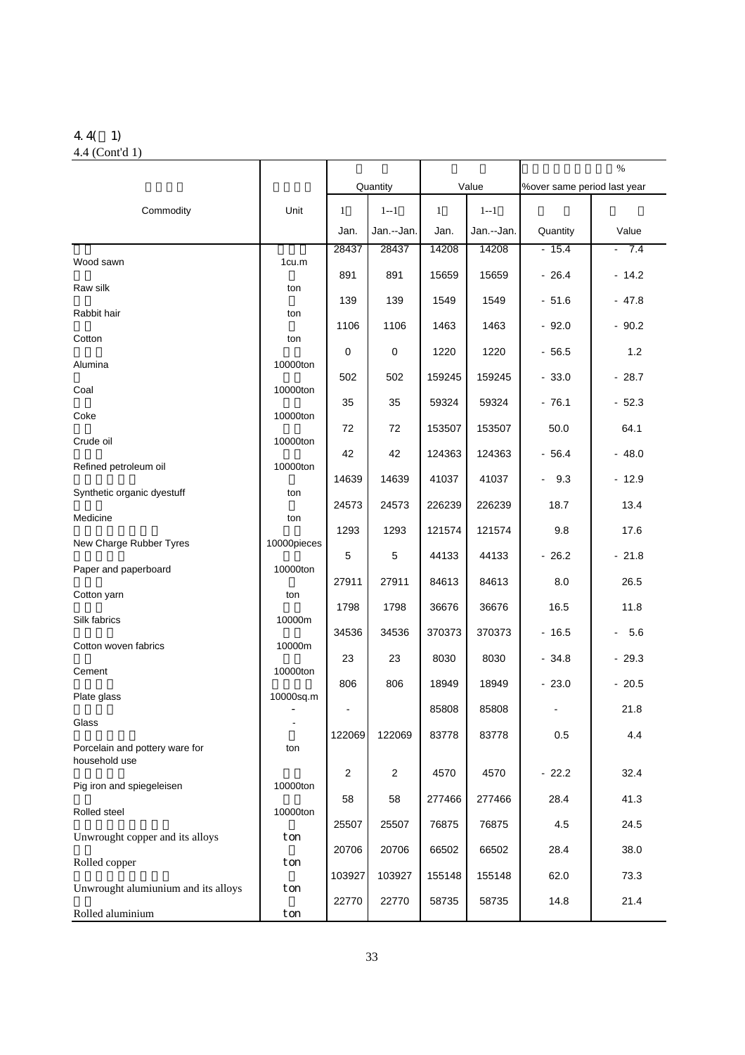4.4( 1)

4.4 (Cont'd 1)

| Commodity | Unit | Quantity | | Value | | %over same period last year | |
|---|---|---|---|---|---|---|---|
| | | Jan. | Jan.--Jan. | Jan. | Jan.--Jan. | Quantity | Value |
| Wood sawn | 1cu.m | 28437 | 28437 | 14208 | 14208 | - 15.4 | - 7.4 |
| Raw silk | ton | 891 | 891 | 15659 | 15659 | - 26.4 | - 14.2 |
| Rabbit hair | ton | 139 | 139 | 1549 | 1549 | - 51.6 | - 47.8 |
| Cotton | ton | 1106 | 1106 | 1463 | 1463 | - 92.0 | - 90.2 |
| Alumina | 10000ton | 0 | 0 | 1220 | 1220 | - 56.5 | 1.2 |
| Coal | 10000ton | 502 | 502 | 159245 | 159245 | - 33.0 | - 28.7 |
| Coke | 10000ton | 35 | 35 | 59324 | 59324 | - 76.1 | - 52.3 |
| Crude oil | 10000ton | 72 | 72 | 153507 | 153507 | 50.0 | 64.1 |
| Refined petroleum oil | 10000ton | 42 | 42 | 124363 | 124363 | - 56.4 | - 48.0 |
| Synthetic organic dyestuff | ton | 14639 | 14639 | 41037 | 41037 | - 9.3 | - 12.9 |
| Medicine | ton | 24573 | 24573 | 226239 | 226239 | 18.7 | 13.4 |
| New Charge Rubber Tyres | 10000pieces | 1293 | 1293 | 121574 | 121574 | 9.8 | 17.6 |
| Paper and paperboard | 10000ton | 5 | 5 | 44133 | 44133 | - 26.2 | - 21.8 |
| Cotton yarn | ton | 27911 | 27911 | 84613 | 84613 | 8.0 | 26.5 |
| Silk fabrics | 10000m | 1798 | 1798 | 36676 | 36676 | 16.5 | 11.8 |
| Cotton woven fabrics | 10000m | 34536 | 34536 | 370373 | 370373 | - 16.5 | - 5.6 |
| Cement | 10000ton | 23 | 23 | 8030 | 8030 | - 34.8 | - 29.3 |
| Plate glass | 10000sq.m | 806 | 806 | 18949 | 18949 | - 23.0 | - 20.5 |
| Glass | - | - | | 85808 | 85808 | - | 21.8 |
| Porcelain and pottery ware for household use | ton | 122069 | 122069 | 83778 | 83778 | 0.5 | 4.4 |
| Pig iron and spiegeleisen | 10000ton | 2 | 2 | 4570 | 4570 | - 22.2 | 32.4 |
| Rolled steel | 10000ton | 58 | 58 | 277466 | 277466 | 28.4 | 41.3 |
| Unwrought copper and its alloys | ton | 25507 | 25507 | 76875 | 76875 | 4.5 | 24.5 |
| Rolled copper | ton | 20706 | 20706 | 66502 | 66502 | 28.4 | 38.0 |
| Unwrought alumiunium and its alloys | ton | 103927 | 103927 | 155148 | 155148 | 62.0 | 73.3 |
| Rolled aluminium | ton | 22770 | 22770 | 58735 | 58735 | 14.8 | 21.4 |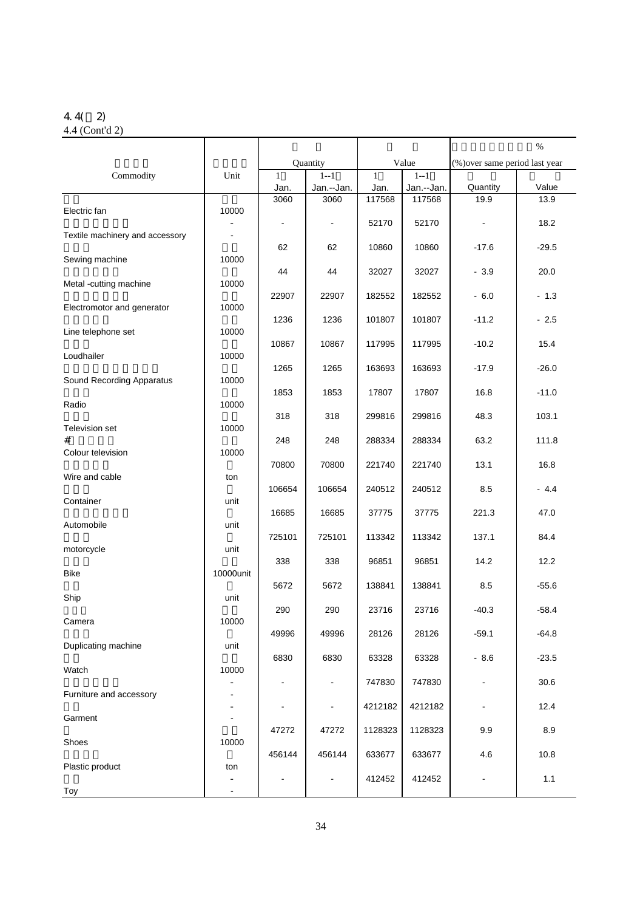4.4(Cont'd 2)

| Commodity | Unit | Quantity | | Value | | (%)over same period last year | |
|---|---|---|---|---|---|---|---|
| | | Jan. | Jan.--Jan. | Jan. | Jan.--Jan. | Quantity | Value |
| Electric fan | 10000 | 3060 | 3060 | 117568 | 117568 | 19.9 | 13.9 |
| Textile machinery and accessory | - | - | - | 52170 | 52170 | - | 18.2 |
| Sewing machine | 10000 | 62 | 62 | 10860 | 10860 | -17.6 | -29.5 |
| Metal -cutting machine | 10000 | 44 | 44 | 32027 | 32027 | - 3.9 | 20.0 |
| Electromotor and generator | 10000 | 22907 | 22907 | 182552 | 182552 | - 6.0 | - 1.3 |
| Line telephone set | 10000 | 1236 | 1236 | 101807 | 101807 | -11.2 | - 2.5 |
| Loudhailer | 10000 | 10867 | 10867 | 117995 | 117995 | -10.2 | 15.4 |
| Sound Recording Apparatus | 10000 | 1265 | 1265 | 163693 | 163693 | -17.9 | -26.0 |
| Radio | 10000 | 1853 | 1853 | 17807 | 17807 | 16.8 | -11.0 |
| Television set | 10000 | 318 | 318 | 299816 | 299816 | 48.3 | 103.1 |
| # Colour television | 10000 | 248 | 248 | 288334 | 288334 | 63.2 | 111.8 |
| Wire and cable | ton | 70800 | 70800 | 221740 | 221740 | 13.1 | 16.8 |
| Container | unit | 106654 | 106654 | 240512 | 240512 | 8.5 | - 4.4 |
| Automobile | unit | 16685 | 16685 | 37775 | 37775 | 221.3 | 47.0 |
| motorcycle | unit | 725101 | 725101 | 113342 | 113342 | 137.1 | 84.4 |
| Bike | 10000unit | 338 | 338 | 96851 | 96851 | 14.2 | 12.2 |
| Ship | unit | 5672 | 5672 | 138841 | 138841 | 8.5 | -55.6 |
| Camera | 10000 | 290 | 290 | 23716 | 23716 | -40.3 | -58.4 |
| Duplicating machine | unit | 49996 | 49996 | 28126 | 28126 | -59.1 | -64.8 |
| Watch | 10000 | 6830 | 6830 | 63328 | 63328 | - 8.6 | -23.5 |
| Furniture and accessory | - | - | - | 747830 | 747830 | - | 30.6 |
| Garment | - | - | - | 4212182 | 4212182 | - | 12.4 |
| Shoes | 10000 | 47272 | 47272 | 1128323 | 1128323 | 9.9 | 8.9 |
| Plastic product | ton | 456144 | 456144 | 633677 | 633677 | 4.6 | 10.8 |
| Toy | - | - | - | 412452 | 412452 | - | 1.1 |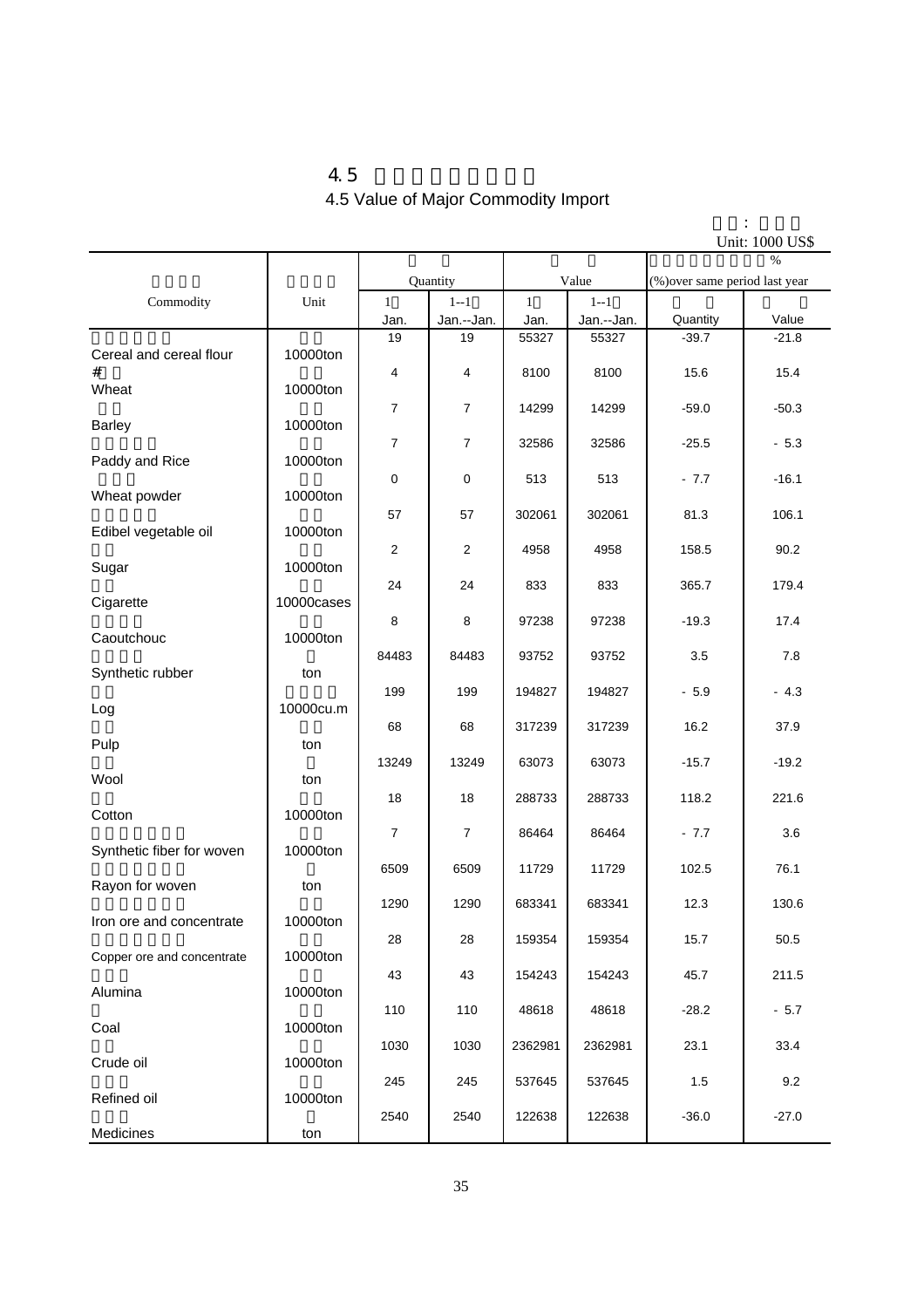# 4.5 Value of Major Commodity Import

Unit: 1000 US$

| Commodity | Unit | Quantity | | Value | | (%)over same period last year | |
|---|---|---|---|---|---|---|---|
| | | Jan. | Jan.--Jan. | Jan. | Jan.--Jan. | Quantity | Value |
| Cereal and cereal flour | 10000ton | 19 | 19 | 55327 | 55327 | -39.7 | -21.8 |
| # Wheat | 10000ton | 4 | 4 | 8100 | 8100 | 15.6 | 15.4 |
| Barley | 10000ton | 7 | 7 | 14299 | 14299 | -59.0 | -50.3 |
| Paddy and Rice | 10000ton | 7 | 7 | 32586 | 32586 | -25.5 | - 5.3 |
| Wheat powder | 10000ton | 0 | 0 | 513 | 513 | - 7.7 | -16.1 |
| Edibel vegetable oil | 10000ton | 57 | 57 | 302061 | 302061 | 81.3 | 106.1 |
| Sugar | 10000ton | 2 | 2 | 4958 | 4958 | 158.5 | 90.2 |
| Cigarette | 10000cases | 24 | 24 | 833 | 833 | 365.7 | 179.4 |
| Caoutchouc | 10000ton | 8 | 8 | 97238 | 97238 | -19.3 | 17.4 |
| Synthetic rubber | ton | 84483 | 84483 | 93752 | 93752 | 3.5 | 7.8 |
| Log | 10000cu.m | 199 | 199 | 194827 | 194827 | - 5.9 | - 4.3 |
| Pulp | ton | 68 | 68 | 317239 | 317239 | 16.2 | 37.9 |
| Wool | ton | 13249 | 13249 | 63073 | 63073 | -15.7 | -19.2 |
| Cotton | 10000ton | 18 | 18 | 288733 | 288733 | 118.2 | 221.6 |
| Synthetic fiber for woven | 10000ton | 7 | 7 | 86464 | 86464 | - 7.7 | 3.6 |
| Rayon for woven | ton | 6509 | 6509 | 11729 | 11729 | 102.5 | 76.1 |
| Iron ore and concentrate | 10000ton | 1290 | 1290 | 683341 | 683341 | 12.3 | 130.6 |
| Copper ore and concentrate | 10000ton | 28 | 28 | 159354 | 159354 | 15.7 | 50.5 |
| Alumina | 10000ton | 43 | 43 | 154243 | 154243 | 45.7 | 211.5 |
| Coal | 10000ton | 110 | 110 | 48618 | 48618 | -28.2 | - 5.7 |
| Crude oil | 10000ton | 1030 | 1030 | 2362981 | 2362981 | 23.1 | 33.4 |
| Refined oil | 10000ton | 245 | 245 | 537645 | 537645 | 1.5 | 9.2 |
| Medicines | ton | 2540 | 2540 | 122638 | 122638 | -36.0 | -27.0 |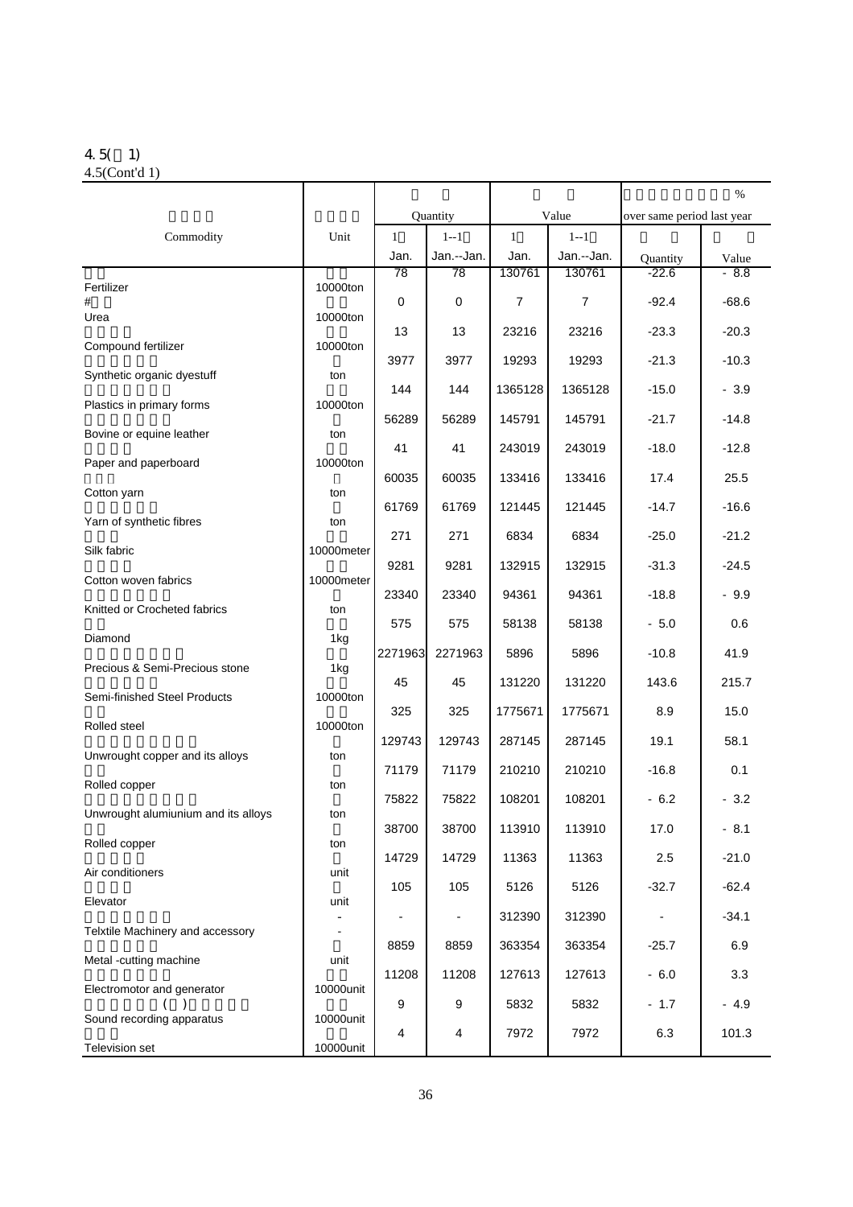4.5( 1)
4.5(Cont'd 1)

| Commodity | Unit | Quantity Jan. | Quantity Jan.--Jan. | Value Jan. | Value Jan.--Jan. | % over same period last year Quantity | % over same period last year Value |
|---|---|---|---|---|---|---|---|
| Fertilizer | 10000ton | 78 | 78 | 130761 | 130761 | -22.6 | - 8.8 |
| # Urea | 10000ton | 0 | 0 | 7 | 7 | -92.4 | -68.6 |
| Compound fertilizer | 10000ton | 13 | 13 | 23216 | 23216 | -23.3 | -20.3 |
| Synthetic organic dyestuff | ton | 3977 | 3977 | 19293 | 19293 | -21.3 | -10.3 |
| Plastics in primary forms | 10000ton | 144 | 144 | 1365128 | 1365128 | -15.0 | - 3.9 |
| Bovine or equine leather | ton | 56289 | 56289 | 145791 | 145791 | -21.7 | -14.8 |
| Paper and paperboard | 10000ton | 41 | 41 | 243019 | 243019 | -18.0 | -12.8 |
| Cotton yarn | ton | 60035 | 60035 | 133416 | 133416 | 17.4 | 25.5 |
| Yarn of synthetic fibres | ton | 61769 | 61769 | 121445 | 121445 | -14.7 | -16.6 |
| Silk fabric | 10000meter | 271 | 271 | 6834 | 6834 | -25.0 | -21.2 |
| Cotton woven fabrics | 10000meter | 9281 | 9281 | 132915 | 132915 | -31.3 | -24.5 |
| Knitted or Crocheted fabrics | ton | 23340 | 23340 | 94361 | 94361 | -18.8 | - 9.9 |
| Diamond | 1kg | 575 | 575 | 58138 | 58138 | - 5.0 | 0.6 |
| Precious & Semi-Precious stone | 1kg | 2271963 | 2271963 | 5896 | 5896 | -10.8 | 41.9 |
| Semi-finished Steel Products | 10000ton | 45 | 45 | 131220 | 131220 | 143.6 | 215.7 |
| Rolled steel | 10000ton | 325 | 325 | 1775671 | 1775671 | 8.9 | 15.0 |
| Unwrought copper and its alloys | ton | 129743 | 129743 | 287145 | 287145 | 19.1 | 58.1 |
| Rolled copper | ton | 71179 | 71179 | 210210 | 210210 | -16.8 | 0.1 |
| Unwrought alumiunium and its alloys | ton | 75822 | 75822 | 108201 | 108201 | - 6.2 | - 3.2 |
| Rolled copper | ton | 38700 | 38700 | 113910 | 113910 | 17.0 | - 8.1 |
| Air conditioners | unit | 14729 | 14729 | 11363 | 11363 | 2.5 | -21.0 |
| Elevator | unit | 105 | 105 | 5126 | 5126 | -32.7 | -62.4 |
| Telxtile Machinery and accessory | - | - | - | 312390 | 312390 | - | -34.1 |
| Metal -cutting machine | unit | 8859 | 8859 | 363354 | 363354 | -25.7 | 6.9 |
| Electromotor and generator | 10000unit | 11208 | 11208 | 127613 | 127613 | - 6.0 | 3.3 |
| ( ) Sound recording apparatus | 10000unit | 9 | 9 | 5832 | 5832 | - 1.7 | - 4.9 |
| Television set | 10000unit | 4 | 4 | 7972 | 7972 | 6.3 | 101.3 |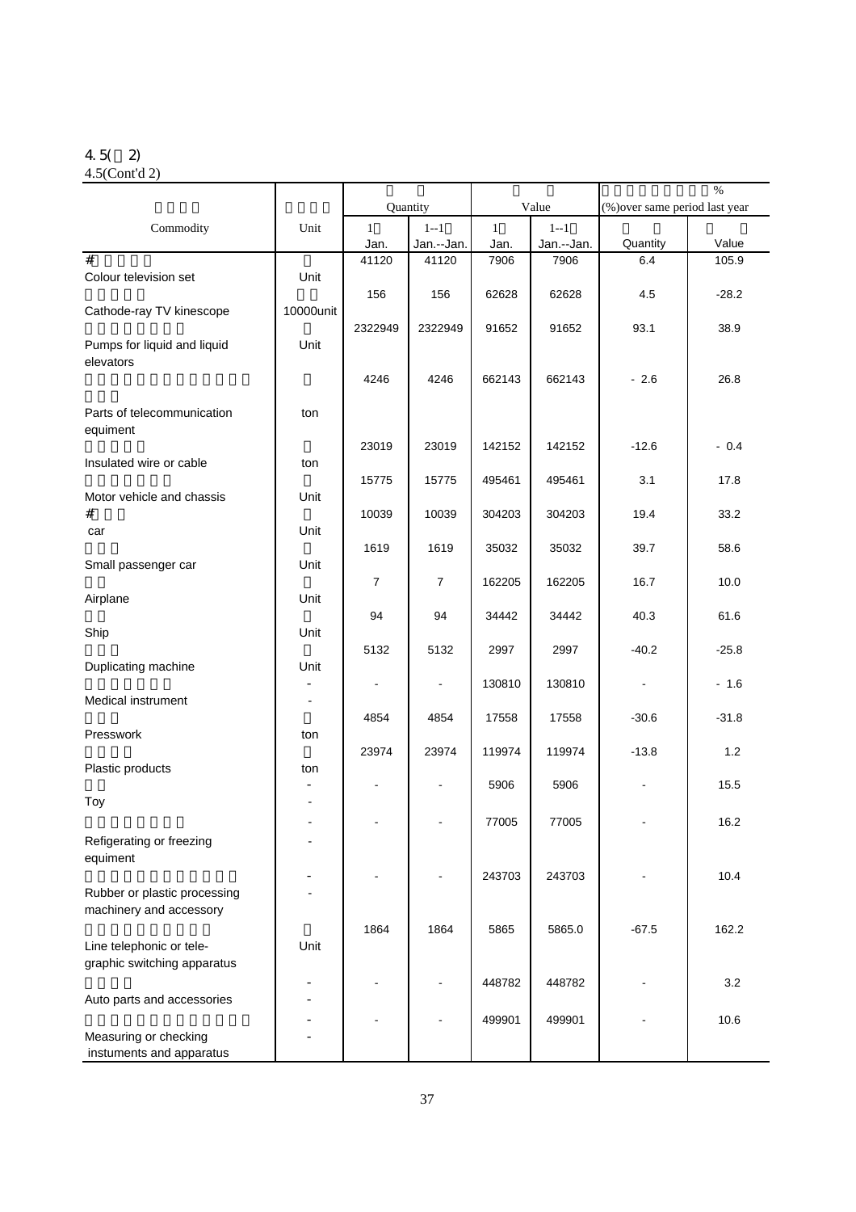4.5(Cont'd 2)

| Commodity | Unit | Quantity | | Value | | (%)over same period last year % | |
|---|---|---|---|---|---|---|---|
| | | Jan. | Jan.--Jan. | Jan. | Jan.--Jan. | Quantity | Value |
| # Colour television set | Unit | 41120 | 41120 | 7906 | 7906 | 6.4 | 105.9 |
| Cathode-ray TV kinescope | 10000unit | 156 | 156 | 62628 | 62628 | 4.5 | -28.2 |
| Pumps for liquid and liquid elevators | Unit | 2322949 | 2322949 | 91652 | 91652 | 93.1 | 38.9 |
| Parts of telecommunication equiment | ton | 4246 | 4246 | 662143 | 662143 | - 2.6 | 26.8 |
| Insulated wire or cable | ton | 23019 | 23019 | 142152 | 142152 | -12.6 | - 0.4 |
| Motor vehicle and chassis | Unit | 15775 | 15775 | 495461 | 495461 | 3.1 | 17.8 |
| # car | Unit | 10039 | 10039 | 304203 | 304203 | 19.4 | 33.2 |
| Small passenger car | Unit | 1619 | 1619 | 35032 | 35032 | 39.7 | 58.6 |
| Airplane | Unit | 7 | 7 | 162205 | 162205 | 16.7 | 10.0 |
| Ship | Unit | 94 | 94 | 34442 | 34442 | 40.3 | 61.6 |
| Duplicating machine | Unit | 5132 | 5132 | 2997 | 2997 | -40.2 | -25.8 |
| Medical instrument | - | - | - | 130810 | 130810 | - | - 1.6 |
| Presswork | ton | 4854 | 4854 | 17558 | 17558 | -30.6 | -31.8 |
| Plastic products | ton | 23974 | 23974 | 119974 | 119974 | -13.8 | 1.2 |
| Toy | - | - | - | 5906 | 5906 | - | 15.5 |
| Refigerating or freezing equiment | - | - | - | 77005 | 77005 | - | 16.2 |
| Rubber or plastic processing machinery and accessory | - | - | - | 243703 | 243703 | - | 10.4 |
| Line telephonic or tele-graphic switching apparatus | Unit | 1864 | 1864 | 5865 | 5865.0 | -67.5 | 162.2 |
| Auto parts and accessories | - | - | - | 448782 | 448782 | - | 3.2 |
| Measuring or checking instuments and apparatus | - | - | - | 499901 | 499901 | - | 10.6 |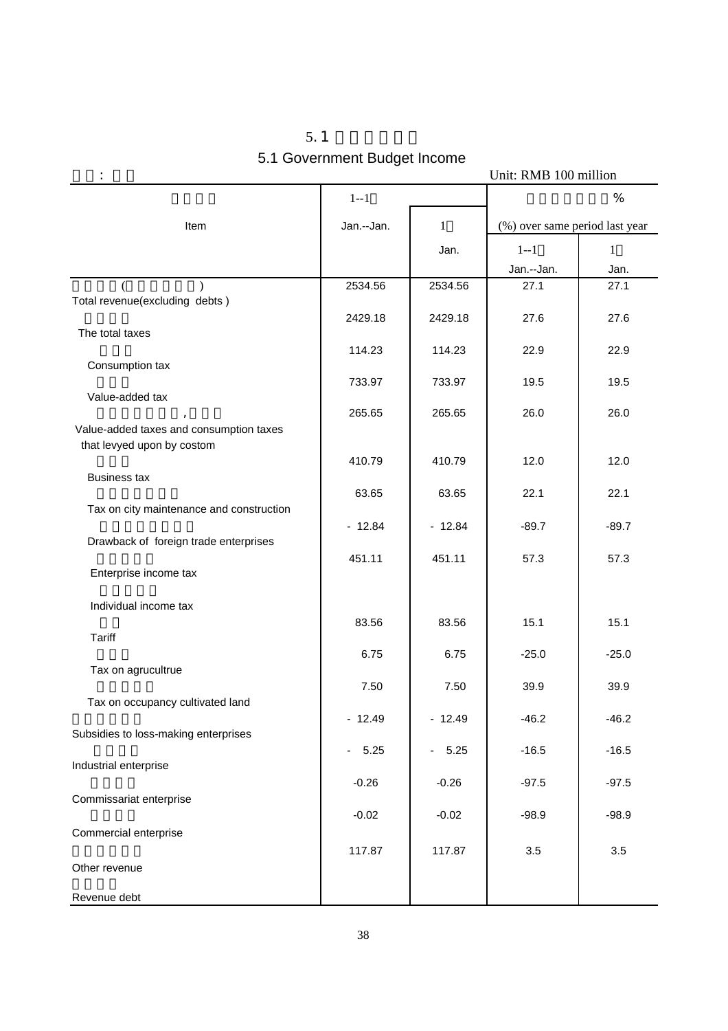# 5.1 Government Budget Income

Unit: RMB 100 million

| Item | Jan.--Jan. | Jan. | (%) over same period last year Jan.--Jan. | (%) over same period last year Jan. |
|---|---|---|---|---|
| Total revenue(excluding debts ) | 2534.56 | 2534.56 | 27.1 | 27.1 |
| The total taxes | 2429.18 | 2429.18 | 27.6 | 27.6 |
| Consumption tax | 114.23 | 114.23 | 22.9 | 22.9 |
| Value-added tax | 733.97 | 733.97 | 19.5 | 19.5 |
| Value-added taxes and consumption taxes that levyed upon by costom | 265.65 | 265.65 | 26.0 | 26.0 |
| Business tax | 410.79 | 410.79 | 12.0 | 12.0 |
| Tax on city maintenance and construction | 63.65 | 63.65 | 22.1 | 22.1 |
| Drawback of foreign trade enterprises | - 12.84 | - 12.84 | -89.7 | -89.7 |
| Enterprise income tax | 451.11 | 451.11 | 57.3 | 57.3 |
| Individual income tax | | | | |
| Tariff | 83.56 | 83.56 | 15.1 | 15.1 |
| Tax on agrucultrue | 6.75 | 6.75 | -25.0 | -25.0 |
| Tax on occupancy cultivated land | 7.50 | 7.50 | 39.9 | 39.9 |
| Subsidies to loss-making enterprises | - 12.49 | - 12.49 | -46.2 | -46.2 |
| Industrial enterprise | - 5.25 | - 5.25 | -16.5 | -16.5 |
| Commissariat enterprise | -0.26 | -0.26 | -97.5 | -97.5 |
| Commercial enterprise | -0.02 | -0.02 | -98.9 | -98.9 |
| Other revenue | 117.87 | 117.87 | 3.5 | 3.5 |
| Revenue debt | | | | |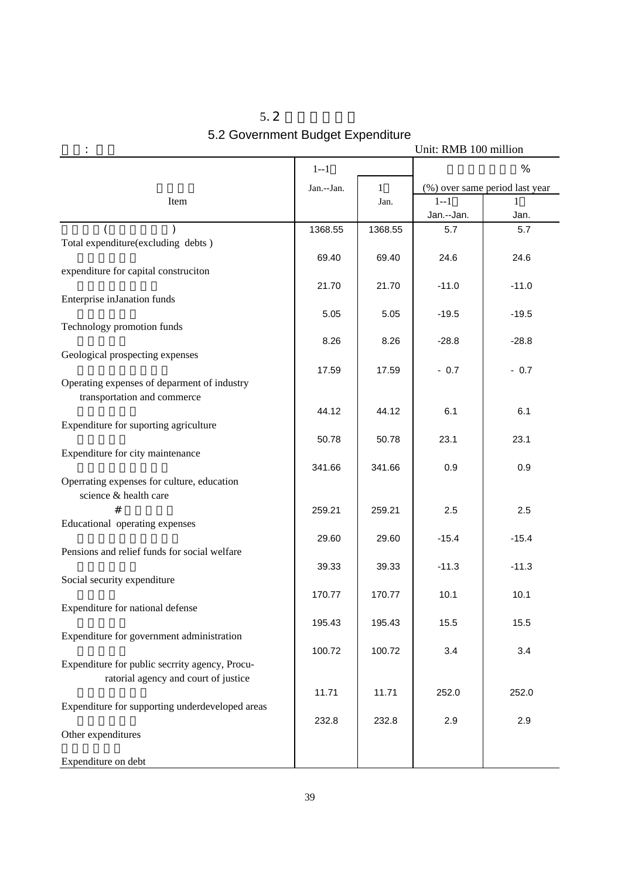## 5.2

## 5.2 Government Budget Expenditure

: Unit: RMB 100 million

| Item | 1--1 Jan.--Jan. | 1 Jan. | % (%) over same period last year 1--1 Jan.--Jan. | 1 Jan. |
|---|---|---|---|---|
| ( ) Total expenditure(excluding debts ) | 1368.55 | 1368.55 | 5.7 | 5.7 |
| expenditure for capital construciton | 69.40 | 69.40 | 24.6 | 24.6 |
| Enterprise inJanation funds | 21.70 | 21.70 | -11.0 | -11.0 |
| Technology promotion funds | 5.05 | 5.05 | -19.5 | -19.5 |
| Geological prospecting expenses | 8.26 | 8.26 | -28.8 | -28.8 |
| Operating expenses of deparment of industry transportation and commerce | 17.59 | 17.59 | - 0.7 | - 0.7 |
| Expenditure for suporting agriculture | 44.12 | 44.12 | 6.1 | 6.1 |
| Expenditure for city maintenance | 50.78 | 50.78 | 23.1 | 23.1 |
| Operrating expenses for culture, education science & health care | 341.66 | 341.66 | 0.9 | 0.9 |
| # Educational operating expenses | 259.21 | 259.21 | 2.5 | 2.5 |
| Pensions and relief funds for social welfare | 29.60 | 29.60 | -15.4 | -15.4 |
| Social security expenditure | 39.33 | 39.33 | -11.3 | -11.3 |
| Expenditure for national defense | 170.77 | 170.77 | 10.1 | 10.1 |
| Expenditure for government administration | 195.43 | 195.43 | 15.5 | 15.5 |
| Expenditure for public secrrity agency, Procuratorial agency and court of justice | 100.72 | 100.72 | 3.4 | 3.4 |
| Expenditure for supporting underdeveloped areas | 11.71 | 11.71 | 252.0 | 252.0 |
| Other expenditures | 232.8 | 232.8 | 2.9 | 2.9 |
| Expenditure on debt | | | | |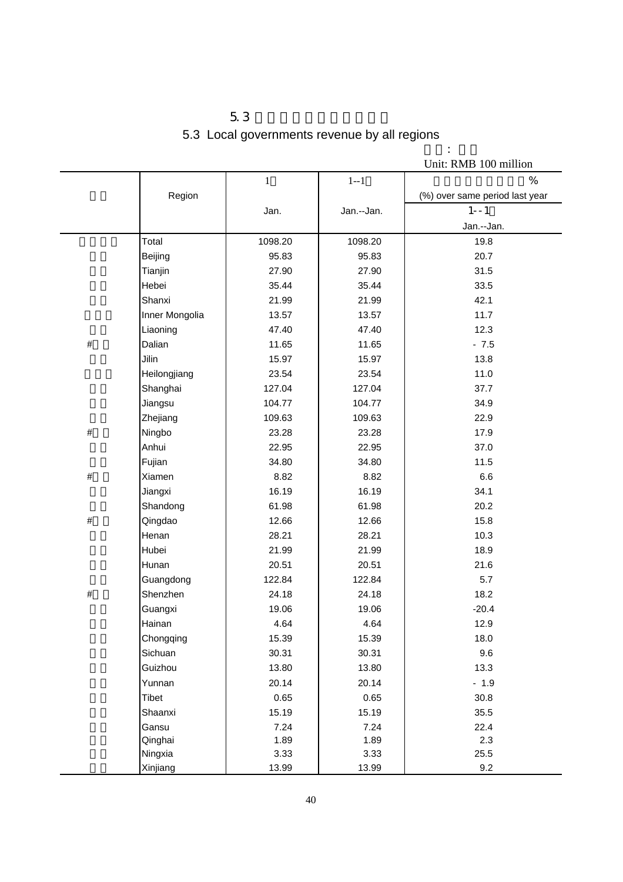# 5.3 Local governments revenue by all regions

Unit: RMB 100 million

| Region | Jan. | Jan.--Jan. | (%) over same period last year Jan.--Jan. |
|---|---|---|---|
| Total | 1098.20 | 1098.20 | 19.8 |
| Beijing | 95.83 | 95.83 | 20.7 |
| Tianjin | 27.90 | 27.90 | 31.5 |
| Hebei | 35.44 | 35.44 | 33.5 |
| Shanxi | 21.99 | 21.99 | 42.1 |
| Inner Mongolia | 13.57 | 13.57 | 11.7 |
| Liaoning | 47.40 | 47.40 | 12.3 |
| # Dalian | 11.65 | 11.65 | - 7.5 |
| Jilin | 15.97 | 15.97 | 13.8 |
| Heilongjiang | 23.54 | 23.54 | 11.0 |
| Shanghai | 127.04 | 127.04 | 37.7 |
| Jiangsu | 104.77 | 104.77 | 34.9 |
| Zhejiang | 109.63 | 109.63 | 22.9 |
| # Ningbo | 23.28 | 23.28 | 17.9 |
| Anhui | 22.95 | 22.95 | 37.0 |
| Fujian | 34.80 | 34.80 | 11.5 |
| # Xiamen | 8.82 | 8.82 | 6.6 |
| Jiangxi | 16.19 | 16.19 | 34.1 |
| Shandong | 61.98 | 61.98 | 20.2 |
| # Qingdao | 12.66 | 12.66 | 15.8 |
| Henan | 28.21 | 28.21 | 10.3 |
| Hubei | 21.99 | 21.99 | 18.9 |
| Hunan | 20.51 | 20.51 | 21.6 |
| Guangdong | 122.84 | 122.84 | 5.7 |
| # Shenzhen | 24.18 | 24.18 | 18.2 |
| Guangxi | 19.06 | 19.06 | -20.4 |
| Hainan | 4.64 | 4.64 | 12.9 |
| Chongqing | 15.39 | 15.39 | 18.0 |
| Sichuan | 30.31 | 30.31 | 9.6 |
| Guizhou | 13.80 | 13.80 | 13.3 |
| Yunnan | 20.14 | 20.14 | - 1.9 |
| Tibet | 0.65 | 0.65 | 30.8 |
| Shaanxi | 15.19 | 15.19 | 35.5 |
| Gansu | 7.24 | 7.24 | 22.4 |
| Qinghai | 1.89 | 1.89 | 2.3 |
| Ningxia | 3.33 | 3.33 | 25.5 |
| Xinjiang | 13.99 | 13.99 | 9.2 |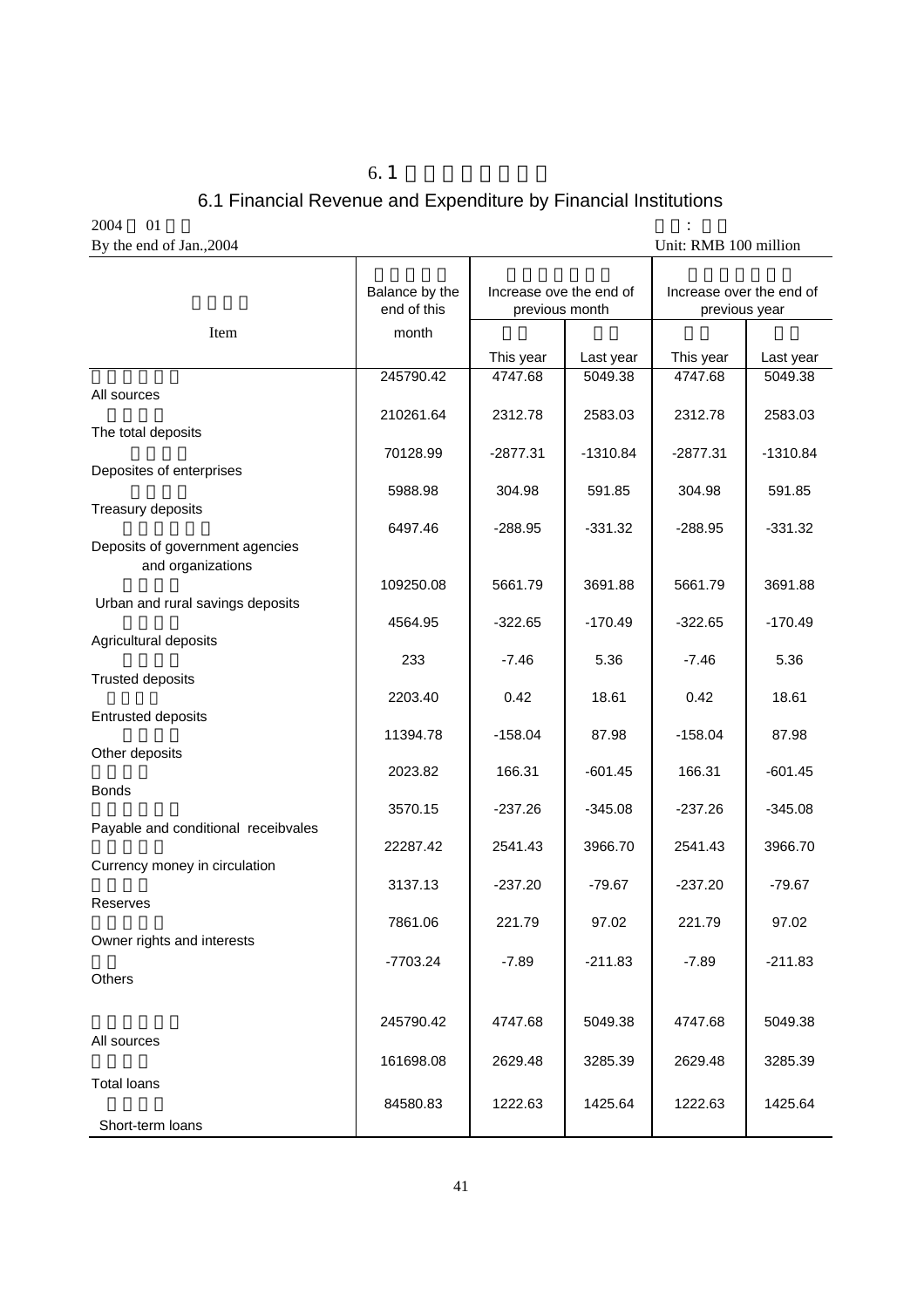# 6.1 Financial Revenue and Expenditure by Financial Institutions

By the end of Jan.,2004 — Unit: RMB 100 million

| Item | Balance by the end of this month | Increase ove the end of previous month | | Increase over the end of previous year | |
|---|---|---|---|---|---|
| | | This year | Last year | This year | Last year |
| All sources | 245790.42 | 4747.68 | 5049.38 | 4747.68 | 5049.38 |
| The total deposits | 210261.64 | 2312.78 | 2583.03 | 2312.78 | 2583.03 |
| Deposites of enterprises | 70128.99 | -2877.31 | -1310.84 | -2877.31 | -1310.84 |
| Treasury deposits | 5988.98 | 304.98 | 591.85 | 304.98 | 591.85 |
| Deposits of government agencies and organizations | 6497.46 | -288.95 | -331.32 | -288.95 | -331.32 |
| Urban and rural savings deposits | 109250.08 | 5661.79 | 3691.88 | 5661.79 | 3691.88 |
| Agricultural deposits | 4564.95 | -322.65 | -170.49 | -322.65 | -170.49 |
| Trusted deposits | 233 | -7.46 | 5.36 | -7.46 | 5.36 |
| Entrusted deposits | 2203.40 | 0.42 | 18.61 | 0.42 | 18.61 |
| Other deposits | 11394.78 | -158.04 | 87.98 | -158.04 | 87.98 |
| Bonds | 2023.82 | 166.31 | -601.45 | 166.31 | -601.45 |
| Payable and conditional receibvales | 3570.15 | -237.26 | -345.08 | -237.26 | -345.08 |
| Currency money in circulation | 22287.42 | 2541.43 | 3966.70 | 2541.43 | 3966.70 |
| Reserves | 3137.13 | -237.20 | -79.67 | -237.20 | -79.67 |
| Owner rights and interests | 7861.06 | 221.79 | 97.02 | 221.79 | 97.02 |
| Others | -7703.24 | -7.89 | -211.83 | -7.89 | -211.83 |
| All sources | 245790.42 | 4747.68 | 5049.38 | 4747.68 | 5049.38 |
| Total loans | 161698.08 | 2629.48 | 3285.39 | 2629.48 | 3285.39 |
| Short-term loans | 84580.83 | 1222.63 | 1425.64 | 1222.63 | 1425.64 |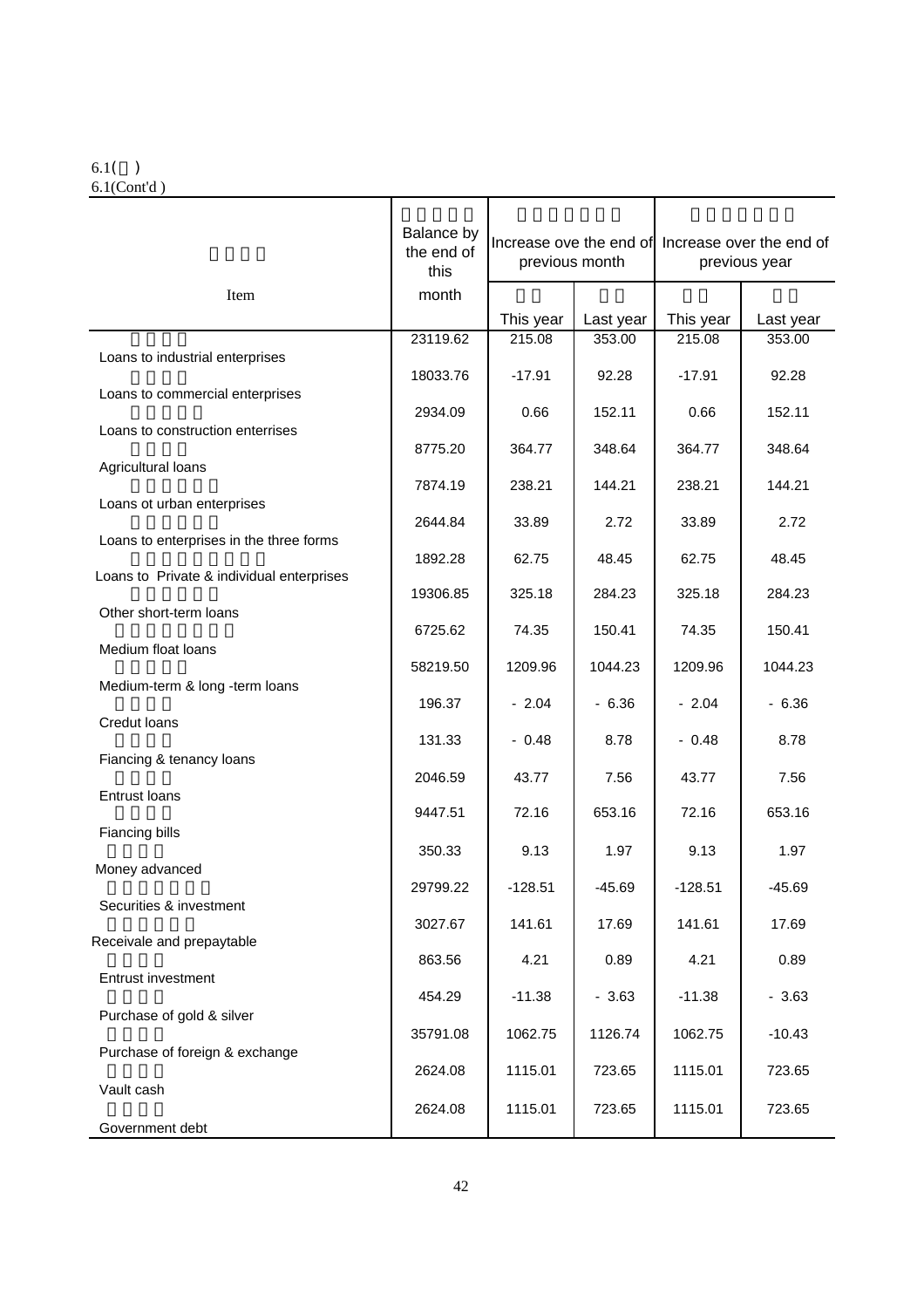6.1( )
6.1(Cont'd )

| Item | Balance by the end of this month | Increase ove the end of previous month | | Increase over the end of previous year | |
|---|---|---|---|---|---|
| | | This year | Last year | This year | Last year |
| | 23119.62 | 215.08 | 353.00 | 215.08 | 353.00 |
| Loans to industrial enterprises | 18033.76 | -17.91 | 92.28 | -17.91 | 92.28 |
| Loans to commercial enterprises | 2934.09 | 0.66 | 152.11 | 0.66 | 152.11 |
| Loans to construction enterrises | 8775.20 | 364.77 | 348.64 | 364.77 | 348.64 |
| Agricultural loans | 7874.19 | 238.21 | 144.21 | 238.21 | 144.21 |
| Loans ot urban enterprises | 2644.84 | 33.89 | 2.72 | 33.89 | 2.72 |
| Loans to enterprises in the three forms | 1892.28 | 62.75 | 48.45 | 62.75 | 48.45 |
| Loans to Private & individual enterprises | 19306.85 | 325.18 | 284.23 | 325.18 | 284.23 |
| Other short-term loans | 6725.62 | 74.35 | 150.41 | 74.35 | 150.41 |
| Medium float loans | 58219.50 | 1209.96 | 1044.23 | 1209.96 | 1044.23 |
| Medium-term & long -term loans | 196.37 | - 2.04 | - 6.36 | - 2.04 | - 6.36 |
| Credut loans | 131.33 | - 0.48 | 8.78 | - 0.48 | 8.78 |
| Fiancing & tenancy loans | 2046.59 | 43.77 | 7.56 | 43.77 | 7.56 |
| Entrust loans | 9447.51 | 72.16 | 653.16 | 72.16 | 653.16 |
| Fiancing bills | 350.33 | 9.13 | 1.97 | 9.13 | 1.97 |
| Money advanced | 29799.22 | -128.51 | -45.69 | -128.51 | -45.69 |
| Securities & investment | 3027.67 | 141.61 | 17.69 | 141.61 | 17.69 |
| Receivale and prepaytable | 863.56 | 4.21 | 0.89 | 4.21 | 0.89 |
| Entrust investment | 454.29 | -11.38 | - 3.63 | -11.38 | - 3.63 |
| Purchase of gold & silver | 35791.08 | 1062.75 | 1126.74 | 1062.75 | -10.43 |
| Purchase of foreign & exchange | 2624.08 | 1115.01 | 723.65 | 1115.01 | 723.65 |
| Vault cash | 2624.08 | 1115.01 | 723.65 | 1115.01 | 723.65 |
| Government debt | | | | | |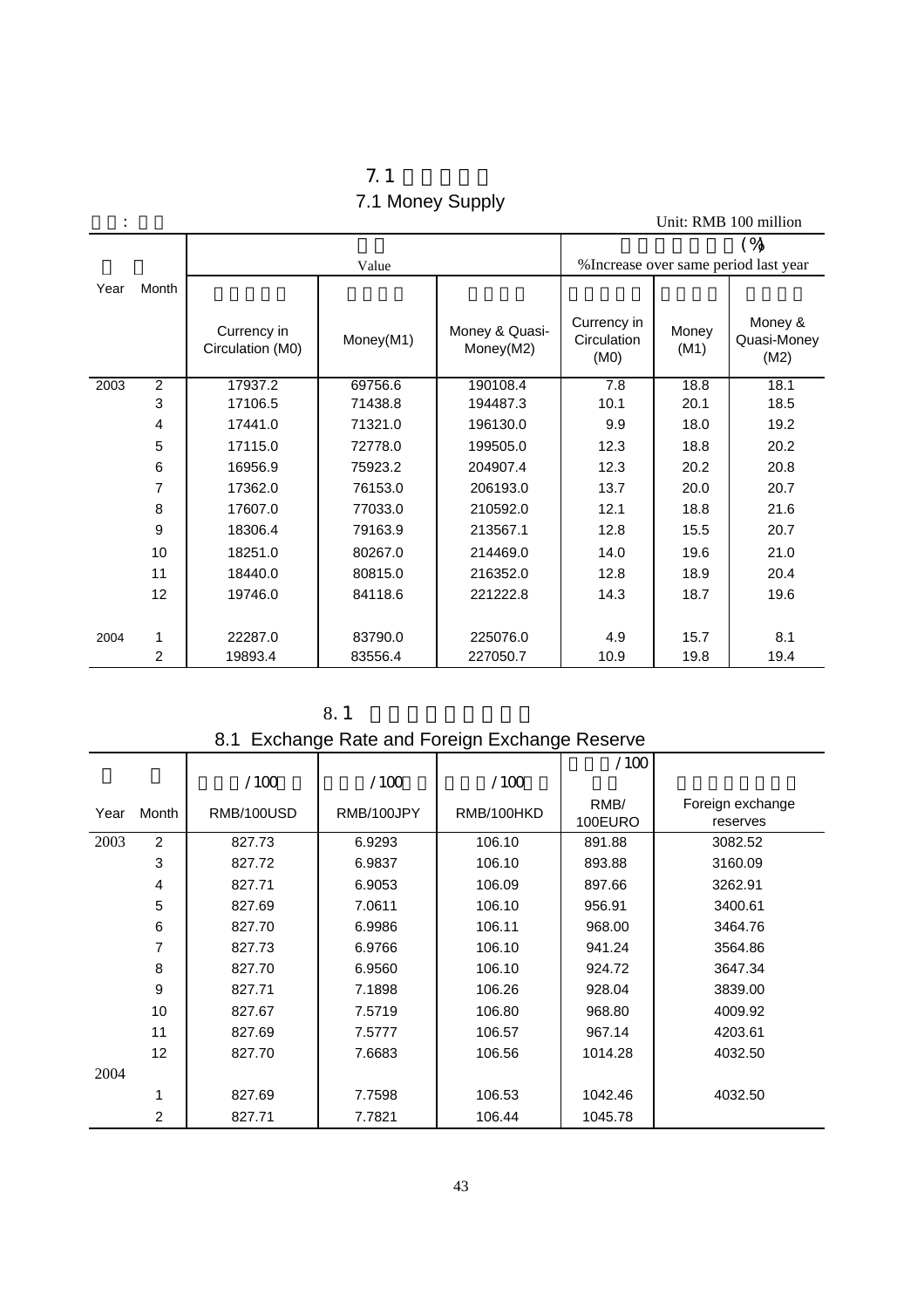## 7.1

## 7.1 Money Supply

: Unit: RMB 100 million

| Year | Month | Value | | | (%) %Increase over same period last year | | |
|---|---|---|---|---|---|---|---|
| | | Currency in Circulation (M0) | Money(M1) | Money & Quasi-Money(M2) | Currency in Circulation (M0) | Money (M1) | Money & Quasi-Money (M2) |
| 2003 | 2 | 17937.2 | 69756.6 | 190108.4 | 7.8 | 18.8 | 18.1 |
| | 3 | 17106.5 | 71438.8 | 194487.3 | 10.1 | 20.1 | 18.5 |
| | 4 | 17441.0 | 71321.0 | 196130.0 | 9.9 | 18.0 | 19.2 |
| | 5 | 17115.0 | 72778.0 | 199505.0 | 12.3 | 18.8 | 20.2 |
| | 6 | 16956.9 | 75923.2 | 204907.4 | 12.3 | 20.2 | 20.8 |
| | 7 | 17362.0 | 76153.0 | 206193.0 | 13.7 | 20.0 | 20.7 |
| | 8 | 17607.0 | 77033.0 | 210592.0 | 12.1 | 18.8 | 21.6 |
| | 9 | 18306.4 | 79163.9 | 213567.1 | 12.8 | 15.5 | 20.7 |
| | 10 | 18251.0 | 80267.0 | 214469.0 | 14.0 | 19.6 | 21.0 |
| | 11 | 18440.0 | 80815.0 | 216352.0 | 12.8 | 18.9 | 20.4 |
| | 12 | 19746.0 | 84118.6 | 221222.8 | 14.3 | 18.7 | 19.6 |
| 2004 | 1 | 22287.0 | 83790.0 | 225076.0 | 4.9 | 15.7 | 8.1 |
| | 2 | 19893.4 | 83556.4 | 227050.7 | 10.9 | 19.8 | 19.4 |

## 8.1

## 8.1 Exchange Rate and Foreign Exchange Reserve

| Year | Month | /100 RMB/100USD | /100 RMB/100JPY | /100 RMB/100HKD | /100 RMB/ 100EURO | Foreign exchange reserves |
|---|---|---|---|---|---|---|
| 2003 | 2 | 827.73 | 6.9293 | 106.10 | 891.88 | 3082.52 |
| | 3 | 827.72 | 6.9837 | 106.10 | 893.88 | 3160.09 |
| | 4 | 827.71 | 6.9053 | 106.09 | 897.66 | 3262.91 |
| | 5 | 827.69 | 7.0611 | 106.10 | 956.91 | 3400.61 |
| | 6 | 827.70 | 6.9986 | 106.11 | 968.00 | 3464.76 |
| | 7 | 827.73 | 6.9766 | 106.10 | 941.24 | 3564.86 |
| | 8 | 827.70 | 6.9560 | 106.10 | 924.72 | 3647.34 |
| | 9 | 827.71 | 7.1898 | 106.26 | 928.04 | 3839.00 |
| | 10 | 827.67 | 7.5719 | 106.80 | 968.80 | 4009.92 |
| | 11 | 827.69 | 7.5777 | 106.57 | 967.14 | 4203.61 |
| | 12 | 827.70 | 7.6683 | 106.56 | 1014.28 | 4032.50 |
| 2004 | | | | | | |
| | 1 | 827.69 | 7.7598 | 106.53 | 1042.46 | 4032.50 |
| | 2 | 827.71 | 7.7821 | 106.44 | 1045.78 | |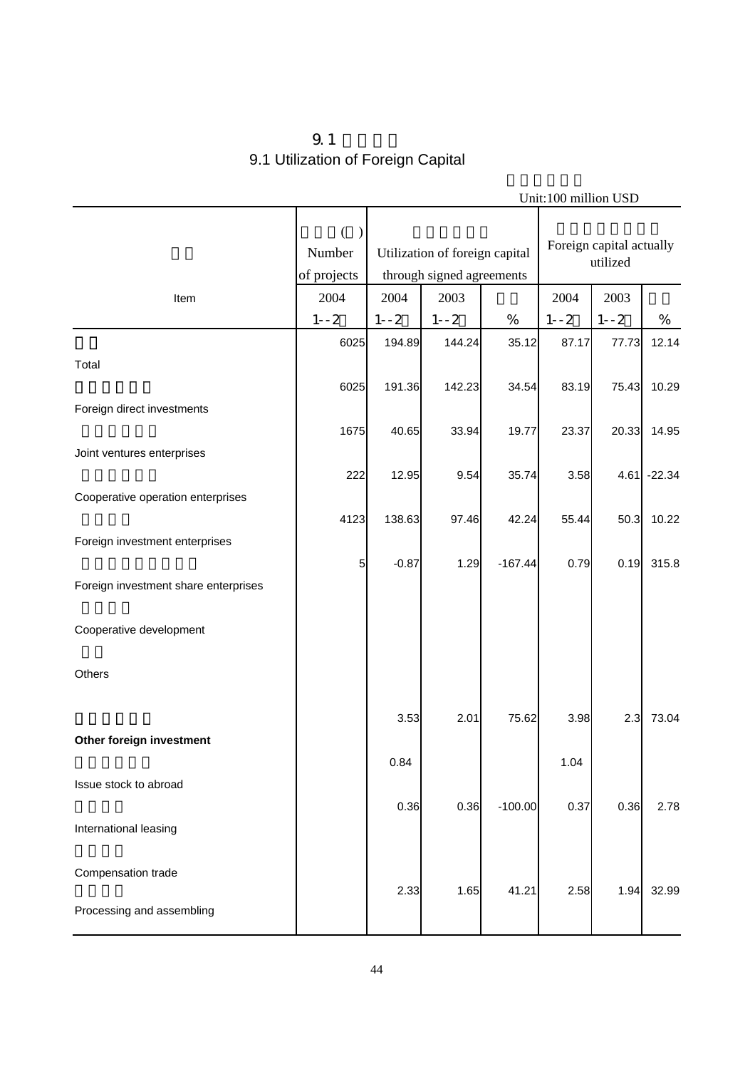# 9.1 Utilization of Foreign Capital

Unit:100 million USD

| Item | Number of projects | Utilization of foreign capital through signed agreements | | | Foreign capital actually utilized | | |
|---|---|---|---|---|---|---|---|
| | 2004 1--2 | 2004 1--2 | 2003 1--2 | % | 2004 1--2 | 2003 1--2 | % |
| Total | 6025 | 194.89 | 144.24 | 35.12 | 87.17 | 77.73 | 12.14 |
| Foreign direct investments | 6025 | 191.36 | 142.23 | 34.54 | 83.19 | 75.43 | 10.29 |
| Joint ventures enterprises | 1675 | 40.65 | 33.94 | 19.77 | 23.37 | 20.33 | 14.95 |
| Cooperative operation enterprises | 222 | 12.95 | 9.54 | 35.74 | 3.58 | 4.61 | -22.34 |
| Foreign investment enterprises | 4123 | 138.63 | 97.46 | 42.24 | 55.44 | 50.3 | 10.22 |
| Foreign investment share enterprises | 5 | -0.87 | 1.29 | -167.44 | 0.79 | 0.19 | 315.8 |
| Cooperative development | | | | | | | |
| Others | | | | | | | |
| **Other foreign investment** | | 3.53 | 2.01 | 75.62 | 3.98 | 2.3 | 73.04 |
| Issue stock to abroad | | 0.84 | | | 1.04 | | |
| International leasing | | 0.36 | 0.36 | -100.00 | 0.37 | 0.36 | 2.78 |
| Compensation trade | | | | | | | |
| Processing and assembling | | 2.33 | 1.65 | 41.21 | 2.58 | 1.94 | 32.99 |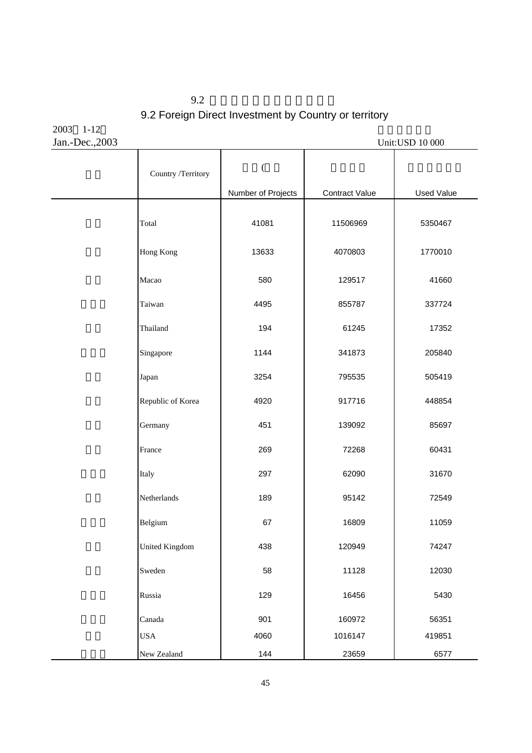# 9.2

## 9.2 Foreign Direct Investment by Country or territory

2003 1-12
Jan.-Dec.,2003

Unit:USD 10 000

| | Country /Territory | ( Number of Projects | Contract Value | Used Value |
|---|---|---|---|---|
| | Total | 41081 | 11506969 | 5350467 |
| | Hong Kong | 13633 | 4070803 | 1770010 |
| | Macao | 580 | 129517 | 41660 |
| | Taiwan | 4495 | 855787 | 337724 |
| | Thailand | 194 | 61245 | 17352 |
| | Singapore | 1144 | 341873 | 205840 |
| | Japan | 3254 | 795535 | 505419 |
| | Republic of Korea | 4920 | 917716 | 448854 |
| | Germany | 451 | 139092 | 85697 |
| | France | 269 | 72268 | 60431 |
| | Italy | 297 | 62090 | 31670 |
| | Netherlands | 189 | 95142 | 72549 |
| | Belgium | 67 | 16809 | 11059 |
| | United Kingdom | 438 | 120949 | 74247 |
| | Sweden | 58 | 11128 | 12030 |
| | Russia | 129 | 16456 | 5430 |
| | Canada | 901 | 160972 | 56351 |
| | USA | 4060 | 1016147 | 419851 |
| | New Zealand | 144 | 23659 | 6577 |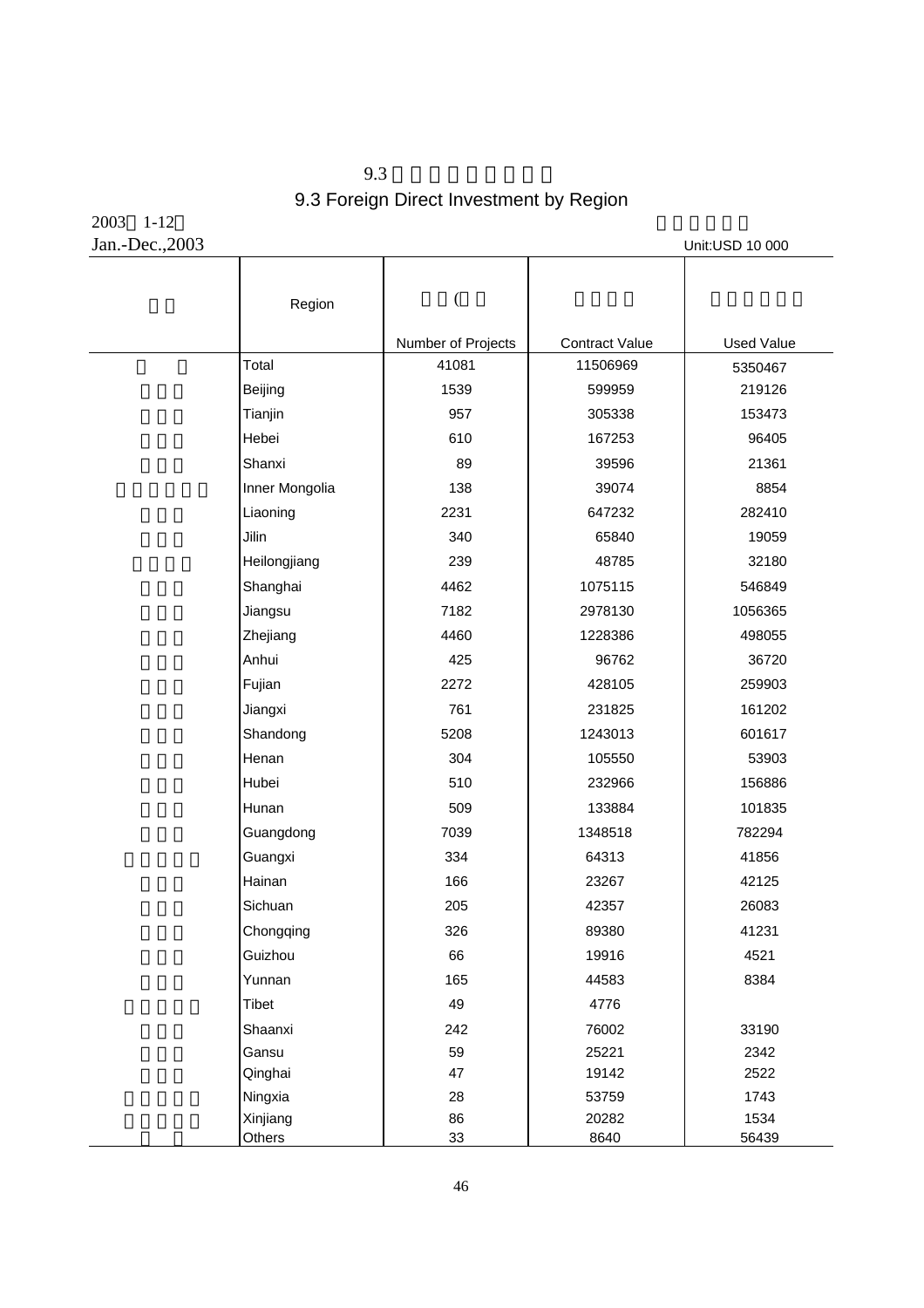# 9.3 Foreign Direct Investment by Region

2003 1-12
Jan.-Dec.,2003

Unit:USD 10 000

| | Region | Number of Projects | Contract Value | Used Value |
|---|---|---|---|---|
| | Total | 41081 | 11506969 | 5350467 |
| | Beijing | 1539 | 599959 | 219126 |
| | Tianjin | 957 | 305338 | 153473 |
| | Hebei | 610 | 167253 | 96405 |
| | Shanxi | 89 | 39596 | 21361 |
| | Inner Mongolia | 138 | 39074 | 8854 |
| | Liaoning | 2231 | 647232 | 282410 |
| | Jilin | 340 | 65840 | 19059 |
| | Heilongjiang | 239 | 48785 | 32180 |
| | Shanghai | 4462 | 1075115 | 546849 |
| | Jiangsu | 7182 | 2978130 | 1056365 |
| | Zhejiang | 4460 | 1228386 | 498055 |
| | Anhui | 425 | 96762 | 36720 |
| | Fujian | 2272 | 428105 | 259903 |
| | Jiangxi | 761 | 231825 | 161202 |
| | Shandong | 5208 | 1243013 | 601617 |
| | Henan | 304 | 105550 | 53903 |
| | Hubei | 510 | 232966 | 156886 |
| | Hunan | 509 | 133884 | 101835 |
| | Guangdong | 7039 | 1348518 | 782294 |
| | Guangxi | 334 | 64313 | 41856 |
| | Hainan | 166 | 23267 | 42125 |
| | Sichuan | 205 | 42357 | 26083 |
| | Chongqing | 326 | 89380 | 41231 |
| | Guizhou | 66 | 19916 | 4521 |
| | Yunnan | 165 | 44583 | 8384 |
| | Tibet | 49 | 4776 | |
| | Shaanxi | 242 | 76002 | 33190 |
| | Gansu | 59 | 25221 | 2342 |
| | Qinghai | 47 | 19142 | 2522 |
| | Ningxia | 28 | 53759 | 1743 |
| | Xinjiang | 86 | 20282 | 1534 |
| | Others | 33 | 8640 | 56439 |